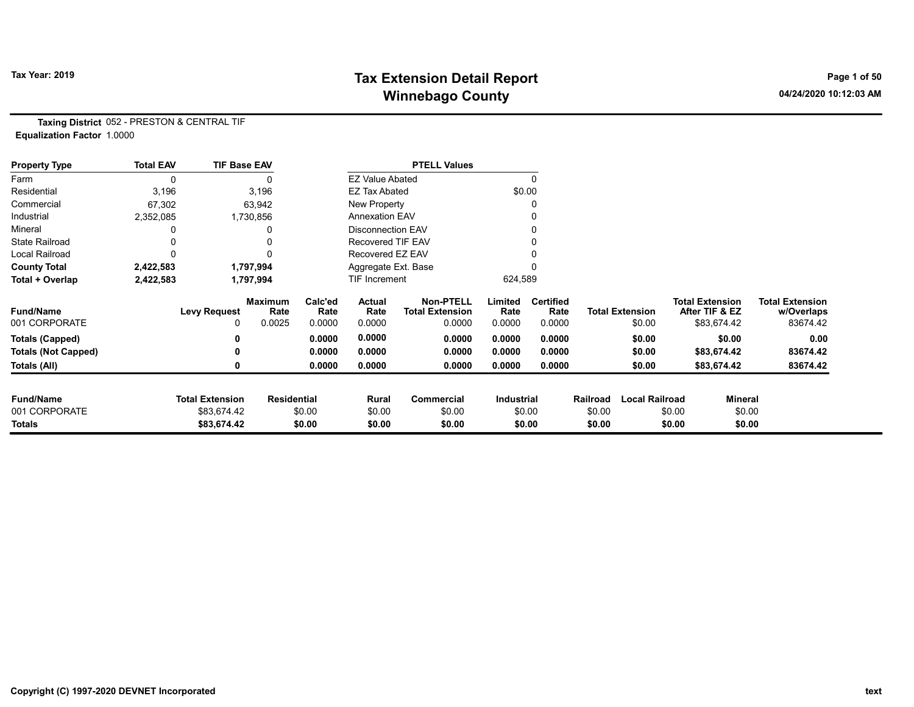**Tax Year: 2019**

# Tax Extension Detail Report
## Winnebago County

04/24/2020 10:12:03 AM

**Taxing District** 052 - PRESTON & CENTRAL TIF
**Equalization Factor** 1.0000

| Property Type | Total EAV | TIF Base EAV |
|---|---|---|
| Farm | 0 | 0 |
| Residential | 3,196 | 3,196 |
| Commercial | 67,302 | 63,942 |
| Industrial | 2,352,085 | 1,730,856 |
| Mineral | 0 | 0 |
| State Railroad | 0 | 0 |
| Local Railroad | 0 | 0 |
| **County Total** | **2,422,583** | **1,797,994** |
| **Total + Overlap** | **2,422,583** | **1,797,994** |

| PTELL Values | |
|---|---|
| EZ Value Abated | 0 |
| EZ Tax Abated | $0.00 |
| New Property | 0 |
| Annexation EAV | 0 |
| Disconnection EAV | 0 |
| Recovered TIF EAV | 0 |
| Recovered EZ EAV | 0 |
| Aggregate Ext. Base | 0 |
| TIF Increment | 624,589 |

| Fund/Name | Levy Request | Maximum Rate | Calc'ed Rate | Actual Rate | Non-PTELL Total Extension | Limited Rate | Certified Rate | Total Extension | Total Extension After TIF & EZ | Total Extension w/Overlaps |
|---|---|---|---|---|---|---|---|---|---|---|
| 001 CORPORATE | 0 | 0.0025 | 0.0000 | 0.0000 | 0.0000 | 0.0000 | 0.0000 | $0.00 | $83,674.42 | 83674.42 |
| **Totals (Capped)** | **0** | | **0.0000** | **0.0000** | **0.0000** | **0.0000** | **0.0000** | **$0.00** | **$0.00** | **0.00** |
| **Totals (Not Capped)** | **0** | | **0.0000** | **0.0000** | **0.0000** | **0.0000** | **0.0000** | **$0.00** | **$83,674.42** | **83674.42** |
| **Totals (All)** | **0** | | **0.0000** | **0.0000** | **0.0000** | **0.0000** | **0.0000** | **$0.00** | **$83,674.42** | **83674.42** |

| Fund/Name | Total Extension | Residential | Rural | Commercial | Industrial | Railroad | Local Railroad | Mineral |
|---|---|---|---|---|---|---|---|---|
| 001 CORPORATE | $83,674.42 | $0.00 | $0.00 | $0.00 | $0.00 | $0.00 | $0.00 | $0.00 |
| **Totals** | **$83,674.42** | **$0.00** | **$0.00** | **$0.00** | **$0.00** | **$0.00** | **$0.00** | **$0.00** |

Copyright (C) 1997-2020 DEVNET Incorporated

text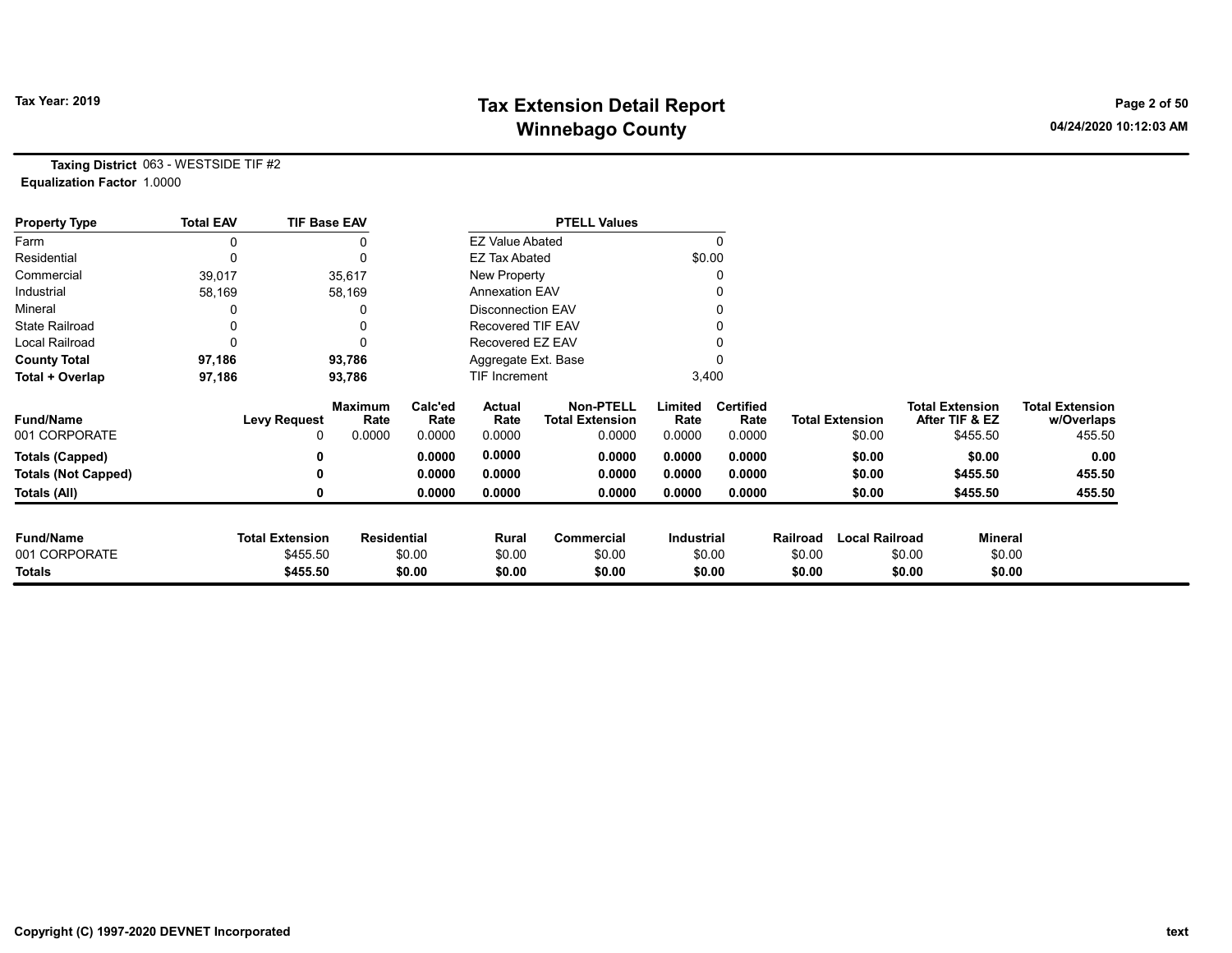# Tax Extension Detail Report
## Winnebago County

Tax Year: 2019

04/24/2020 10:12:03 AM

**Taxing District** 063 - WESTSIDE TIF #2
**Equalization Factor** 1.0000

| Property Type | Total EAV | TIF Base EAV |
|---|---|---|
| Farm | 0 | 0 |
| Residential | 0 | 0 |
| Commercial | 39,017 | 35,617 |
| Industrial | 58,169 | 58,169 |
| Mineral | 0 | 0 |
| State Railroad | 0 | 0 |
| Local Railroad | 0 | 0 |
| **County Total** | **97,186** | **93,786** |
| **Total + Overlap** | **97,186** | **93,786** |

| PTELL Values | |
|---|---|
| EZ Value Abated | 0 |
| EZ Tax Abated | $0.00 |
| New Property | 0 |
| Annexation EAV | 0 |
| Disconnection EAV | 0 |
| Recovered TIF EAV | 0 |
| Recovered EZ EAV | 0 |
| Aggregate Ext. Base | 0 |
| TIF Increment | 3,400 |

| Fund/Name | Levy Request | Maximum Rate | Calc'ed Rate | Actual Rate | Non-PTELL Total Extension | Limited Rate | Certified Rate | Total Extension | Total Extension After TIF & EZ | Total Extension w/Overlaps |
|---|---|---|---|---|---|---|---|---|---|---|
| 001 CORPORATE | 0 | 0.0000 | 0.0000 | 0.0000 | 0.0000 | 0.0000 | 0.0000 | $0.00 | $455.50 | 455.50 |
| **Totals (Capped)** | **0** | | **0.0000** | **0.0000** | **0.0000** | **0.0000** | **0.0000** | **$0.00** | **$0.00** | **0.00** |
| **Totals (Not Capped)** | **0** | | **0.0000** | **0.0000** | **0.0000** | **0.0000** | **0.0000** | **$0.00** | **$455.50** | **455.50** |
| **Totals (All)** | **0** | | **0.0000** | **0.0000** | **0.0000** | **0.0000** | **0.0000** | **$0.00** | **$455.50** | **455.50** |

| Fund/Name | Total Extension | Residential | Rural | Commercial | Industrial | Railroad | Local Railroad | Mineral |
|---|---|---|---|---|---|---|---|---|
| 001 CORPORATE | $455.50 | $0.00 | $0.00 | $0.00 | $0.00 | $0.00 | $0.00 | $0.00 |
| **Totals** | **$455.50** | **$0.00** | **$0.00** | **$0.00** | **$0.00** | **$0.00** | **$0.00** | **$0.00** |

Copyright (C) 1997-2020 DEVNET Incorporated

text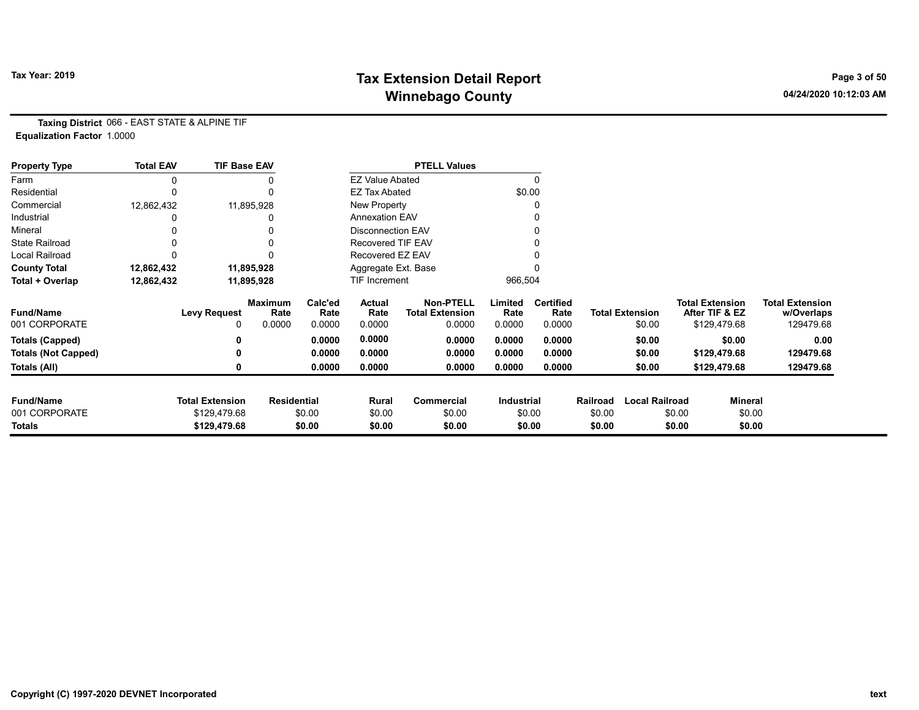# Tax Extension Detail Report
## Winnebago County

**Tax Year: 2019**

**Taxing District** 066 - EAST STATE & ALPINE TIF
**Equalization Factor** 1.0000

| Property Type | Total EAV | TIF Base EAV | PTELL Values | |
|---|---|---|---|---|
| Farm | 0 | 0 | EZ Value Abated | 0 |
| Residential | 0 | 0 | EZ Tax Abated | $0.00 |
| Commercial | 12,862,432 | 11,895,928 | New Property | 0 |
| Industrial | 0 | 0 | Annexation EAV | 0 |
| Mineral | 0 | 0 | Disconnection EAV | 0 |
| State Railroad | 0 | 0 | Recovered TIF EAV | 0 |
| Local Railroad | 0 | 0 | Recovered EZ EAV | 0 |
| **County Total** | **12,862,432** | **11,895,928** | Aggregate Ext. Base | 0 |
| **Total + Overlap** | **12,862,432** | **11,895,928** | TIF Increment | 966,504 |

| Fund/Name | Levy Request | Maximum Rate | Calc'ed Rate | Actual Rate | Non-PTELL Total Extension | Limited Rate | Certified Rate | Total Extension | Total Extension After TIF & EZ | Total Extension w/Overlaps |
|---|---|---|---|---|---|---|---|---|---|---|
| 001 CORPORATE | 0 | 0.0000 | 0.0000 | 0.0000 | 0.0000 | 0.0000 | 0.0000 | $0.00 | $129,479.68 | 129479.68 |
| **Totals (Capped)** | **0** | | **0.0000** | **0.0000** | **0.0000** | **0.0000** | **0.0000** | **$0.00** | **$0.00** | **0.00** |
| **Totals (Not Capped)** | **0** | | **0.0000** | **0.0000** | **0.0000** | **0.0000** | **0.0000** | **$0.00** | **$129,479.68** | **129479.68** |
| **Totals (All)** | **0** | | **0.0000** | **0.0000** | **0.0000** | **0.0000** | **0.0000** | **$0.00** | **$129,479.68** | **129479.68** |

| Fund/Name | Total Extension | Residential | Rural | Commercial | Industrial | Railroad | Local Railroad | Mineral |
|---|---|---|---|---|---|---|---|---|
| 001 CORPORATE | $129,479.68 | $0.00 | $0.00 | $0.00 | $0.00 | $0.00 | $0.00 | $0.00 |
| **Totals** | **$129,479.68** | **$0.00** | **$0.00** | **$0.00** | **$0.00** | **$0.00** | **$0.00** | **$0.00** |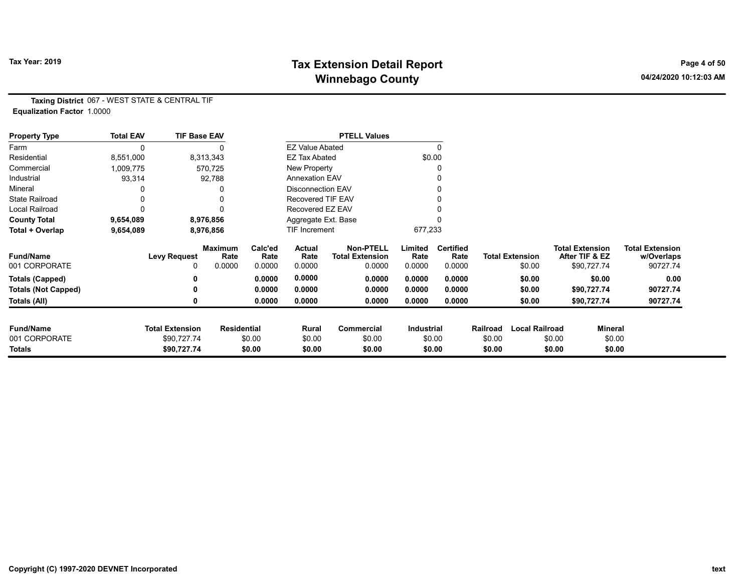**Taxing District** 067 - WEST STATE & CENTRAL TIF
**Equalization Factor** 1.0000

| Property Type | Total EAV | TIF Base EAV | | PTELL Values | |
|---|---|---|---|---|---|
| Farm | 0 | 0 | | EZ Value Abated | 0 |
| Residential | 8,551,000 | 8,313,343 | | EZ Tax Abated | $0.00 |
| Commercial | 1,009,775 | 570,725 | | New Property | 0 |
| Industrial | 93,314 | 92,788 | | Annexation EAV | 0 |
| Mineral | 0 | 0 | | Disconnection EAV | 0 |
| State Railroad | 0 | 0 | | Recovered TIF EAV | 0 |
| Local Railroad | 0 | 0 | | Recovered EZ EAV | 0 |
| **County Total** | **9,654,089** | **8,976,856** | | Aggregate Ext. Base | 0 |
| **Total + Overlap** | **9,654,089** | **8,976,856** | | TIF Increment | 677,233 |

| Fund/Name | Levy Request | Maximum Rate | Calc'ed Rate | Actual Rate | Non-PTELL Total Extension | Limited Rate | Certified Rate | Total Extension | Total Extension After TIF & EZ | Total Extension w/Overlaps |
|---|---|---|---|---|---|---|---|---|---|---|
| 001 CORPORATE | 0 | 0.0000 | 0.0000 | 0.0000 | 0.0000 | 0.0000 | 0.0000 | $0.00 | $90,727.74 | 90727.74 |
| **Totals (Capped)** | **0** | | **0.0000** | **0.0000** | **0.0000** | **0.0000** | **0.0000** | **$0.00** | **$0.00** | **0.00** |
| **Totals (Not Capped)** | **0** | | **0.0000** | **0.0000** | **0.0000** | **0.0000** | **0.0000** | **$0.00** | **$90,727.74** | **90727.74** |
| **Totals (All)** | **0** | | **0.0000** | **0.0000** | **0.0000** | **0.0000** | **0.0000** | **$0.00** | **$90,727.74** | **90727.74** |

| Fund/Name | Total Extension | Residential | Rural | Commercial | Industrial | Railroad | Local Railroad | Mineral |
|---|---|---|---|---|---|---|---|---|
| 001 CORPORATE | $90,727.74 | $0.00 | $0.00 | $0.00 | $0.00 | $0.00 | $0.00 | $0.00 |
| **Totals** | **$90,727.74** | **$0.00** | **$0.00** | **$0.00** | **$0.00** | **$0.00** | **$0.00** | **$0.00** |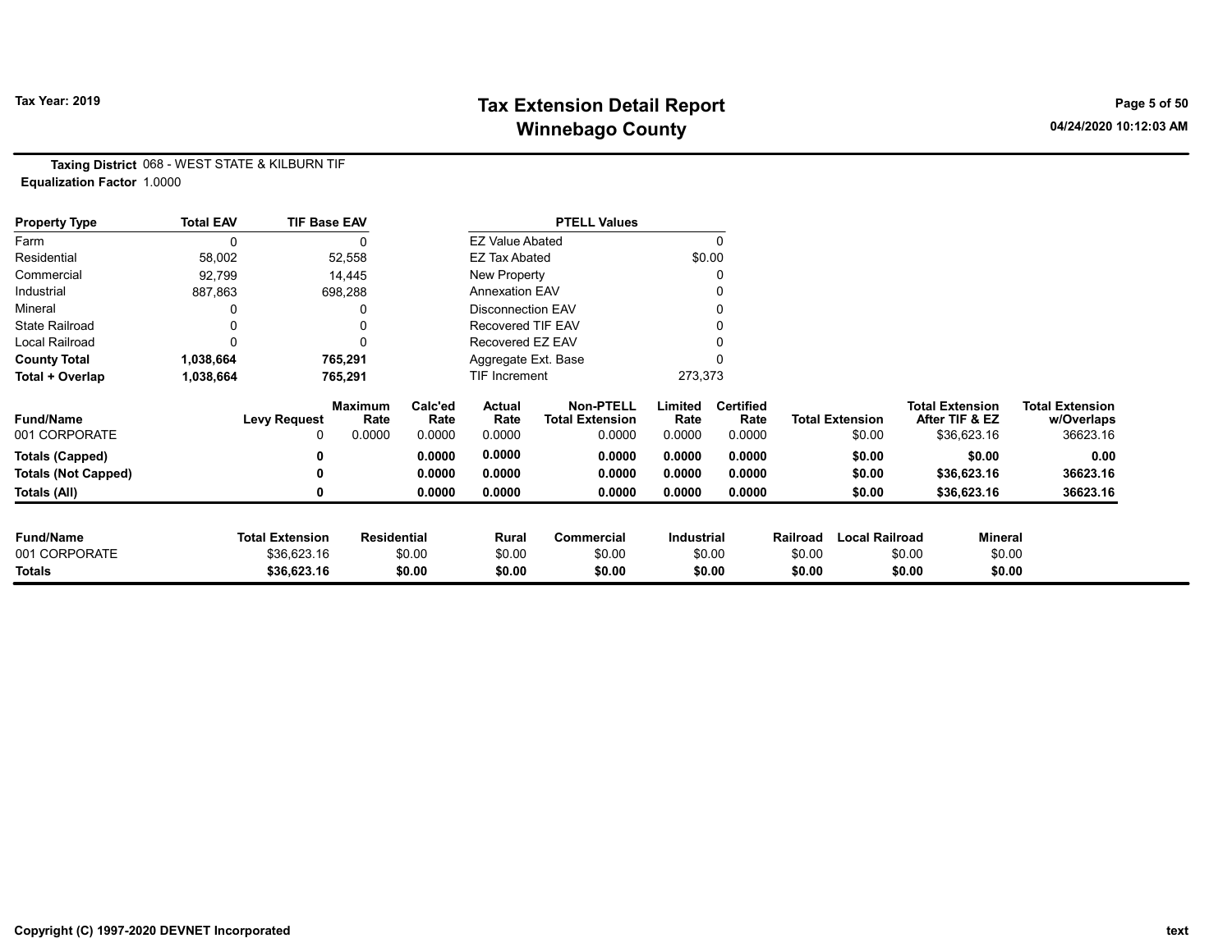**Tax Year: 2019**

# Tax Extension Detail Report
## Winnebago County

04/24/2020 10:12:03 AM

**Taxing District** 068 - WEST STATE & KILBURN TIF
**Equalization Factor** 1.0000

| Property Type | Total EAV | TIF Base EAV | PTELL Values | |
|---|---|---|---|---|
| Farm | 0 | 0 | EZ Value Abated | 0 |
| Residential | 58,002 | 52,558 | EZ Tax Abated | $0.00 |
| Commercial | 92,799 | 14,445 | New Property | 0 |
| Industrial | 887,863 | 698,288 | Annexation EAV | 0 |
| Mineral | 0 | 0 | Disconnection EAV | 0 |
| State Railroad | 0 | 0 | Recovered TIF EAV | 0 |
| Local Railroad | 0 | 0 | Recovered EZ EAV | 0 |
| **County Total** | **1,038,664** | **765,291** | Aggregate Ext. Base | 0 |
| **Total + Overlap** | **1,038,664** | **765,291** | TIF Increment | 273,373 |

| Fund/Name | Levy Request | Maximum Rate | Calc'ed Rate | Actual Rate | Non-PTELL Total Extension | Limited Rate | Certified Rate | Total Extension | Total Extension After TIF & EZ | Total Extension w/Overlaps |
|---|---|---|---|---|---|---|---|---|---|---|
| 001 CORPORATE | 0 | 0.0000 | 0.0000 | 0.0000 | 0.0000 | 0.0000 | 0.0000 | $0.00 | $36,623.16 | 36623.16 |
| **Totals (Capped)** | **0** | | **0.0000** | **0.0000** | **0.0000** | **0.0000** | **0.0000** | **$0.00** | **$0.00** | **0.00** |
| **Totals (Not Capped)** | **0** | | **0.0000** | **0.0000** | **0.0000** | **0.0000** | **0.0000** | **$0.00** | **$36,623.16** | **36623.16** |
| **Totals (All)** | **0** | | **0.0000** | **0.0000** | **0.0000** | **0.0000** | **0.0000** | **$0.00** | **$36,623.16** | **36623.16** |

| Fund/Name | Total Extension | Residential | Rural | Commercial | Industrial | Railroad | Local Railroad | Mineral |
|---|---|---|---|---|---|---|---|---|
| 001 CORPORATE | $36,623.16 | $0.00 | $0.00 | $0.00 | $0.00 | $0.00 | $0.00 | $0.00 |
| **Totals** | **$36,623.16** | **$0.00** | **$0.00** | **$0.00** | **$0.00** | **$0.00** | **$0.00** | **$0.00** |

Copyright (C) 1997-2020 DEVNET Incorporated

text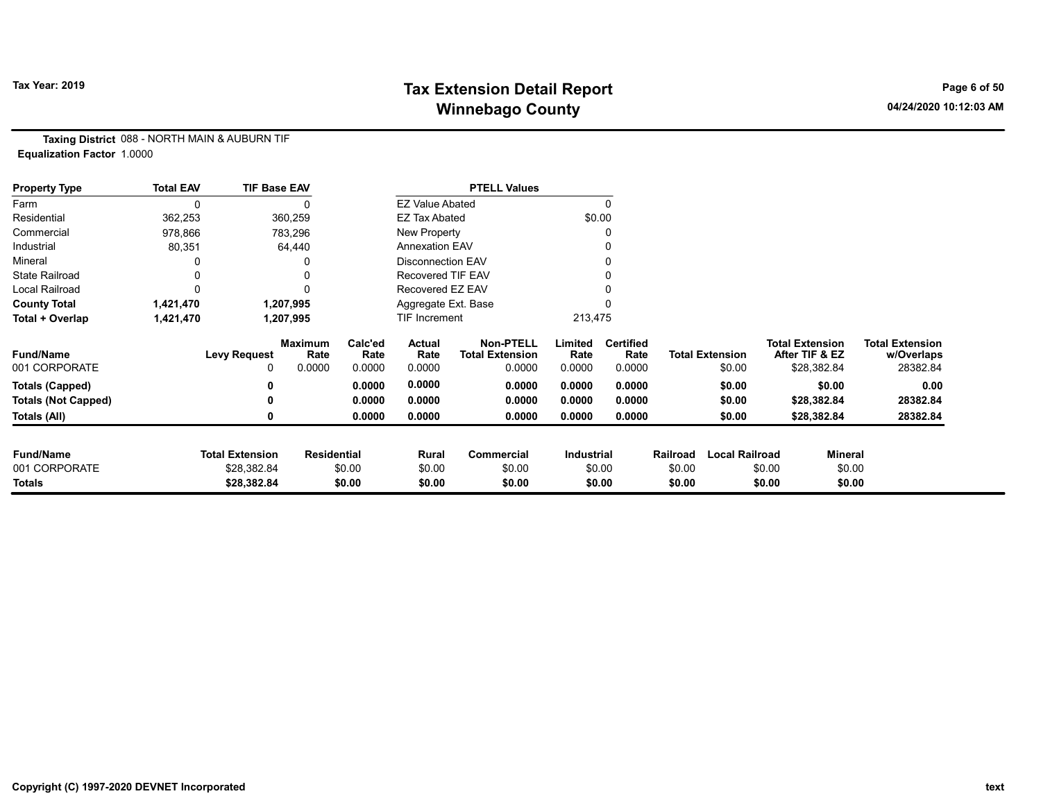# Tax Extension Detail Report
# Winnebago County

Tax Year: 2019

04/24/2020 10:12:03 AM

**Taxing District** 088 - NORTH MAIN & AUBURN TIF

**Equalization Factor** 1.0000

| Property Type | Total EAV | TIF Base EAV | PTELL Values | |
|---|---|---|---|---|
| Farm | 0 | 0 | EZ Value Abated | 0 |
| Residential | 362,253 | 360,259 | EZ Tax Abated | $0.00 |
| Commercial | 978,866 | 783,296 | New Property | 0 |
| Industrial | 80,351 | 64,440 | Annexation EAV | 0 |
| Mineral | 0 | 0 | Disconnection EAV | 0 |
| State Railroad | 0 | 0 | Recovered TIF EAV | 0 |
| Local Railroad | 0 | 0 | Recovered EZ EAV | 0 |
| **County Total** | **1,421,470** | **1,207,995** | Aggregate Ext. Base | 0 |
| **Total + Overlap** | **1,421,470** | **1,207,995** | TIF Increment | 213,475 |

| Fund/Name | Levy Request | Maximum Rate | Calc'ed Rate | Actual Rate | Non-PTELL Total Extension | Limited Rate | Certified Rate | Total Extension | Total Extension After TIF & EZ | Total Extension w/Overlaps |
|---|---|---|---|---|---|---|---|---|---|---|
| 001 CORPORATE | 0 | 0.0000 | 0.0000 | 0.0000 | 0.0000 | 0.0000 | 0.0000 | $0.00 | $28,382.84 | 28382.84 |
| **Totals (Capped)** | **0** | | **0.0000** | **0.0000** | **0.0000** | **0.0000** | **0.0000** | **$0.00** | **$0.00** | **0.00** |
| **Totals (Not Capped)** | **0** | | **0.0000** | **0.0000** | **0.0000** | **0.0000** | **0.0000** | **$0.00** | **$28,382.84** | **28382.84** |
| **Totals (All)** | **0** | | **0.0000** | **0.0000** | **0.0000** | **0.0000** | **0.0000** | **$0.00** | **$28,382.84** | **28382.84** |

| Fund/Name | Total Extension | Residential | Rural | Commercial | Industrial | Railroad | Local Railroad | Mineral |
|---|---|---|---|---|---|---|---|---|
| 001 CORPORATE | $28,382.84 | $0.00 | $0.00 | $0.00 | $0.00 | $0.00 | $0.00 | $0.00 |
| **Totals** | **$28,382.84** | **$0.00** | **$0.00** | **$0.00** | **$0.00** | **$0.00** | **$0.00** | **$0.00** |

Copyright (C) 1997-2020 DEVNET Incorporated

text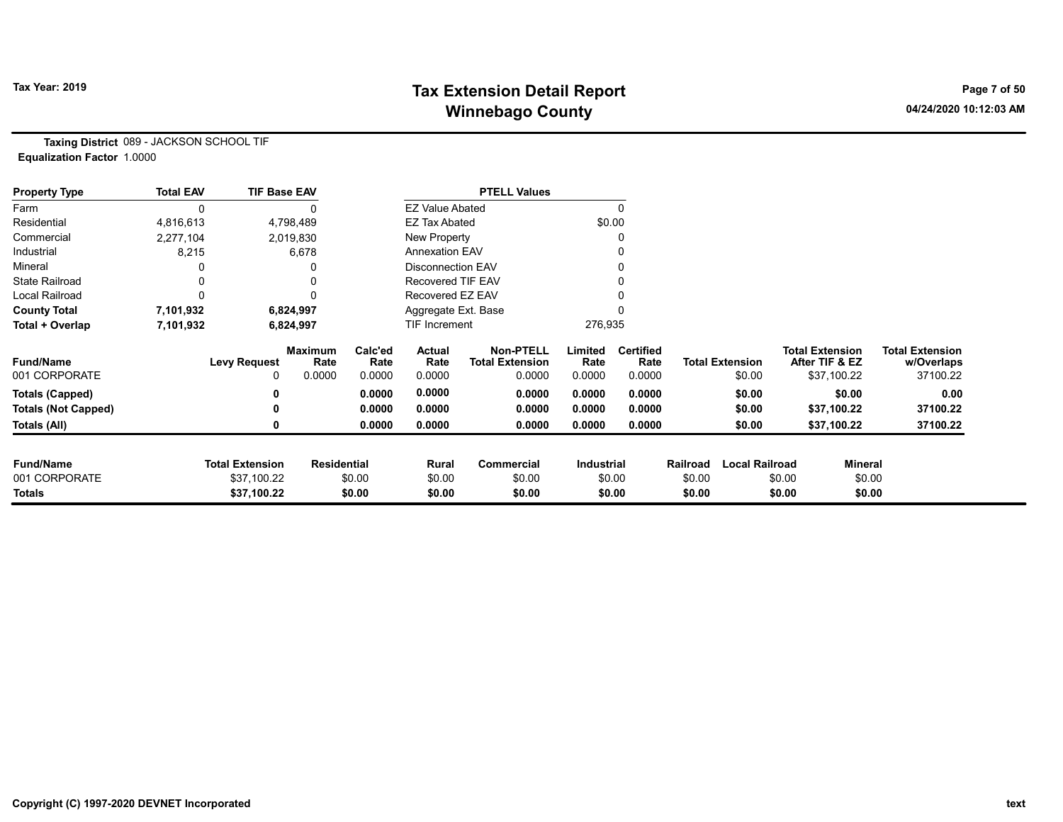# Tax Extension Detail Report
## Winnebago County

Tax Year: 2019

04/24/2020 10:12:03 AM

**Taxing District** 089 - JACKSON SCHOOL TIF
**Equalization Factor** 1.0000

| Property Type | Total EAV | TIF Base EAV |
|---|---|---|
| Farm | 0 | 0 |
| Residential | 4,816,613 | 4,798,489 |
| Commercial | 2,277,104 | 2,019,830 |
| Industrial | 8,215 | 6,678 |
| Mineral | 0 | 0 |
| State Railroad | 0 | 0 |
| Local Railroad | 0 | 0 |
| **County Total** | **7,101,932** | **6,824,997** |
| **Total + Overlap** | **7,101,932** | **6,824,997** |

| PTELL Values | |
|---|---|
| EZ Value Abated | 0 |
| EZ Tax Abated | $0.00 |
| New Property | 0 |
| Annexation EAV | 0 |
| Disconnection EAV | 0 |
| Recovered TIF EAV | 0 |
| Recovered EZ EAV | 0 |
| Aggregate Ext. Base | 0 |
| TIF Increment | 276,935 |

| Fund/Name | Levy Request | Maximum Rate | Calc'ed Rate | Actual Rate | Non-PTELL Total Extension | Limited Rate | Certified Rate | Total Extension | Total Extension After TIF & EZ | Total Extension w/Overlaps |
|---|---|---|---|---|---|---|---|---|---|---|
| 001 CORPORATE | 0 | 0.0000 | 0.0000 | 0.0000 | 0.0000 | 0.0000 | 0.0000 | $0.00 | $37,100.22 | 37100.22 |
| **Totals (Capped)** | **0** | | **0.0000** | **0.0000** | **0.0000** | **0.0000** | **0.0000** | **$0.00** | **$0.00** | **0.00** |
| **Totals (Not Capped)** | **0** | | **0.0000** | **0.0000** | **0.0000** | **0.0000** | **0.0000** | **$0.00** | **$37,100.22** | **37100.22** |
| **Totals (All)** | **0** | | **0.0000** | **0.0000** | **0.0000** | **0.0000** | **0.0000** | **$0.00** | **$37,100.22** | **37100.22** |

| Fund/Name | Total Extension | Residential | Rural | Commercial | Industrial | Railroad | Local Railroad | Mineral |
|---|---|---|---|---|---|---|---|---|
| 001 CORPORATE | $37,100.22 | $0.00 | $0.00 | $0.00 | $0.00 | $0.00 | $0.00 | $0.00 |
| **Totals** | **$37,100.22** | **$0.00** | **$0.00** | **$0.00** | **$0.00** | **$0.00** | **$0.00** | **$0.00** |

Copyright (C) 1997-2020 DEVNET Incorporated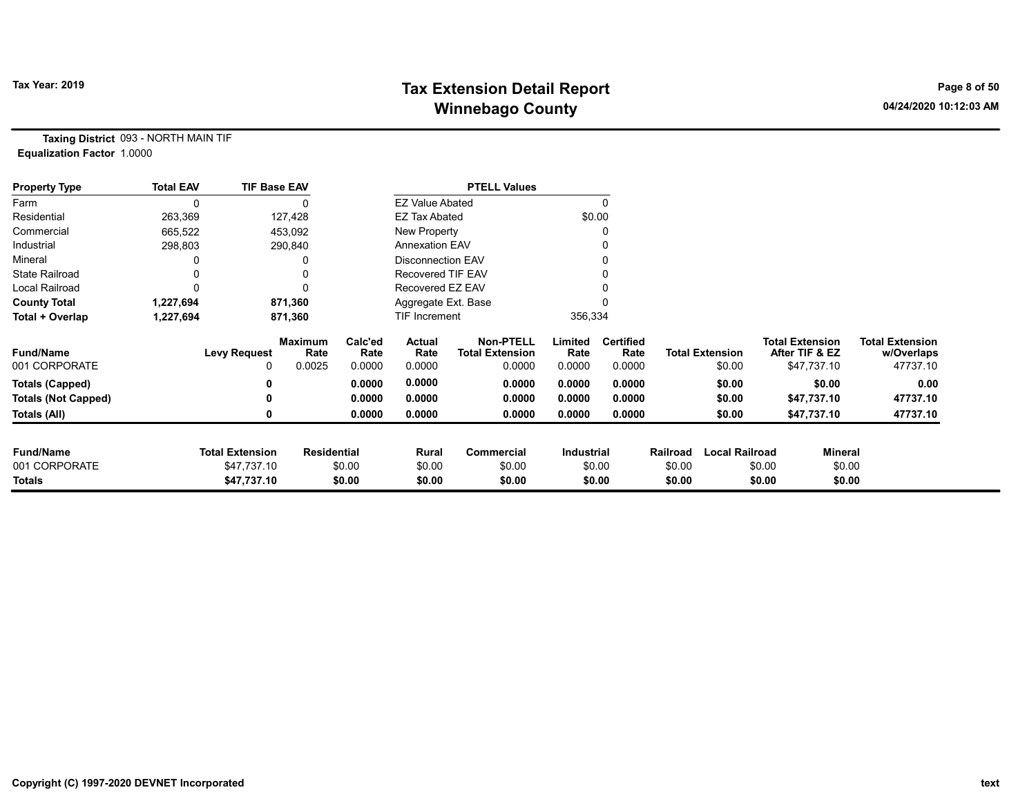# Tax Extension Detail Report
## Winnebago County

Tax Year: 2019

**Taxing District** 093 - NORTH MAIN TIF
**Equalization Factor** 1.0000

| Property Type | Total EAV | TIF Base EAV | PTELL Values | |
|---|---|---|---|---|
| Farm | 0 | 0 | EZ Value Abated | 0 |
| Residential | 263,369 | 127,428 | EZ Tax Abated | $0.00 |
| Commercial | 665,522 | 453,092 | New Property | 0 |
| Industrial | 298,803 | 290,840 | Annexation EAV | 0 |
| Mineral | 0 | 0 | Disconnection EAV | 0 |
| State Railroad | 0 | 0 | Recovered TIF EAV | 0 |
| Local Railroad | 0 | 0 | Recovered EZ EAV | 0 |
| **County Total** | **1,227,694** | **871,360** | Aggregate Ext. Base | 0 |
| **Total + Overlap** | **1,227,694** | **871,360** | TIF Increment | 356,334 |

| Fund/Name | Levy Request | Maximum Rate | Calc'ed Rate | Actual Rate | Non-PTELL Total Extension | Limited Rate | Certified Rate | Total Extension | Total Extension After TIF & EZ | Total Extension w/Overlaps |
|---|---|---|---|---|---|---|---|---|---|---|
| 001 CORPORATE | 0 | 0.0025 | 0.0000 | 0.0000 | 0.0000 | 0.0000 | 0.0000 | $0.00 | $47,737.10 | 47737.10 |
| **Totals (Capped)** | **0** | | **0.0000** | **0.0000** | **0.0000** | **0.0000** | **0.0000** | **$0.00** | **$0.00** | **0.00** |
| **Totals (Not Capped)** | **0** | | **0.0000** | **0.0000** | **0.0000** | **0.0000** | **0.0000** | **$0.00** | **$47,737.10** | **47737.10** |
| **Totals (All)** | **0** | | **0.0000** | **0.0000** | **0.0000** | **0.0000** | **0.0000** | **$0.00** | **$47,737.10** | **47737.10** |

| Fund/Name | Total Extension | Residential | Rural | Commercial | Industrial | Railroad | Local Railroad | Mineral |
|---|---|---|---|---|---|---|---|---|
| 001 CORPORATE | $47,737.10 | $0.00 | $0.00 | $0.00 | $0.00 | $0.00 | $0.00 | $0.00 |
| **Totals** | **$47,737.10** | **$0.00** | **$0.00** | **$0.00** | **$0.00** | **$0.00** | **$0.00** | **$0.00** |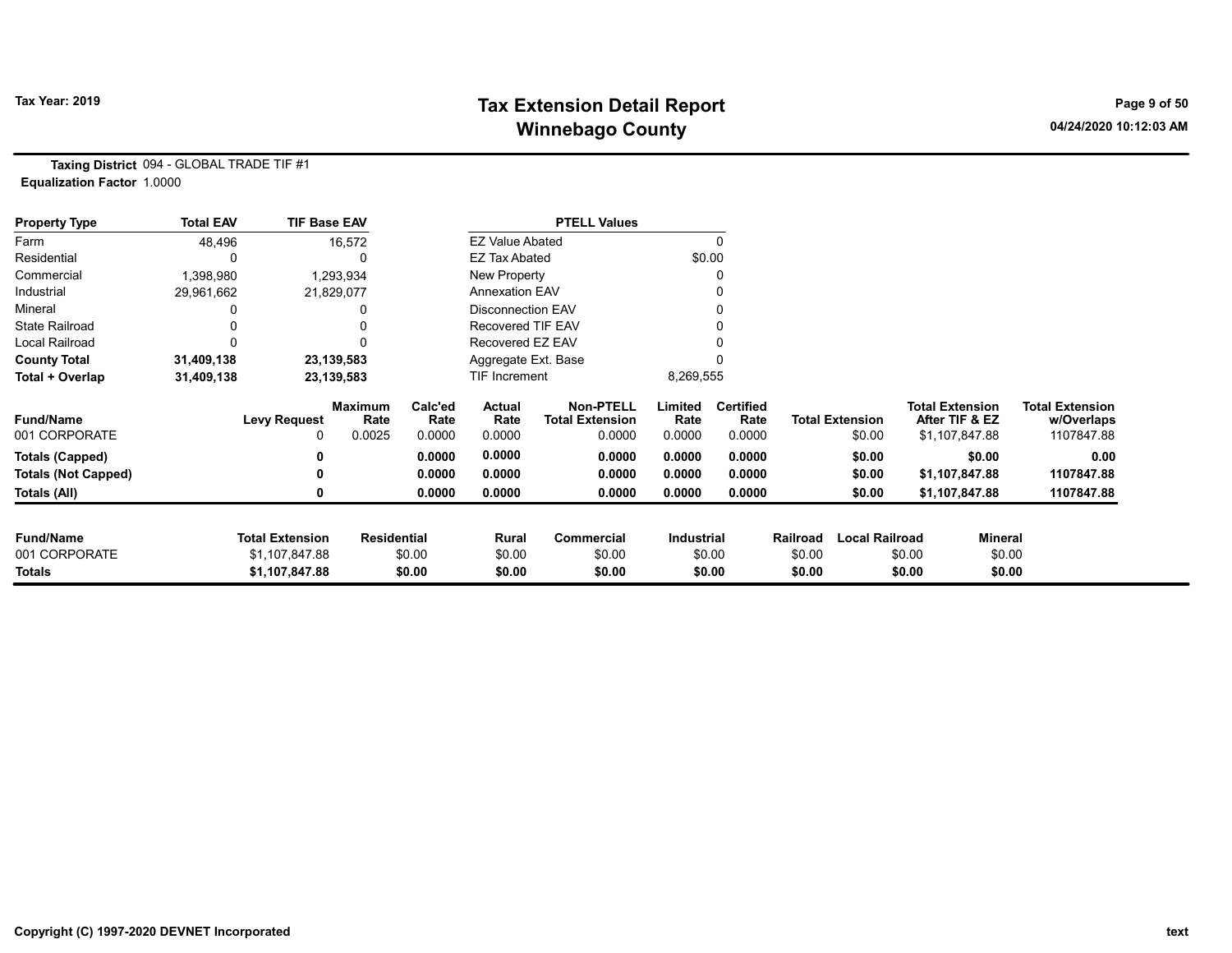# Tax Extension Detail Report
# Winnebago County

Tax Year: 2019

**Taxing District** 094 - GLOBAL TRADE TIF #1
**Equalization Factor** 1.0000

| Property Type | Total EAV | TIF Base EAV | PTELL Values | |
|---|---|---|---|---|
| Farm | 48,496 | 16,572 | EZ Value Abated | 0 |
| Residential | 0 | 0 | EZ Tax Abated | $0.00 |
| Commercial | 1,398,980 | 1,293,934 | New Property | 0 |
| Industrial | 29,961,662 | 21,829,077 | Annexation EAV | 0 |
| Mineral | 0 | 0 | Disconnection EAV | 0 |
| State Railroad | 0 | 0 | Recovered TIF EAV | 0 |
| Local Railroad | 0 | 0 | Recovered EZ EAV | 0 |
| **County Total** | **31,409,138** | **23,139,583** | Aggregate Ext. Base | 0 |
| **Total + Overlap** | **31,409,138** | **23,139,583** | TIF Increment | 8,269,555 |

| Fund/Name | Levy Request | Maximum Rate | Calc'ed Rate | Actual Rate | Non-PTELL Total Extension | Limited Rate | Certified Rate | Total Extension | Total Extension After TIF & EZ | Total Extension w/Overlaps |
|---|---|---|---|---|---|---|---|---|---|---|
| 001 CORPORATE | 0 | 0.0025 | 0.0000 | 0.0000 | 0.0000 | 0.0000 | 0.0000 | $0.00 | $1,107,847.88 | 1107847.88 |
| **Totals (Capped)** | **0** | | **0.0000** | **0.0000** | **0.0000** | **0.0000** | **0.0000** | **$0.00** | **$0.00** | **0.00** |
| **Totals (Not Capped)** | **0** | | **0.0000** | **0.0000** | **0.0000** | **0.0000** | **0.0000** | **$0.00** | **$1,107,847.88** | **1107847.88** |
| **Totals (All)** | **0** | | **0.0000** | **0.0000** | **0.0000** | **0.0000** | **0.0000** | **$0.00** | **$1,107,847.88** | **1107847.88** |

| Fund/Name | Total Extension | Residential | Rural | Commercial | Industrial | Railroad | Local Railroad | Mineral |
|---|---|---|---|---|---|---|---|---|
| 001 CORPORATE | $1,107,847.88 | $0.00 | $0.00 | $0.00 | $0.00 | $0.00 | $0.00 | $0.00 |
| **Totals** | **$1,107,847.88** | **$0.00** | **$0.00** | **$0.00** | **$0.00** | **$0.00** | **$0.00** | **$0.00** |

Copyright (C) 1997-2020 DEVNET Incorporated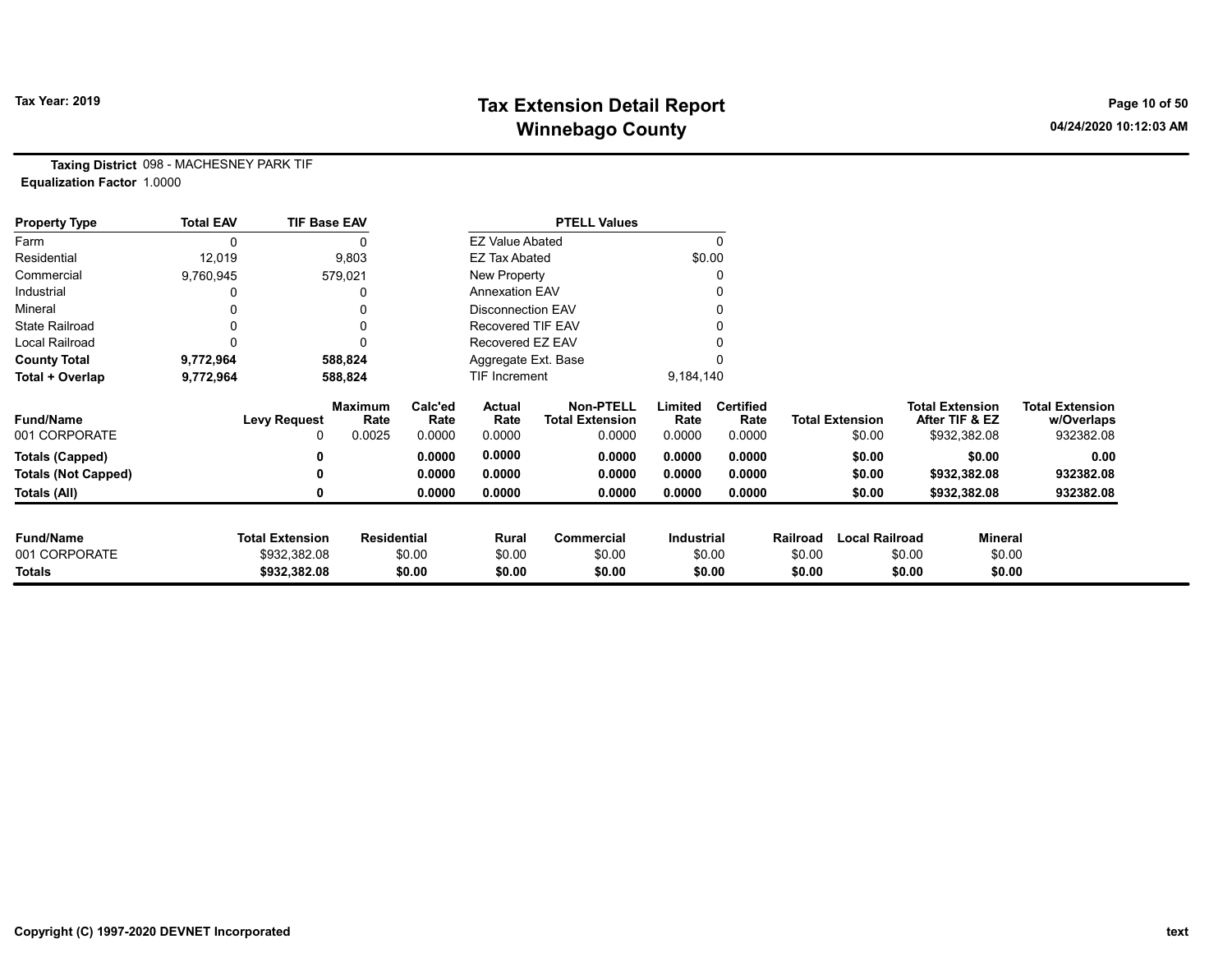# Tax Extension Detail Report
## Winnebago County

Tax Year: 2019

04/24/2020 10:12:03 AM

**Taxing District** 098 - MACHESNEY PARK TIF
**Equalization Factor** 1.0000

| Property Type | Total EAV | TIF Base EAV |
|---|---|---|
| Farm | 0 | 0 |
| Residential | 12,019 | 9,803 |
| Commercial | 9,760,945 | 579,021 |
| Industrial | 0 | 0 |
| Mineral | 0 | 0 |
| State Railroad | 0 | 0 |
| Local Railroad | 0 | 0 |
| **County Total** | **9,772,964** | **588,824** |
| **Total + Overlap** | **9,772,964** | **588,824** |

| PTELL Values | |
|---|---|
| EZ Value Abated | 0 |
| EZ Tax Abated | $0.00 |
| New Property | 0 |
| Annexation EAV | 0 |
| Disconnection EAV | 0 |
| Recovered TIF EAV | 0 |
| Recovered EZ EAV | 0 |
| Aggregate Ext. Base | 0 |
| TIF Increment | 9,184,140 |

| Fund/Name | Levy Request | Maximum Rate | Calc'ed Rate | Actual Rate | Non-PTELL Total Extension | Limited Rate | Certified Rate | Total Extension | Total Extension After TIF & EZ | Total Extension w/Overlaps |
|---|---|---|---|---|---|---|---|---|---|---|
| 001 CORPORATE | 0 | 0.0025 | 0.0000 | 0.0000 | 0.0000 | 0.0000 | 0.0000 | $0.00 | $932,382.08 | 932382.08 |
| **Totals (Capped)** | **0** | | **0.0000** | **0.0000** | **0.0000** | **0.0000** | **0.0000** | **$0.00** | **$0.00** | **0.00** |
| **Totals (Not Capped)** | **0** | | **0.0000** | **0.0000** | **0.0000** | **0.0000** | **0.0000** | **$0.00** | **$932,382.08** | **932382.08** |
| **Totals (All)** | **0** | | **0.0000** | **0.0000** | **0.0000** | **0.0000** | **0.0000** | **$0.00** | **$932,382.08** | **932382.08** |

| Fund/Name | Total Extension | Residential | Rural | Commercial | Industrial | Railroad | Local Railroad | Mineral |
|---|---|---|---|---|---|---|---|---|
| 001 CORPORATE | $932,382.08 | $0.00 | $0.00 | $0.00 | $0.00 | $0.00 | $0.00 | $0.00 |
| **Totals** | **$932,382.08** | **$0.00** | **$0.00** | **$0.00** | **$0.00** | **$0.00** | **$0.00** | **$0.00** |

Copyright (C) 1997-2020 DEVNET Incorporated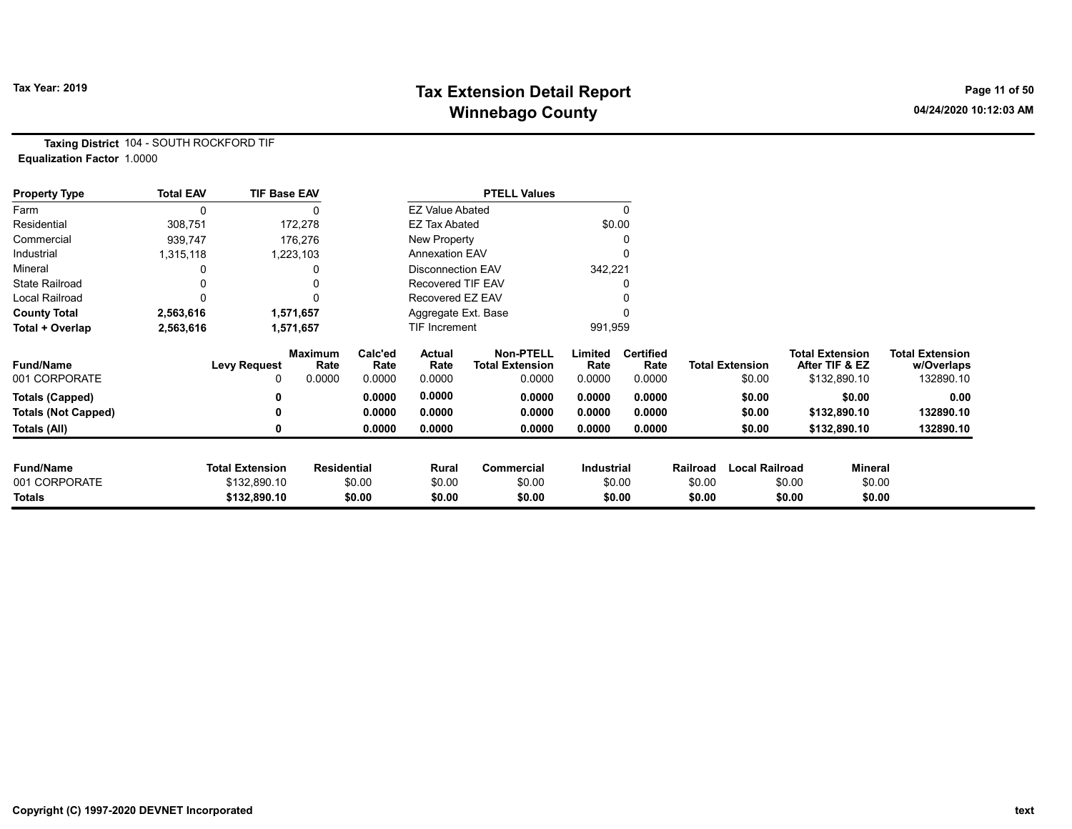# Tax Extension Detail Report
## Winnebago County

**Tax Year: 2019**

04/24/2020 10:12:03 AM

**Taxing District** 104 - SOUTH ROCKFORD TIF
**Equalization Factor** 1.0000

| Property Type | Total EAV | TIF Base EAV |
|---|---|---|
| Farm | 0 | 0 |
| Residential | 308,751 | 172,278 |
| Commercial | 939,747 | 176,276 |
| Industrial | 1,315,118 | 1,223,103 |
| Mineral | 0 | 0 |
| State Railroad | 0 | 0 |
| Local Railroad | 0 | 0 |
| **County Total** | **2,563,616** | **1,571,657** |
| **Total + Overlap** | **2,563,616** | **1,571,657** |

| PTELL Values | |
|---|---|
| EZ Value Abated | 0 |
| EZ Tax Abated | $0.00 |
| New Property | 0 |
| Annexation EAV | 0 |
| Disconnection EAV | 342,221 |
| Recovered TIF EAV | 0 |
| Recovered EZ EAV | 0 |
| Aggregate Ext. Base | 0 |
| TIF Increment | 991,959 |

| Fund/Name | Levy Request | Maximum Rate | Calc'ed Rate | Actual Rate | Non-PTELL Total Extension | Limited Rate | Certified Rate | Total Extension | Total Extension After TIF & EZ | Total Extension w/Overlaps |
|---|---|---|---|---|---|---|---|---|---|---|
| 001 CORPORATE | 0 | 0.0000 | 0.0000 | 0.0000 | 0.0000 | 0.0000 | 0.0000 | $0.00 | $132,890.10 | 132890.10 |
| **Totals (Capped)** | **0** | | **0.0000** | **0.0000** | **0.0000** | **0.0000** | **0.0000** | **$0.00** | **$0.00** | **0.00** |
| **Totals (Not Capped)** | **0** | | **0.0000** | **0.0000** | **0.0000** | **0.0000** | **0.0000** | **$0.00** | **$132,890.10** | **132890.10** |
| **Totals (All)** | **0** | | **0.0000** | **0.0000** | **0.0000** | **0.0000** | **0.0000** | **$0.00** | **$132,890.10** | **132890.10** |

| Fund/Name | Total Extension | Residential | Rural | Commercial | Industrial | Railroad | Local Railroad | Mineral |
|---|---|---|---|---|---|---|---|---|
| 001 CORPORATE | $132,890.10 | $0.00 | $0.00 | $0.00 | $0.00 | $0.00 | $0.00 | $0.00 |
| **Totals** | **$132,890.10** | **$0.00** | **$0.00** | **$0.00** | **$0.00** | **$0.00** | **$0.00** | **$0.00** |

Copyright (C) 1997-2020 DEVNET Incorporated

text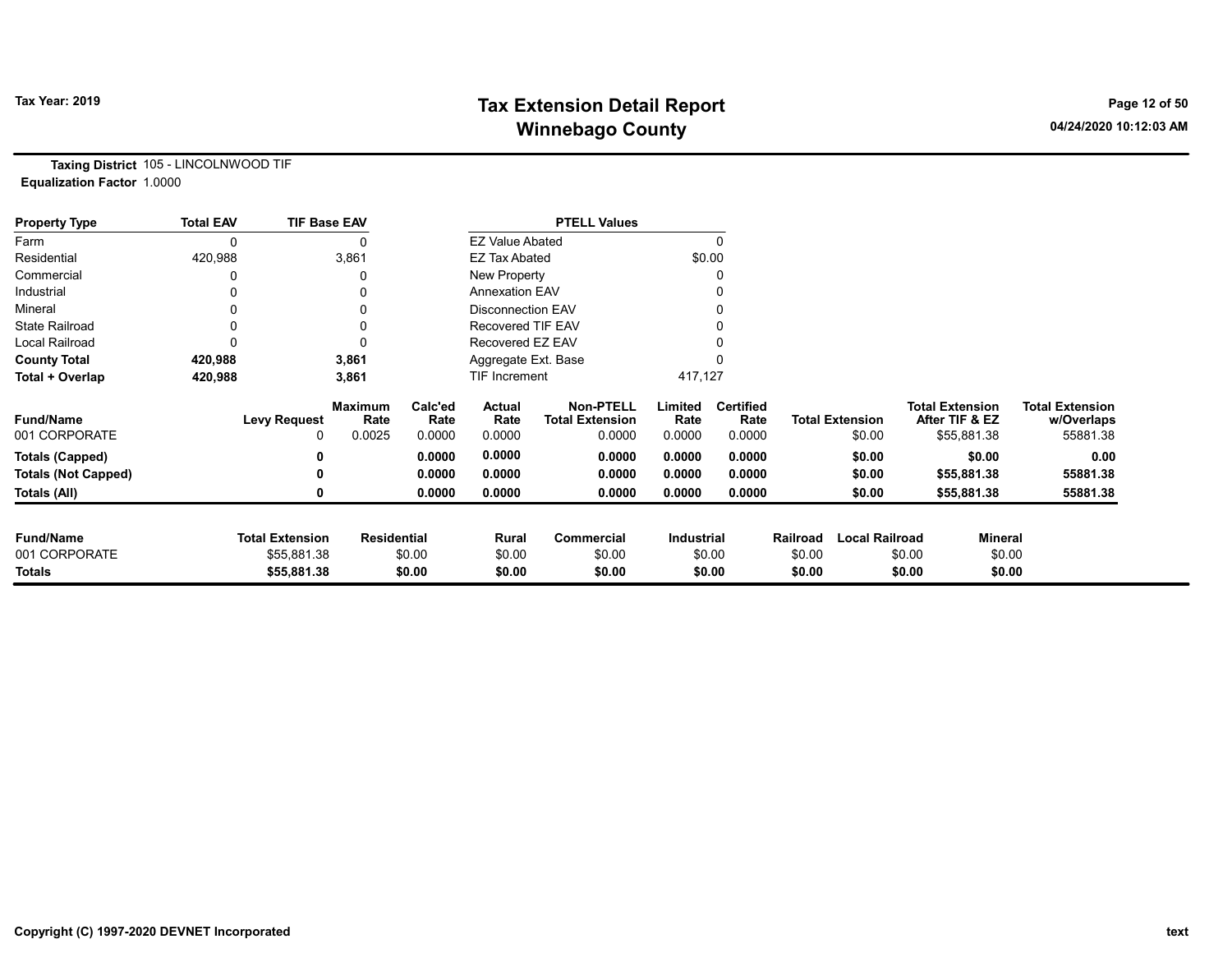# Tax Extension Detail Report
## Winnebago County

Tax Year: 2019

**Taxing District** 105 - LINCOLNWOOD TIF
**Equalization Factor** 1.0000

| Property Type | Total EAV | TIF Base EAV |
|---|---|---|
| Farm | 0 | 0 |
| Residential | 420,988 | 3,861 |
| Commercial | 0 | 0 |
| Industrial | 0 | 0 |
| Mineral | 0 | 0 |
| State Railroad | 0 | 0 |
| Local Railroad | 0 | 0 |
| **County Total** | **420,988** | **3,861** |
| **Total + Overlap** | **420,988** | **3,861** |

| PTELL Values | |
|---|---|
| EZ Value Abated | 0 |
| EZ Tax Abated | $0.00 |
| New Property | 0 |
| Annexation EAV | 0 |
| Disconnection EAV | 0 |
| Recovered TIF EAV | 0 |
| Recovered EZ EAV | 0 |
| Aggregate Ext. Base | 0 |
| TIF Increment | 417,127 |

| Fund/Name | Levy Request | Maximum Rate | Calc'ed Rate | Actual Rate | Non-PTELL Total Extension | Limited Rate | Certified Rate | Total Extension | Total Extension After TIF & EZ | Total Extension w/Overlaps |
|---|---|---|---|---|---|---|---|---|---|---|
| 001 CORPORATE | 0 | 0.0025 | 0.0000 | 0.0000 | 0.0000 | 0.0000 | 0.0000 | $0.00 | $55,881.38 | 55881.38 |
| **Totals (Capped)** | **0** | | **0.0000** | **0.0000** | **0.0000** | **0.0000** | **0.0000** | **$0.00** | **$0.00** | **0.00** |
| **Totals (Not Capped)** | **0** | | **0.0000** | **0.0000** | **0.0000** | **0.0000** | **0.0000** | **$0.00** | **$55,881.38** | **55881.38** |
| **Totals (All)** | **0** | | **0.0000** | **0.0000** | **0.0000** | **0.0000** | **0.0000** | **$0.00** | **$55,881.38** | **55881.38** |

| Fund/Name | Total Extension | Residential | Rural | Commercial | Industrial | Railroad | Local Railroad | Mineral |
|---|---|---|---|---|---|---|---|---|
| 001 CORPORATE | $55,881.38 | $0.00 | $0.00 | $0.00 | $0.00 | $0.00 | $0.00 | $0.00 |
| **Totals** | **$55,881.38** | **$0.00** | **$0.00** | **$0.00** | **$0.00** | **$0.00** | **$0.00** | **$0.00** |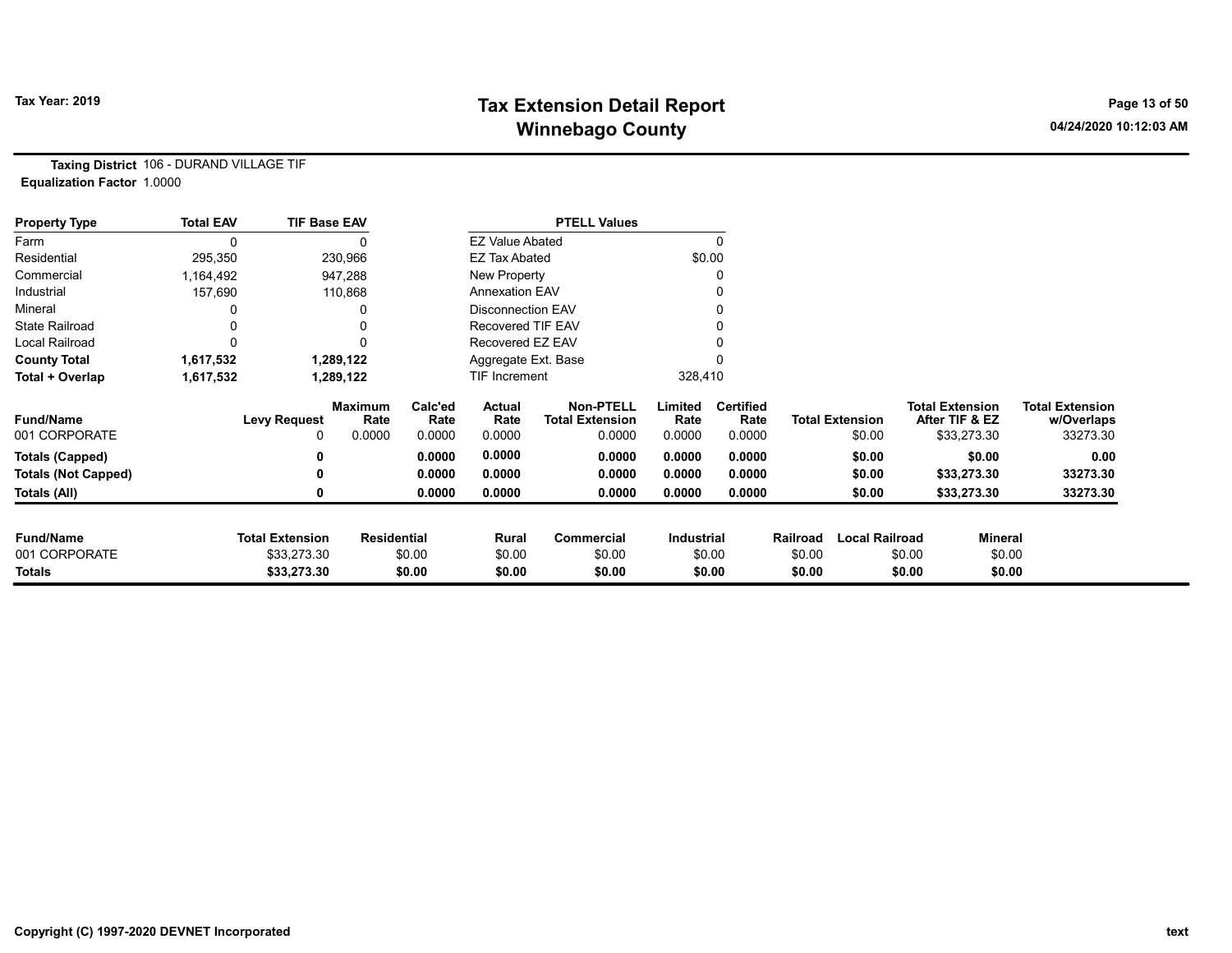# Tax Extension Detail Report
# Winnebago County

Tax Year: 2019

**Taxing District** 106 - DURAND VILLAGE TIF
**Equalization Factor** 1.0000

| Property Type | Total EAV | TIF Base EAV | PTELL Values | |
|---|---|---|---|---|
| Farm | 0 | 0 | EZ Value Abated | 0 |
| Residential | 295,350 | 230,966 | EZ Tax Abated | $0.00 |
| Commercial | 1,164,492 | 947,288 | New Property | 0 |
| Industrial | 157,690 | 110,868 | Annexation EAV | 0 |
| Mineral | 0 | 0 | Disconnection EAV | 0 |
| State Railroad | 0 | 0 | Recovered TIF EAV | 0 |
| Local Railroad | 0 | 0 | Recovered EZ EAV | 0 |
| **County Total** | **1,617,532** | **1,289,122** | Aggregate Ext. Base | 0 |
| **Total + Overlap** | **1,617,532** | **1,289,122** | TIF Increment | 328,410 |

| Fund/Name | Levy Request | Maximum Rate | Calc'ed Rate | Actual Rate | Non-PTELL Total Extension | Limited Rate | Certified Rate | Total Extension | Total Extension After TIF & EZ | Total Extension w/Overlaps |
|---|---|---|---|---|---|---|---|---|---|---|
| 001 CORPORATE | 0 | 0.0000 | 0.0000 | 0.0000 | 0.0000 | 0.0000 | 0.0000 | $0.00 | $33,273.30 | 33273.30 |
| **Totals (Capped)** | **0** | | **0.0000** | **0.0000** | **0.0000** | **0.0000** | **0.0000** | **$0.00** | **$0.00** | **0.00** |
| **Totals (Not Capped)** | **0** | | **0.0000** | **0.0000** | **0.0000** | **0.0000** | **0.0000** | **$0.00** | **$33,273.30** | **33273.30** |
| **Totals (All)** | **0** | | **0.0000** | **0.0000** | **0.0000** | **0.0000** | **0.0000** | **$0.00** | **$33,273.30** | **33273.30** |

| Fund/Name | Total Extension | Residential | Rural | Commercial | Industrial | Railroad | Local Railroad | Mineral |
|---|---|---|---|---|---|---|---|---|
| 001 CORPORATE | $33,273.30 | $0.00 | $0.00 | $0.00 | $0.00 | $0.00 | $0.00 | $0.00 |
| **Totals** | **$33,273.30** | **$0.00** | **$0.00** | **$0.00** | **$0.00** | **$0.00** | **$0.00** | **$0.00** |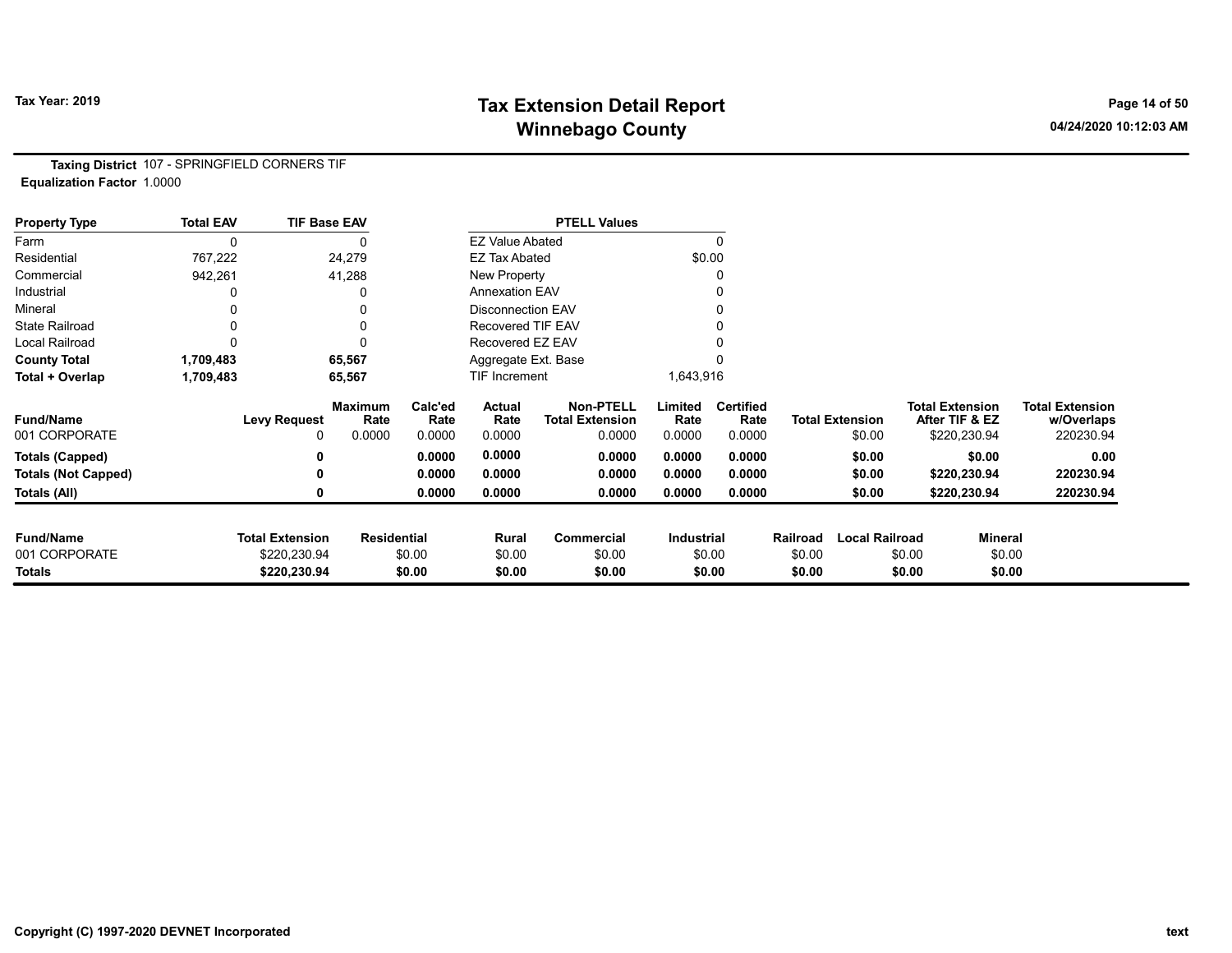# Tax Extension Detail Report
## Winnebago County

Tax Year: 2019

04/24/2020 10:12:03 AM

**Taxing District** 107 - SPRINGFIELD CORNERS TIF
**Equalization Factor** 1.0000

| Property Type | Total EAV | TIF Base EAV |
|---|---|---|
| Farm | 0 | 0 |
| Residential | 767,222 | 24,279 |
| Commercial | 942,261 | 41,288 |
| Industrial | 0 | 0 |
| Mineral | 0 | 0 |
| State Railroad | 0 | 0 |
| Local Railroad | 0 | 0 |
| **County Total** | **1,709,483** | **65,567** |
| **Total + Overlap** | **1,709,483** | **65,567** |

| PTELL Values | |
|---|---|
| EZ Value Abated | 0 |
| EZ Tax Abated | $0.00 |
| New Property | 0 |
| Annexation EAV | 0 |
| Disconnection EAV | 0 |
| Recovered TIF EAV | 0 |
| Recovered EZ EAV | 0 |
| Aggregate Ext. Base | 0 |
| TIF Increment | 1,643,916 |

| Fund/Name | Levy Request | Maximum Rate | Calc'ed Rate | Actual Rate | Non-PTELL Total Extension | Limited Rate | Certified Rate | Total Extension | Total Extension After TIF & EZ | Total Extension w/Overlaps |
|---|---|---|---|---|---|---|---|---|---|---|
| 001 CORPORATE | 0 | 0.0000 | 0.0000 | 0.0000 | 0.0000 | 0.0000 | 0.0000 | $0.00 | $220,230.94 | 220230.94 |
| **Totals (Capped)** | **0** | | **0.0000** | **0.0000** | **0.0000** | **0.0000** | **0.0000** | **$0.00** | **$0.00** | **0.00** |
| **Totals (Not Capped)** | **0** | | **0.0000** | **0.0000** | **0.0000** | **0.0000** | **0.0000** | **$0.00** | **$220,230.94** | **220230.94** |
| **Totals (All)** | **0** | | **0.0000** | **0.0000** | **0.0000** | **0.0000** | **0.0000** | **$0.00** | **$220,230.94** | **220230.94** |

| Fund/Name | Total Extension | Residential | Rural | Commercial | Industrial | Railroad | Local Railroad | Mineral |
|---|---|---|---|---|---|---|---|---|
| 001 CORPORATE | $220,230.94 | $0.00 | $0.00 | $0.00 | $0.00 | $0.00 | $0.00 | $0.00 |
| **Totals** | **$220,230.94** | **$0.00** | **$0.00** | **$0.00** | **$0.00** | **$0.00** | **$0.00** | **$0.00** |

Copyright (C) 1997-2020 DEVNET Incorporated

text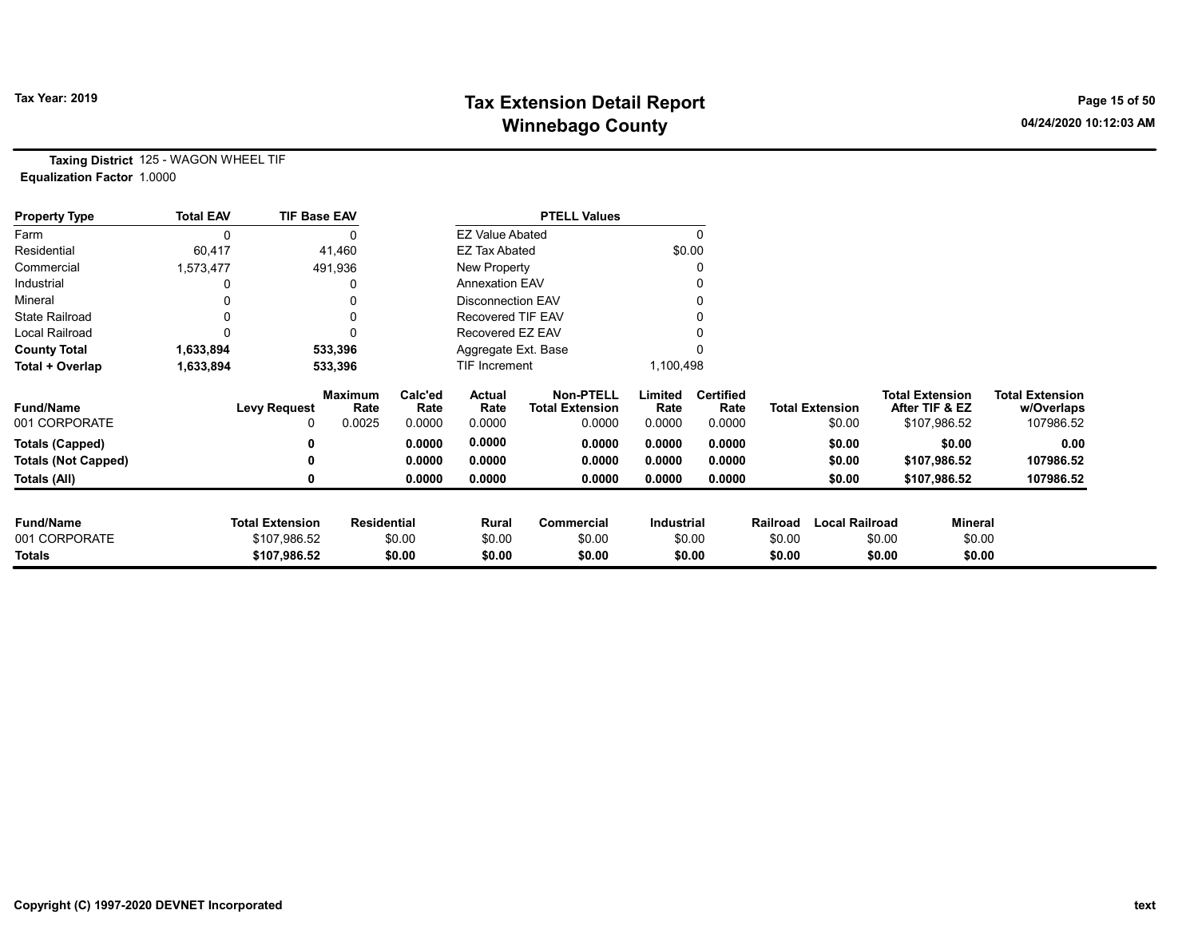**Tax Year: 2019**

# Tax Extension Detail Report
## Winnebago County

**Taxing District** 125 - WAGON WHEEL TIF
**Equalization Factor** 1.0000

| Property Type | Total EAV | TIF Base EAV |
|---|---|---|
| Farm | 0 | 0 |
| Residential | 60,417 | 41,460 |
| Commercial | 1,573,477 | 491,936 |
| Industrial | 0 | 0 |
| Mineral | 0 | 0 |
| State Railroad | 0 | 0 |
| Local Railroad | 0 | 0 |
| **County Total** | **1,633,894** | **533,396** |
| **Total + Overlap** | **1,633,894** | **533,396** |

| PTELL Values | |
|---|---|
| EZ Value Abated | 0 |
| EZ Tax Abated | $0.00 |
| New Property | 0 |
| Annexation EAV | 0 |
| Disconnection EAV | 0 |
| Recovered TIF EAV | 0 |
| Recovered EZ EAV | 0 |
| Aggregate Ext. Base | 0 |
| TIF Increment | 1,100,498 |

| Fund/Name | Levy Request | Maximum Rate | Calc'ed Rate | Actual Rate | Non-PTELL Total Extension | Limited Rate | Certified Rate | Total Extension | Total Extension After TIF & EZ | Total Extension w/Overlaps |
|---|---|---|---|---|---|---|---|---|---|---|
| 001 CORPORATE | 0 | 0.0025 | 0.0000 | 0.0000 | 0.0000 | 0.0000 | 0.0000 | $0.00 | $107,986.52 | 107986.52 |
| **Totals (Capped)** | **0** | | **0.0000** | **0.0000** | **0.0000** | **0.0000** | **0.0000** | **$0.00** | **$0.00** | **0.00** |
| **Totals (Not Capped)** | **0** | | **0.0000** | **0.0000** | **0.0000** | **0.0000** | **0.0000** | **$0.00** | **$107,986.52** | **107986.52** |
| **Totals (All)** | **0** | | **0.0000** | **0.0000** | **0.0000** | **0.0000** | **0.0000** | **$0.00** | **$107,986.52** | **107986.52** |

| Fund/Name | Total Extension | Residential | Rural | Commercial | Industrial | Railroad | Local Railroad | Mineral |
|---|---|---|---|---|---|---|---|---|
| 001 CORPORATE | $107,986.52 | $0.00 | $0.00 | $0.00 | $0.00 | $0.00 | $0.00 | $0.00 |
| **Totals** | **$107,986.52** | **$0.00** | **$0.00** | **$0.00** | **$0.00** | **$0.00** | **$0.00** | **$0.00** |

Copyright (C) 1997-2020 DEVNET Incorporated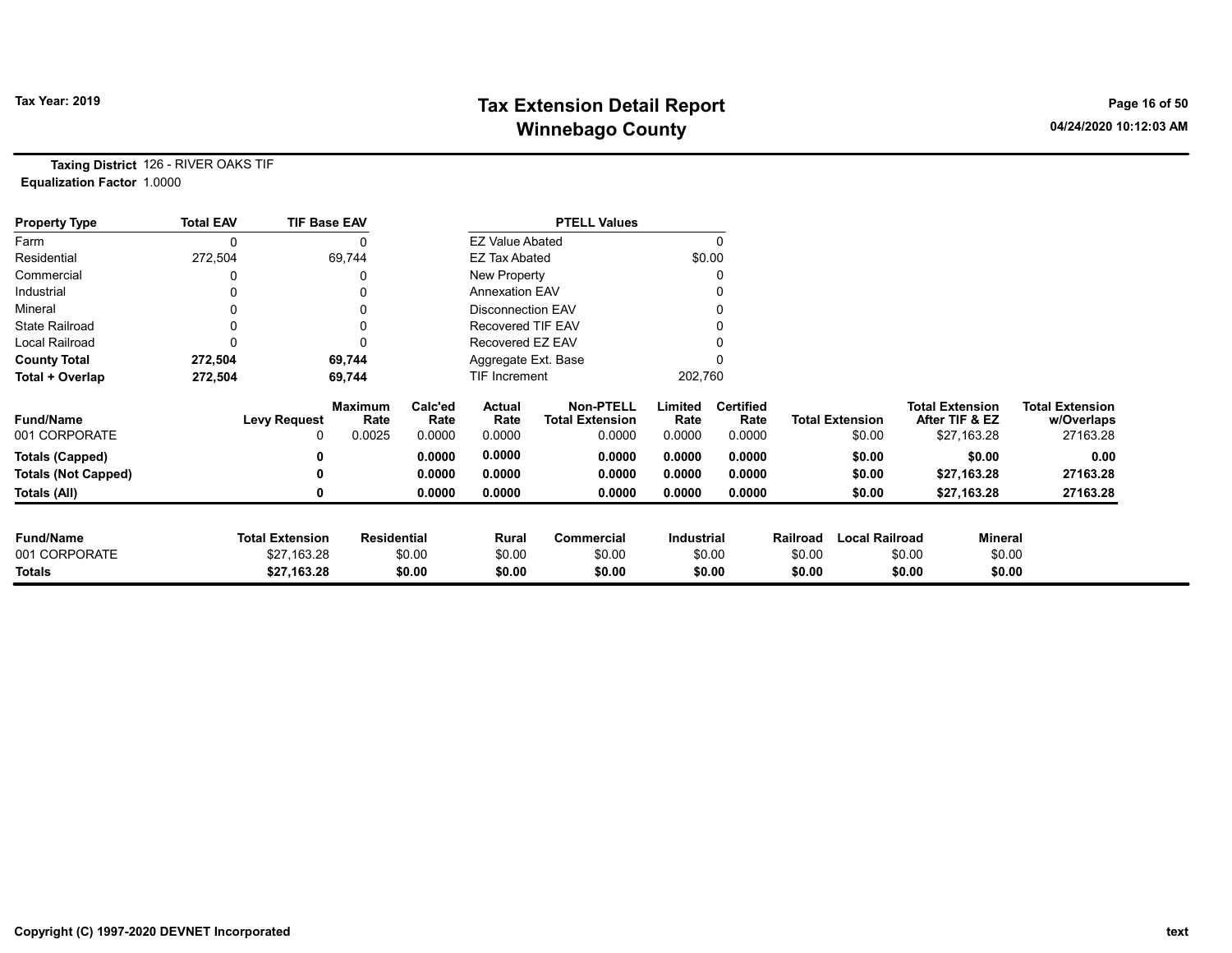# Tax Extension Detail Report

## Winnebago County

Tax Year: 2019

04/24/2020 10:12:03 AM

**Taxing District** 126 - RIVER OAKS TIF
**Equalization Factor** 1.0000

| Property Type | Total EAV | TIF Base EAV |
|---|---|---|
| Farm | 0 | 0 |
| Residential | 272,504 | 69,744 |
| Commercial | 0 | 0 |
| Industrial | 0 | 0 |
| Mineral | 0 | 0 |
| State Railroad | 0 | 0 |
| Local Railroad | 0 | 0 |
| **County Total** | **272,504** | **69,744** |
| **Total + Overlap** | **272,504** | **69,744** |

| PTELL Values | |
|---|---|
| EZ Value Abated | 0 |
| EZ Tax Abated | $0.00 |
| New Property | 0 |
| Annexation EAV | 0 |
| Disconnection EAV | 0 |
| Recovered TIF EAV | 0 |
| Recovered EZ EAV | 0 |
| Aggregate Ext. Base | 0 |
| TIF Increment | 202,760 |

| Fund/Name | Levy Request | Maximum Rate | Calc'ed Rate | Actual Rate | Non-PTELL Total Extension | Limited Rate | Certified Rate | Total Extension | Total Extension After TIF & EZ | Total Extension w/Overlaps |
|---|---|---|---|---|---|---|---|---|---|---|
| 001 CORPORATE | 0 | 0.0025 | 0.0000 | 0.0000 | 0.0000 | 0.0000 | 0.0000 | $0.00 | $27,163.28 | 27163.28 |
| **Totals (Capped)** | **0** | | **0.0000** | **0.0000** | **0.0000** | **0.0000** | **0.0000** | **$0.00** | **$0.00** | **0.00** |
| **Totals (Not Capped)** | **0** | | **0.0000** | **0.0000** | **0.0000** | **0.0000** | **0.0000** | **$0.00** | **$27,163.28** | **27163.28** |
| **Totals (All)** | **0** | | **0.0000** | **0.0000** | **0.0000** | **0.0000** | **0.0000** | **$0.00** | **$27,163.28** | **27163.28** |

| Fund/Name | Total Extension | Residential | Rural | Commercial | Industrial | Railroad | Local Railroad | Mineral |
|---|---|---|---|---|---|---|---|---|
| 001 CORPORATE | $27,163.28 | $0.00 | $0.00 | $0.00 | $0.00 | $0.00 | $0.00 | $0.00 |
| **Totals** | **$27,163.28** | **$0.00** | **$0.00** | **$0.00** | **$0.00** | **$0.00** | **$0.00** | **$0.00** |

Copyright (C) 1997-2020 DEVNET Incorporated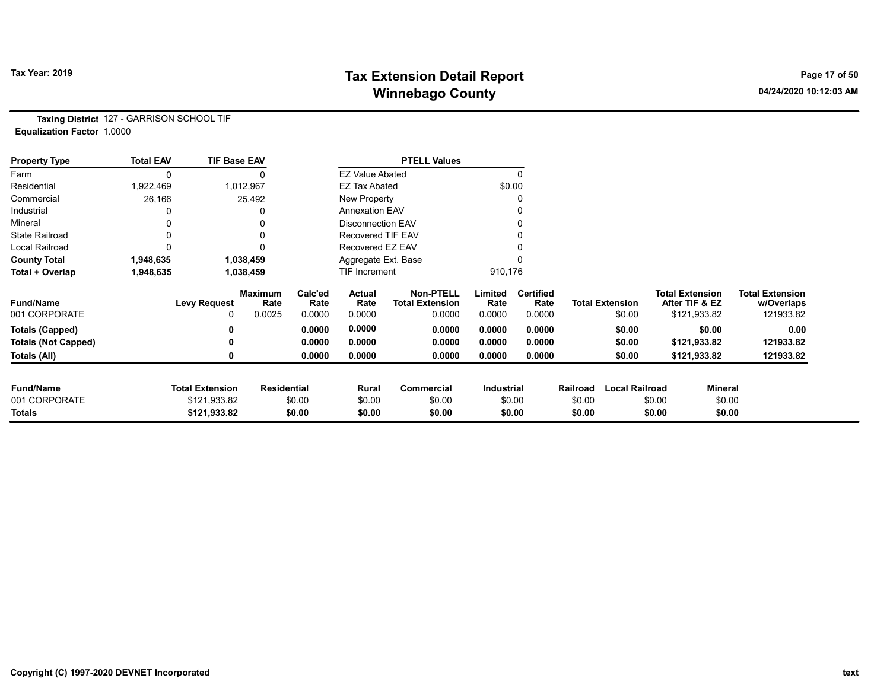**Tax Year: 2019**

# Tax Extension Detail Report
## Winnebago County

04/24/2020 10:12:03 AM

**Taxing District** 127 - GARRISON SCHOOL TIF
**Equalization Factor** 1.0000

| Property Type | Total EAV | TIF Base EAV | PTELL Values | |
|---|---|---|---|---|
| Farm | 0 | 0 | EZ Value Abated | 0 |
| Residential | 1,922,469 | 1,012,967 | EZ Tax Abated | $0.00 |
| Commercial | 26,166 | 25,492 | New Property | 0 |
| Industrial | 0 | 0 | Annexation EAV | 0 |
| Mineral | 0 | 0 | Disconnection EAV | 0 |
| State Railroad | 0 | 0 | Recovered TIF EAV | 0 |
| Local Railroad | 0 | 0 | Recovered EZ EAV | 0 |
| **County Total** | **1,948,635** | **1,038,459** | Aggregate Ext. Base | 0 |
| **Total + Overlap** | **1,948,635** | **1,038,459** | TIF Increment | 910,176 |

| Fund/Name | Levy Request | Maximum Rate | Calc'ed Rate | Actual Rate | Non-PTELL Total Extension | Limited Rate | Certified Rate | Total Extension | Total Extension After TIF & EZ | Total Extension w/Overlaps |
|---|---|---|---|---|---|---|---|---|---|---|
| 001 CORPORATE | 0 | 0.0025 | 0.0000 | 0.0000 | 0.0000 | 0.0000 | 0.0000 | $0.00 | $121,933.82 | 121933.82 |
| **Totals (Capped)** | **0** | | **0.0000** | **0.0000** | **0.0000** | **0.0000** | **0.0000** | **$0.00** | **$0.00** | **0.00** |
| **Totals (Not Capped)** | **0** | | **0.0000** | **0.0000** | **0.0000** | **0.0000** | **0.0000** | **$0.00** | **$121,933.82** | **121933.82** |
| **Totals (All)** | **0** | | **0.0000** | **0.0000** | **0.0000** | **0.0000** | **0.0000** | **$0.00** | **$121,933.82** | **121933.82** |

| Fund/Name | Total Extension | Residential | Rural | Commercial | Industrial | Railroad | Local Railroad | Mineral |
|---|---|---|---|---|---|---|---|---|
| 001 CORPORATE | $121,933.82 | $0.00 | $0.00 | $0.00 | $0.00 | $0.00 | $0.00 | $0.00 |
| **Totals** | **$121,933.82** | **$0.00** | **$0.00** | **$0.00** | **$0.00** | **$0.00** | **$0.00** | **$0.00** |

Copyright (C) 1997-2020 DEVNET Incorporated

text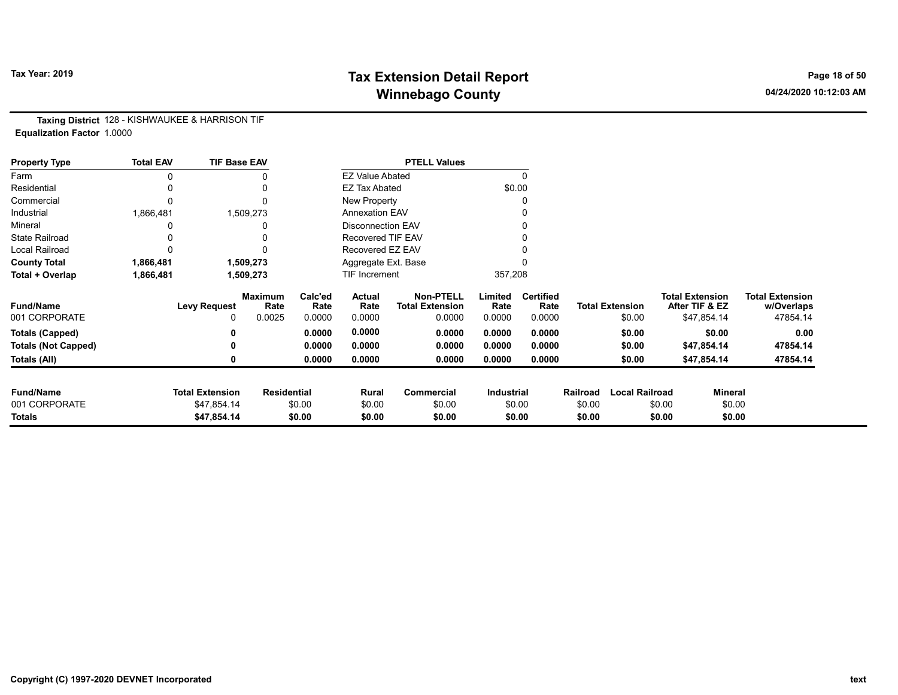# Tax Extension Detail Report
## Winnebago County

Tax Year: 2019

04/24/2020 10:12:03 AM

**Taxing District** 128 - KISHWAUKEE & HARRISON TIF
**Equalization Factor** 1.0000

| Property Type | Total EAV | TIF Base EAV |
|---|---|---|
| Farm | 0 | 0 |
| Residential | 0 | 0 |
| Commercial | 0 | 0 |
| Industrial | 1,866,481 | 1,509,273 |
| Mineral | 0 | 0 |
| State Railroad | 0 | 0 |
| Local Railroad | 0 | 0 |
| **County Total** | **1,866,481** | **1,509,273** |
| **Total + Overlap** | **1,866,481** | **1,509,273** |

| PTELL Values | |
|---|---|
| EZ Value Abated | 0 |
| EZ Tax Abated | $0.00 |
| New Property | 0 |
| Annexation EAV | 0 |
| Disconnection EAV | 0 |
| Recovered TIF EAV | 0 |
| Recovered EZ EAV | 0 |
| Aggregate Ext. Base | 0 |
| TIF Increment | 357,208 |

| Fund/Name | Levy Request | Maximum Rate | Calc'ed Rate | Actual Rate | Non-PTELL Total Extension | Limited Rate | Certified Rate | Total Extension | Total Extension After TIF & EZ | Total Extension w/Overlaps |
|---|---|---|---|---|---|---|---|---|---|---|
| 001 CORPORATE | 0 | 0.0025 | 0.0000 | 0.0000 | 0.0000 | 0.0000 | 0.0000 | $0.00 | $47,854.14 | 47854.14 |
| **Totals (Capped)** | **0** | | **0.0000** | **0.0000** | **0.0000** | **0.0000** | **0.0000** | **$0.00** | **$0.00** | **0.00** |
| **Totals (Not Capped)** | **0** | | **0.0000** | **0.0000** | **0.0000** | **0.0000** | **0.0000** | **$0.00** | **$47,854.14** | **47854.14** |
| **Totals (All)** | **0** | | **0.0000** | **0.0000** | **0.0000** | **0.0000** | **0.0000** | **$0.00** | **$47,854.14** | **47854.14** |

| Fund/Name | Total Extension | Residential | Rural | Commercial | Industrial | Railroad | Local Railroad | Mineral |
|---|---|---|---|---|---|---|---|---|
| 001 CORPORATE | $47,854.14 | $0.00 | $0.00 | $0.00 | $0.00 | $0.00 | $0.00 | $0.00 |
| **Totals** | **$47,854.14** | **$0.00** | **$0.00** | **$0.00** | **$0.00** | **$0.00** | **$0.00** | **$0.00** |

Copyright (C) 1997-2020 DEVNET Incorporated

text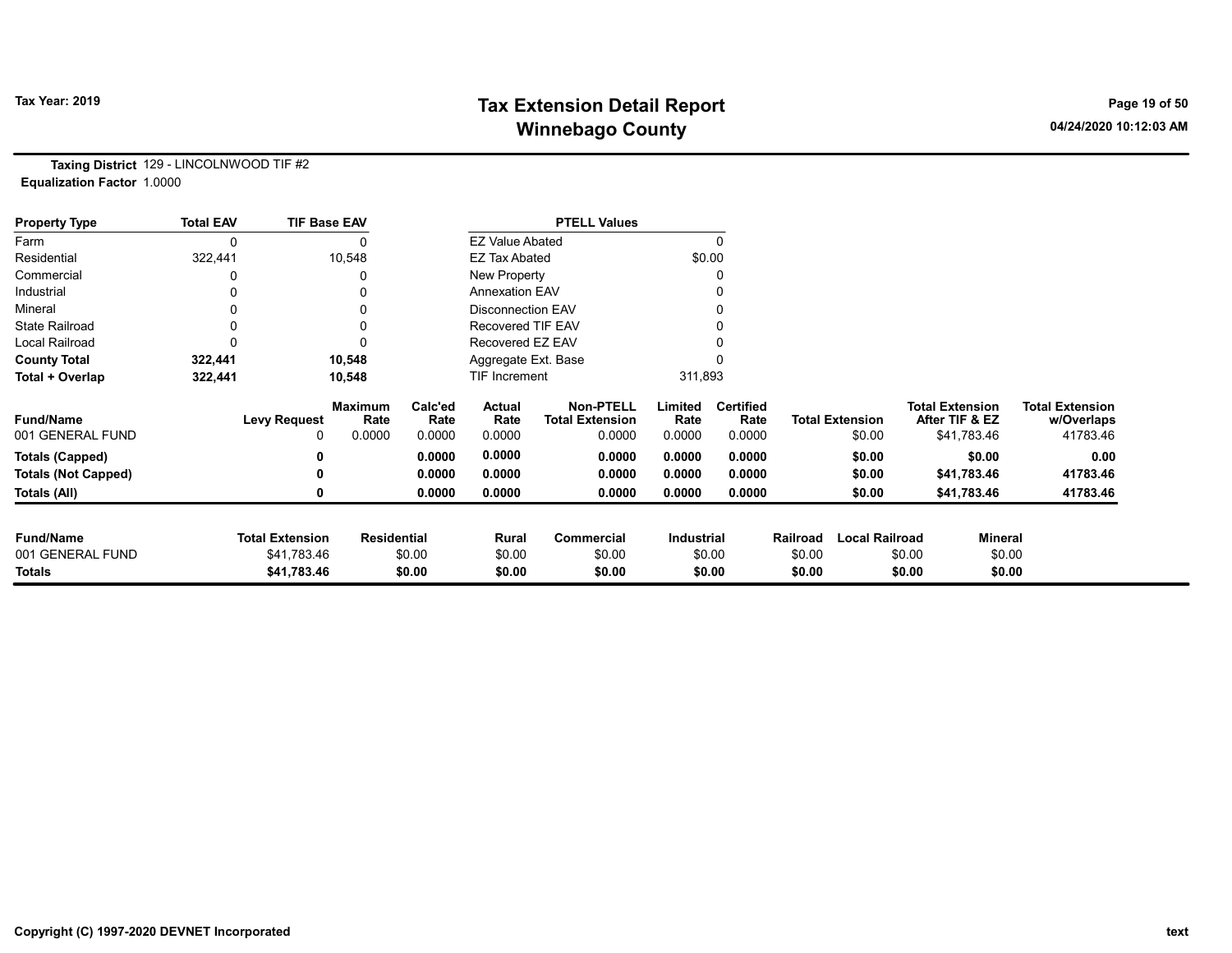# Tax Extension Detail Report
## Winnebago County

Tax Year: 2019

**Taxing District** 129 - LINCOLNWOOD TIF #2
**Equalization Factor** 1.0000

| Property Type | Total EAV | TIF Base EAV |
|---|---|---|
| Farm | 0 | 0 |
| Residential | 322,441 | 10,548 |
| Commercial | 0 | 0 |
| Industrial | 0 | 0 |
| Mineral | 0 | 0 |
| State Railroad | 0 | 0 |
| Local Railroad | 0 | 0 |
| **County Total** | **322,441** | **10,548** |
| **Total + Overlap** | **322,441** | **10,548** |

| PTELL Values | |
|---|---|
| EZ Value Abated | 0 |
| EZ Tax Abated | $0.00 |
| New Property | 0 |
| Annexation EAV | 0 |
| Disconnection EAV | 0 |
| Recovered TIF EAV | 0 |
| Recovered EZ EAV | 0 |
| Aggregate Ext. Base | 0 |
| TIF Increment | 311,893 |

| Fund/Name | Levy Request | Maximum Rate | Calc'ed Rate | Actual Rate | Non-PTELL Total Extension | Limited Rate | Certified Rate | Total Extension | Total Extension After TIF & EZ | Total Extension w/Overlaps |
|---|---|---|---|---|---|---|---|---|---|---|
| 001 GENERAL FUND | 0 | 0.0000 | 0.0000 | 0.0000 | 0.0000 | 0.0000 | 0.0000 | $0.00 | $41,783.46 | 41783.46 |
| **Totals (Capped)** | **0** | | **0.0000** | **0.0000** | **0.0000** | **0.0000** | **0.0000** | **$0.00** | **$0.00** | **0.00** |
| **Totals (Not Capped)** | **0** | | **0.0000** | **0.0000** | **0.0000** | **0.0000** | **0.0000** | **$0.00** | **$41,783.46** | **41783.46** |
| **Totals (All)** | **0** | | **0.0000** | **0.0000** | **0.0000** | **0.0000** | **0.0000** | **$0.00** | **$41,783.46** | **41783.46** |

| Fund/Name | Total Extension | Residential | Rural | Commercial | Industrial | Railroad | Local Railroad | Mineral |
|---|---|---|---|---|---|---|---|---|
| 001 GENERAL FUND | $41,783.46 | $0.00 | $0.00 | $0.00 | $0.00 | $0.00 | $0.00 | $0.00 |
| **Totals** | **$41,783.46** | **$0.00** | **$0.00** | **$0.00** | **$0.00** | **$0.00** | **$0.00** | **$0.00** |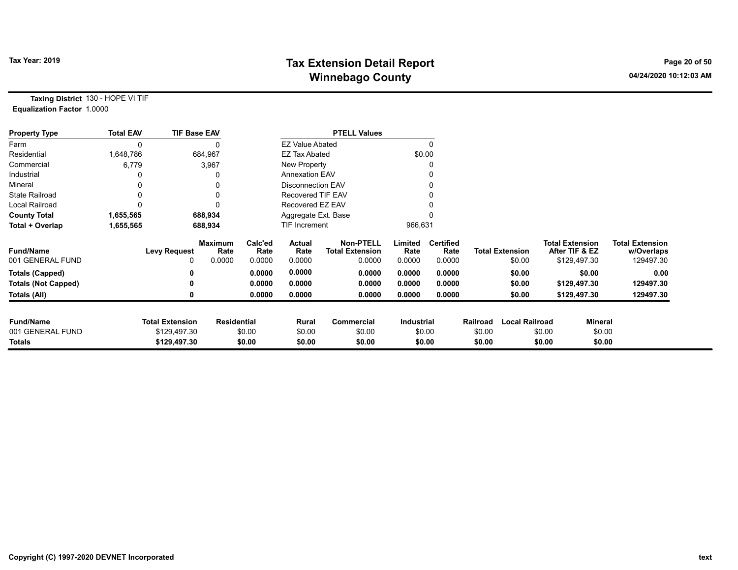**Tax Year: 2019**

# Tax Extension Detail Report
## Winnebago County

04/24/2020 10:12:03 AM

**Taxing District** 130 - HOPE VI TIF
**Equalization Factor** 1.0000

| Property Type | Total EAV | TIF Base EAV |
|---|---|---|
| Farm | 0 | 0 |
| Residential | 1,648,786 | 684,967 |
| Commercial | 6,779 | 3,967 |
| Industrial | 0 | 0 |
| Mineral | 0 | 0 |
| State Railroad | 0 | 0 |
| Local Railroad | 0 | 0 |
| **County Total** | **1,655,565** | **688,934** |
| **Total + Overlap** | **1,655,565** | **688,934** |

| PTELL Values | |
|---|---|
| EZ Value Abated | 0 |
| EZ Tax Abated | $0.00 |
| New Property | 0 |
| Annexation EAV | 0 |
| Disconnection EAV | 0 |
| Recovered TIF EAV | 0 |
| Recovered EZ EAV | 0 |
| Aggregate Ext. Base | 0 |
| TIF Increment | 966,631 |

| Fund/Name | Levy Request | Maximum Rate | Calc'ed Rate | Actual Rate | Non-PTELL Total Extension | Limited Rate | Certified Rate | Total Extension | Total Extension After TIF & EZ | Total Extension w/Overlaps |
|---|---|---|---|---|---|---|---|---|---|---|
| 001 GENERAL FUND | 0 | 0.0000 | 0.0000 | 0.0000 | 0.0000 | 0.0000 | 0.0000 | $0.00 | $129,497.30 | 129497.30 |
| **Totals (Capped)** | **0** | | **0.0000** | **0.0000** | **0.0000** | **0.0000** | **0.0000** | **$0.00** | **$0.00** | **0.00** |
| **Totals (Not Capped)** | **0** | | **0.0000** | **0.0000** | **0.0000** | **0.0000** | **0.0000** | **$0.00** | **$129,497.30** | **129497.30** |
| **Totals (All)** | **0** | | **0.0000** | **0.0000** | **0.0000** | **0.0000** | **0.0000** | **$0.00** | **$129,497.30** | **129497.30** |

| Fund/Name | Total Extension | Residential | Rural | Commercial | Industrial | Railroad | Local Railroad | Mineral |
|---|---|---|---|---|---|---|---|---|
| 001 GENERAL FUND | $129,497.30 | $0.00 | $0.00 | $0.00 | $0.00 | $0.00 | $0.00 | $0.00 |
| **Totals** | **$129,497.30** | **$0.00** | **$0.00** | **$0.00** | **$0.00** | **$0.00** | **$0.00** | **$0.00** |

Copyright (C) 1997-2020 DEVNET Incorporated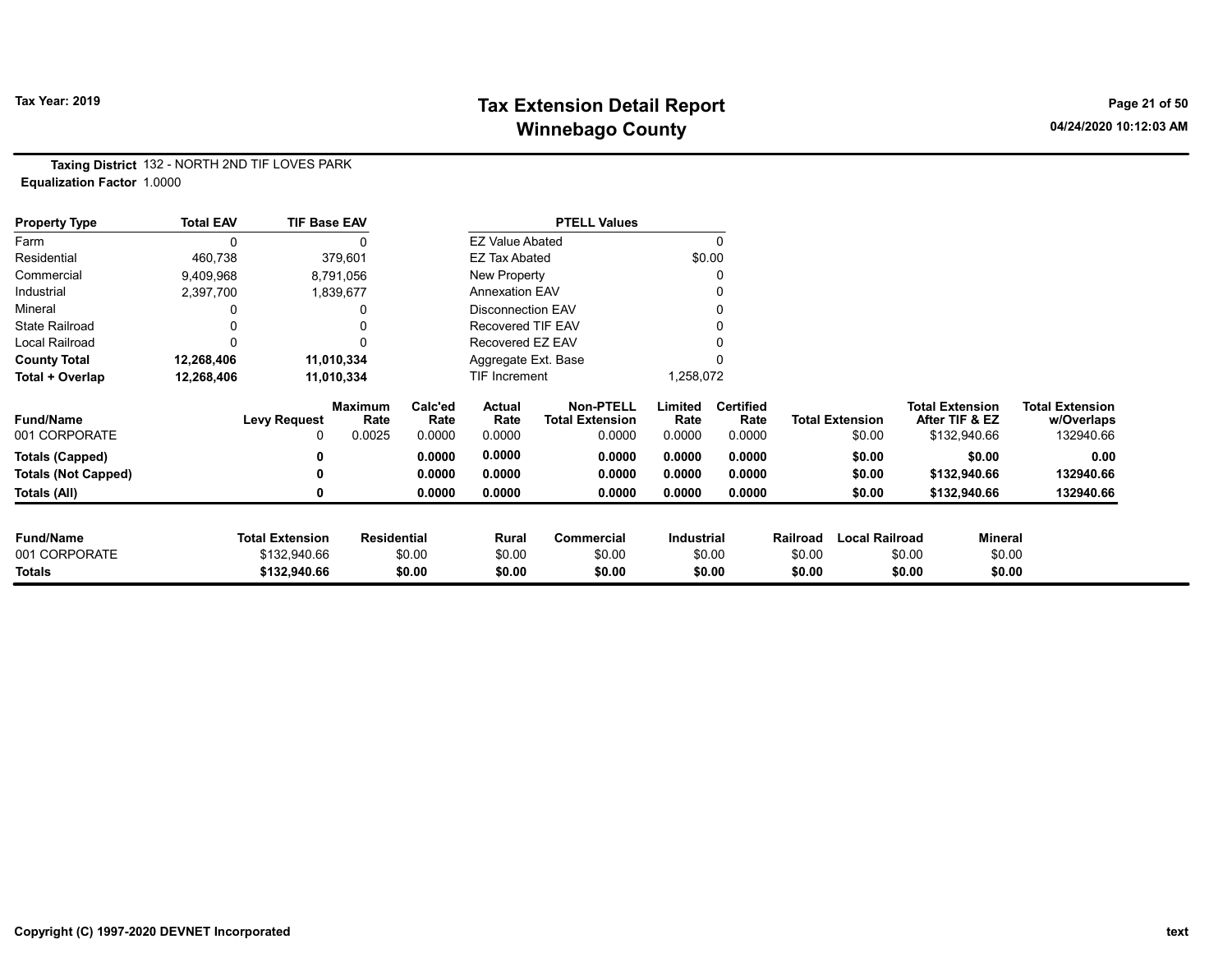Tax Year: 2019

# Tax Extension Detail Report
## Winnebago County

**Taxing District** 132 - NORTH 2ND TIF LOVES PARK
**Equalization Factor** 1.0000

| Property Type | Total EAV | TIF Base EAV | PTELL Values | |
|---|---|---|---|---|
| Farm | 0 | 0 | EZ Value Abated | 0 |
| Residential | 460,738 | 379,601 | EZ Tax Abated | $0.00 |
| Commercial | 9,409,968 | 8,791,056 | New Property | 0 |
| Industrial | 2,397,700 | 1,839,677 | Annexation EAV | 0 |
| Mineral | 0 | 0 | Disconnection EAV | 0 |
| State Railroad | 0 | 0 | Recovered TIF EAV | 0 |
| Local Railroad | 0 | 0 | Recovered EZ EAV | 0 |
| **County Total** | **12,268,406** | **11,010,334** | Aggregate Ext. Base | 0 |
| **Total + Overlap** | **12,268,406** | **11,010,334** | TIF Increment | 1,258,072 |

| Fund/Name | Levy Request | Maximum Rate | Calc'ed Rate | Actual Rate | Non-PTELL Total Extension | Limited Rate | Certified Rate | Total Extension | Total Extension After TIF & EZ | Total Extension w/Overlaps |
|---|---|---|---|---|---|---|---|---|---|---|
| 001 CORPORATE | 0 | 0.0025 | 0.0000 | 0.0000 | 0.0000 | 0.0000 | 0.0000 | $0.00 | $132,940.66 | 132940.66 |
| **Totals (Capped)** | **0** | | **0.0000** | **0.0000** | **0.0000** | **0.0000** | **0.0000** | **$0.00** | **$0.00** | **0.00** |
| **Totals (Not Capped)** | **0** | | **0.0000** | **0.0000** | **0.0000** | **0.0000** | **0.0000** | **$0.00** | **$132,940.66** | **132940.66** |
| **Totals (All)** | **0** | | **0.0000** | **0.0000** | **0.0000** | **0.0000** | **0.0000** | **$0.00** | **$132,940.66** | **132940.66** |

| Fund/Name | Total Extension | Residential | Rural | Commercial | Industrial | Railroad | Local Railroad | Mineral |
|---|---|---|---|---|---|---|---|---|
| 001 CORPORATE | $132,940.66 | $0.00 | $0.00 | $0.00 | $0.00 | $0.00 | $0.00 | $0.00 |
| **Totals** | **$132,940.66** | **$0.00** | **$0.00** | **$0.00** | **$0.00** | **$0.00** | **$0.00** | **$0.00** |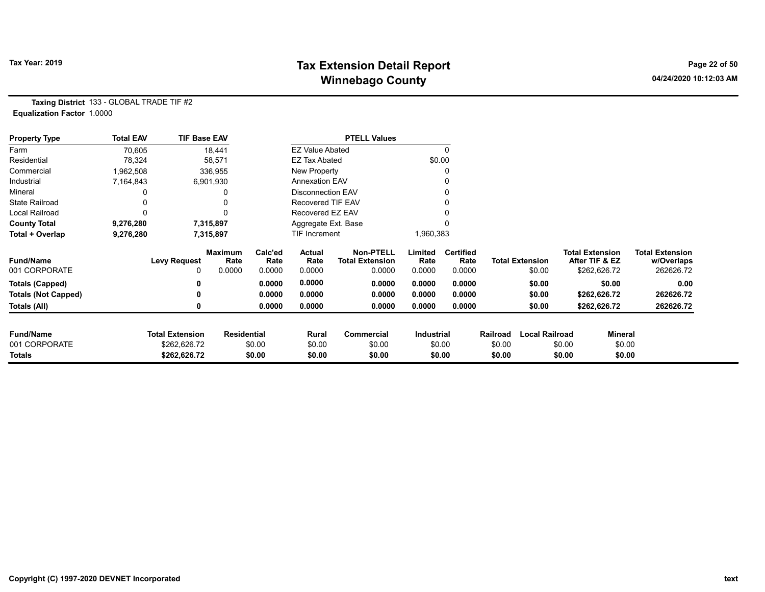# Tax Extension Detail Report
## Winnebago County

Tax Year: 2019

**Taxing District** 133 - GLOBAL TRADE TIF #2
**Equalization Factor** 1.0000

| Property Type | Total EAV | TIF Base EAV |
|---|---|---|
| Farm | 70,605 | 18,441 |
| Residential | 78,324 | 58,571 |
| Commercial | 1,962,508 | 336,955 |
| Industrial | 7,164,843 | 6,901,930 |
| Mineral | 0 | 0 |
| State Railroad | 0 | 0 |
| Local Railroad | 0 | 0 |
| **County Total** | **9,276,280** | **7,315,897** |
| **Total + Overlap** | **9,276,280** | **7,315,897** |

| PTELL Values | |
|---|---|
| EZ Value Abated | 0 |
| EZ Tax Abated | $0.00 |
| New Property | 0 |
| Annexation EAV | 0 |
| Disconnection EAV | 0 |
| Recovered TIF EAV | 0 |
| Recovered EZ EAV | 0 |
| Aggregate Ext. Base | 0 |
| TIF Increment | 1,960,383 |

| Fund/Name | Levy Request | Maximum Rate | Calc'ed Rate | Actual Rate | Non-PTELL Total Extension | Limited Rate | Certified Rate | Total Extension | Total Extension After TIF & EZ | Total Extension w/Overlaps |
|---|---|---|---|---|---|---|---|---|---|---|
| 001 CORPORATE | 0 | 0.0000 | 0.0000 | 0.0000 | 0.0000 | 0.0000 | 0.0000 | $0.00 | $262,626.72 | 262626.72 |
| **Totals (Capped)** | **0** | | **0.0000** | **0.0000** | **0.0000** | **0.0000** | **0.0000** | **$0.00** | **$0.00** | **0.00** |
| **Totals (Not Capped)** | **0** | | **0.0000** | **0.0000** | **0.0000** | **0.0000** | **0.0000** | **$0.00** | **$262,626.72** | **262626.72** |
| **Totals (All)** | **0** | | **0.0000** | **0.0000** | **0.0000** | **0.0000** | **0.0000** | **$0.00** | **$262,626.72** | **262626.72** |

| Fund/Name | Total Extension | Residential | Rural | Commercial | Industrial | Railroad | Local Railroad | Mineral |
|---|---|---|---|---|---|---|---|---|
| 001 CORPORATE | $262,626.72 | $0.00 | $0.00 | $0.00 | $0.00 | $0.00 | $0.00 | $0.00 |
| **Totals** | **$262,626.72** | **$0.00** | **$0.00** | **$0.00** | **$0.00** | **$0.00** | **$0.00** | **$0.00** |

Copyright (C) 1997-2020 DEVNET Incorporated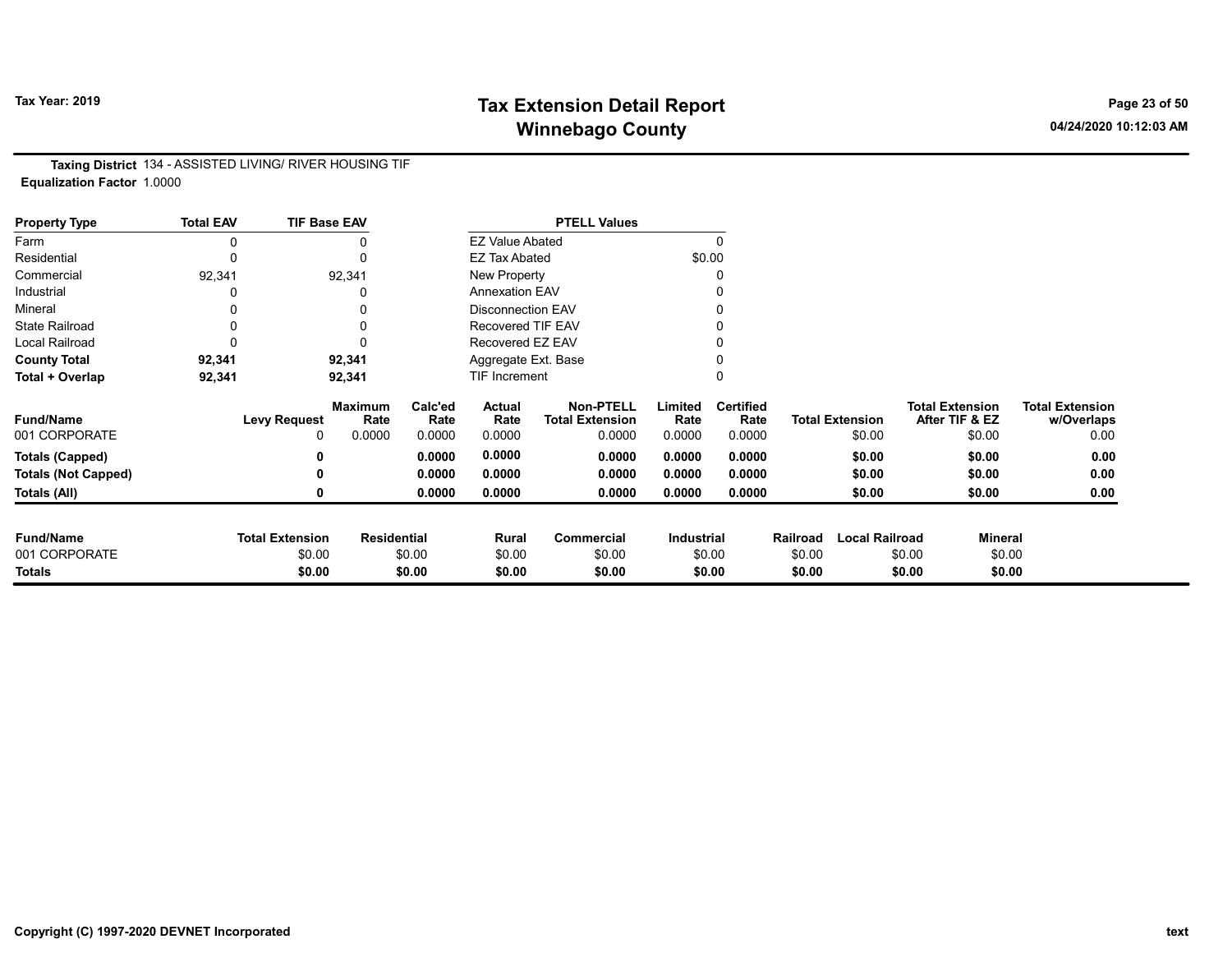# Tax Extension Detail Report
## Winnebago County

**Tax Year: 2019**

04/24/2020 10:12:03 AM

**Taxing District** 134 - ASSISTED LIVING/ RIVER HOUSING TIF
**Equalization Factor** 1.0000

| Property Type | Total EAV | TIF Base EAV |
|---|---|---|
| Farm | 0 | 0 |
| Residential | 0 | 0 |
| Commercial | 92,341 | 92,341 |
| Industrial | 0 | 0 |
| Mineral | 0 | 0 |
| State Railroad | 0 | 0 |
| Local Railroad | 0 | 0 |
| **County Total** | **92,341** | **92,341** |
| **Total + Overlap** | **92,341** | **92,341** |

| PTELL Values | |
|---|---|
| EZ Value Abated | 0 |
| EZ Tax Abated | $0.00 |
| New Property | 0 |
| Annexation EAV | 0 |
| Disconnection EAV | 0 |
| Recovered TIF EAV | 0 |
| Recovered EZ EAV | 0 |
| Aggregate Ext. Base | 0 |
| TIF Increment | 0 |

| Fund/Name | Levy Request | Maximum Rate | Calc'ed Rate | Actual Rate | Non-PTELL Total Extension | Limited Rate | Certified Rate | Total Extension | Total Extension After TIF & EZ | Total Extension w/Overlaps |
|---|---|---|---|---|---|---|---|---|---|---|
| 001 CORPORATE | 0 | 0.0000 | 0.0000 | 0.0000 | 0.0000 | 0.0000 | 0.0000 | $0.00 | $0.00 | 0.00 |
| **Totals (Capped)** | **0** | | **0.0000** | **0.0000** | **0.0000** | **0.0000** | **0.0000** | **$0.00** | **$0.00** | **0.00** |
| **Totals (Not Capped)** | **0** | | **0.0000** | **0.0000** | **0.0000** | **0.0000** | **0.0000** | **$0.00** | **$0.00** | **0.00** |
| **Totals (All)** | **0** | | **0.0000** | **0.0000** | **0.0000** | **0.0000** | **0.0000** | **$0.00** | **$0.00** | **0.00** |

| Fund/Name | Total Extension | Residential | Rural | Commercial | Industrial | Railroad | Local Railroad | Mineral |
|---|---|---|---|---|---|---|---|---|
| 001 CORPORATE | $0.00 | $0.00 | $0.00 | $0.00 | $0.00 | $0.00 | $0.00 | $0.00 |
| **Totals** | **$0.00** | **$0.00** | **$0.00** | **$0.00** | **$0.00** | **$0.00** | **$0.00** | **$0.00** |

Copyright (C) 1997-2020 DEVNET Incorporated

text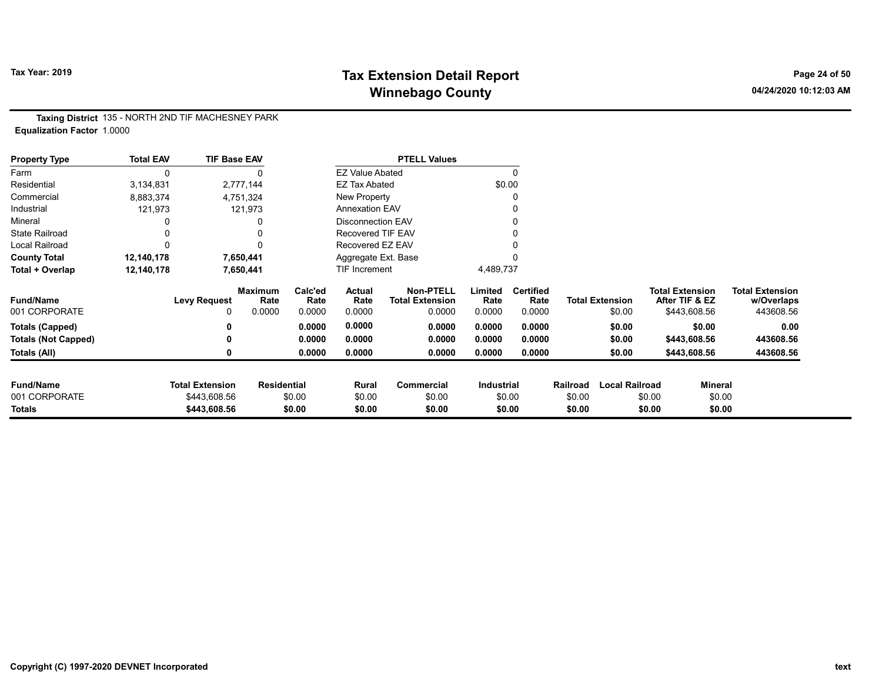# Tax Extension Detail Report

## Winnebago County

Tax Year: 2019

**Taxing District** 135 - NORTH 2ND TIF MACHESNEY PARK
**Equalization Factor** 1.0000

| Property Type | Total EAV | TIF Base EAV |
|---|---|---|
| Farm | 0 | 0 |
| Residential | 3,134,831 | 2,777,144 |
| Commercial | 8,883,374 | 4,751,324 |
| Industrial | 121,973 | 121,973 |
| Mineral | 0 | 0 |
| State Railroad | 0 | 0 |
| Local Railroad | 0 | 0 |
| **County Total** | **12,140,178** | **7,650,441** |
| **Total + Overlap** | **12,140,178** | **7,650,441** |

| PTELL Values | |
|---|---|
| EZ Value Abated | 0 |
| EZ Tax Abated | $0.00 |
| New Property | 0 |
| Annexation EAV | 0 |
| Disconnection EAV | 0 |
| Recovered TIF EAV | 0 |
| Recovered EZ EAV | 0 |
| Aggregate Ext. Base | 0 |
| TIF Increment | 4,489,737 |

| Fund/Name | Levy Request | Maximum Rate | Calc'ed Rate | Actual Rate | Non-PTELL Total Extension | Limited Rate | Certified Rate | Total Extension | Total Extension After TIF & EZ | Total Extension w/Overlaps |
|---|---|---|---|---|---|---|---|---|---|---|
| 001 CORPORATE | 0 | 0.0000 | 0.0000 | 0.0000 | 0.0000 | 0.0000 | 0.0000 | $0.00 | $443,608.56 | 443608.56 |
| **Totals (Capped)** | **0** | | **0.0000** | **0.0000** | **0.0000** | **0.0000** | **0.0000** | **$0.00** | **$0.00** | **0.00** |
| **Totals (Not Capped)** | **0** | | **0.0000** | **0.0000** | **0.0000** | **0.0000** | **0.0000** | **$0.00** | **$443,608.56** | **443608.56** |
| **Totals (All)** | **0** | | **0.0000** | **0.0000** | **0.0000** | **0.0000** | **0.0000** | **$0.00** | **$443,608.56** | **443608.56** |

| Fund/Name | Total Extension | Residential | Rural | Commercial | Industrial | Railroad | Local Railroad | Mineral |
|---|---|---|---|---|---|---|---|---|
| 001 CORPORATE | $443,608.56 | $0.00 | $0.00 | $0.00 | $0.00 | $0.00 | $0.00 | $0.00 |
| **Totals** | **$443,608.56** | **$0.00** | **$0.00** | **$0.00** | **$0.00** | **$0.00** | **$0.00** | **$0.00** |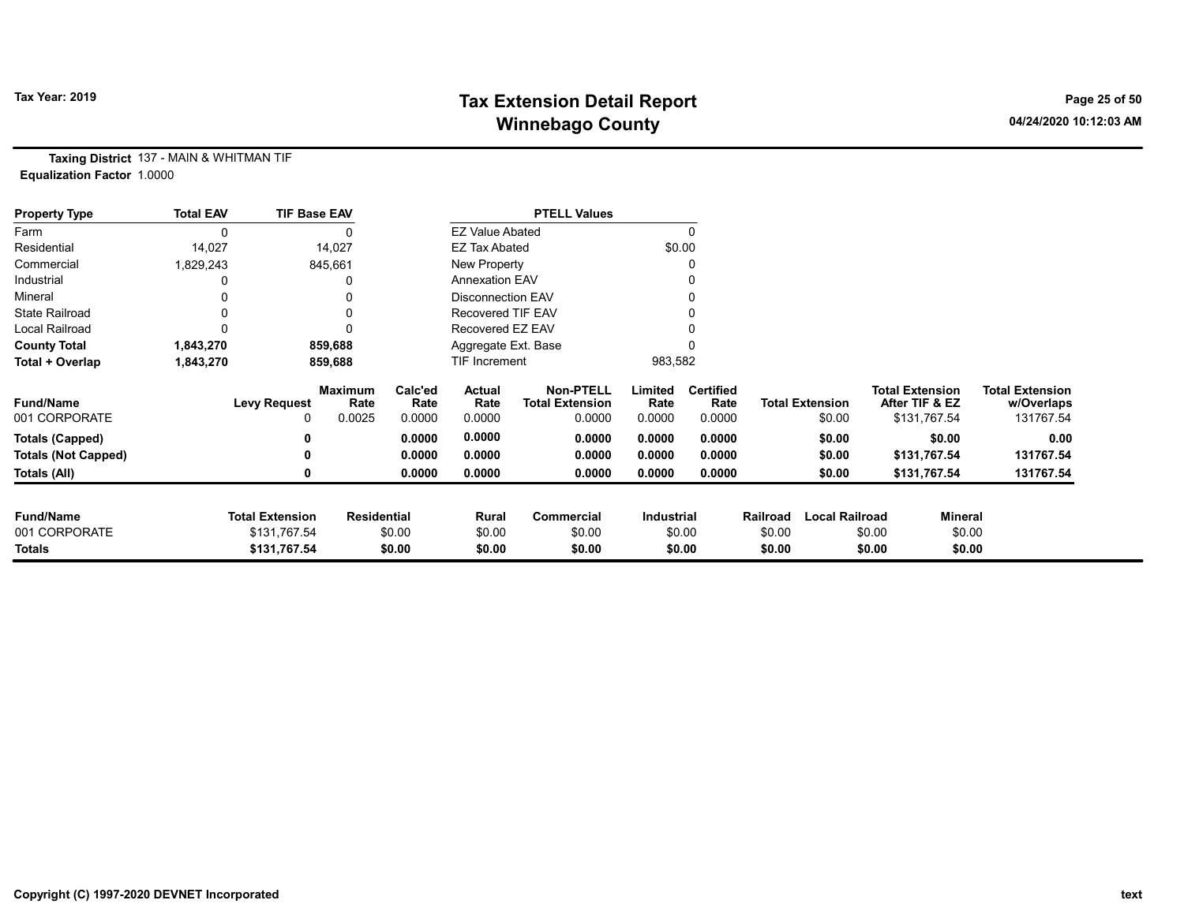# Tax Extension Detail Report
# Winnebago County

Tax Year: 2019

04/24/2020 10:12:03 AM

**Taxing District** 137 - MAIN & WHITMAN TIF
**Equalization Factor** 1.0000

| Property Type | Total EAV | TIF Base EAV | PTELL Values | |
|---|---|---|---|---|
| Farm | 0 | 0 | EZ Value Abated | 0 |
| Residential | 14,027 | 14,027 | EZ Tax Abated | $0.00 |
| Commercial | 1,829,243 | 845,661 | New Property | 0 |
| Industrial | 0 | 0 | Annexation EAV | 0 |
| Mineral | 0 | 0 | Disconnection EAV | 0 |
| State Railroad | 0 | 0 | Recovered TIF EAV | 0 |
| Local Railroad | 0 | 0 | Recovered EZ EAV | 0 |
| **County Total** | **1,843,270** | **859,688** | Aggregate Ext. Base | 0 |
| **Total + Overlap** | **1,843,270** | **859,688** | TIF Increment | 983,582 |

| Fund/Name | Levy Request | Maximum Rate | Calc'ed Rate | Actual Rate | Non-PTELL Total Extension | Limited Rate | Certified Rate | Total Extension | Total Extension After TIF & EZ | Total Extension w/Overlaps |
|---|---|---|---|---|---|---|---|---|---|---|
| 001 CORPORATE | 0 | 0.0025 | 0.0000 | 0.0000 | 0.0000 | 0.0000 | 0.0000 | $0.00 | $131,767.54 | 131767.54 |
| **Totals (Capped)** | **0** | | **0.0000** | **0.0000** | **0.0000** | **0.0000** | **0.0000** | **$0.00** | **$0.00** | **0.00** |
| **Totals (Not Capped)** | **0** | | **0.0000** | **0.0000** | **0.0000** | **0.0000** | **0.0000** | **$0.00** | **$131,767.54** | **131767.54** |
| **Totals (All)** | **0** | | **0.0000** | **0.0000** | **0.0000** | **0.0000** | **0.0000** | **$0.00** | **$131,767.54** | **131767.54** |

| Fund/Name | Total Extension | Residential | Rural | Commercial | Industrial | Railroad | Local Railroad | Mineral |
|---|---|---|---|---|---|---|---|---|
| 001 CORPORATE | $131,767.54 | $0.00 | $0.00 | $0.00 | $0.00 | $0.00 | $0.00 | $0.00 |
| **Totals** | **$131,767.54** | **$0.00** | **$0.00** | **$0.00** | **$0.00** | **$0.00** | **$0.00** | **$0.00** |

Copyright (C) 1997-2020 DEVNET Incorporated

text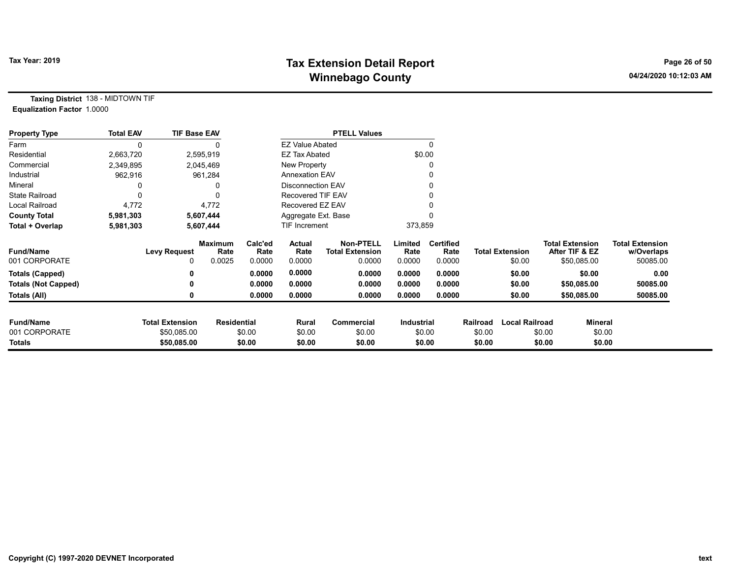# Tax Extension Detail Report
## Winnebago County

Tax Year: 2019

**Taxing District** 138 - MIDTOWN TIF
**Equalization Factor** 1.0000

| Property Type | Total EAV | TIF Base EAV |
|---|---|---|
| Farm | 0 | 0 |
| Residential | 2,663,720 | 2,595,919 |
| Commercial | 2,349,895 | 2,045,469 |
| Industrial | 962,916 | 961,284 |
| Mineral | 0 | 0 |
| State Railroad | 0 | 0 |
| Local Railroad | 4,772 | 4,772 |
| **County Total** | **5,981,303** | **5,607,444** |
| **Total + Overlap** | **5,981,303** | **5,607,444** |

| PTELL Values | |
|---|---|
| EZ Value Abated | 0 |
| EZ Tax Abated | $0.00 |
| New Property | 0 |
| Annexation EAV | 0 |
| Disconnection EAV | 0 |
| Recovered TIF EAV | 0 |
| Recovered EZ EAV | 0 |
| Aggregate Ext. Base | 0 |
| TIF Increment | 373,859 |

| Fund/Name | Levy Request | Maximum Rate | Calc'ed Rate | Actual Rate | Non-PTELL Total Extension | Limited Rate | Certified Rate | Total Extension | Total Extension After TIF & EZ | Total Extension w/Overlaps |
|---|---|---|---|---|---|---|---|---|---|---|
| 001 CORPORATE | 0 | 0.0025 | 0.0000 | 0.0000 | 0.0000 | 0.0000 | 0.0000 | $0.00 | $50,085.00 | 50085.00 |
| **Totals (Capped)** | **0** | | **0.0000** | **0.0000** | **0.0000** | **0.0000** | **0.0000** | **$0.00** | **$0.00** | **0.00** |
| **Totals (Not Capped)** | **0** | | **0.0000** | **0.0000** | **0.0000** | **0.0000** | **0.0000** | **$0.00** | **$50,085.00** | **50085.00** |
| **Totals (All)** | **0** | | **0.0000** | **0.0000** | **0.0000** | **0.0000** | **0.0000** | **$0.00** | **$50,085.00** | **50085.00** |

| Fund/Name | Total Extension | Residential | Rural | Commercial | Industrial | Railroad | Local Railroad | Mineral |
|---|---|---|---|---|---|---|---|---|
| 001 CORPORATE | $50,085.00 | $0.00 | $0.00 | $0.00 | $0.00 | $0.00 | $0.00 | $0.00 |
| **Totals** | **$50,085.00** | **$0.00** | **$0.00** | **$0.00** | **$0.00** | **$0.00** | **$0.00** | **$0.00** |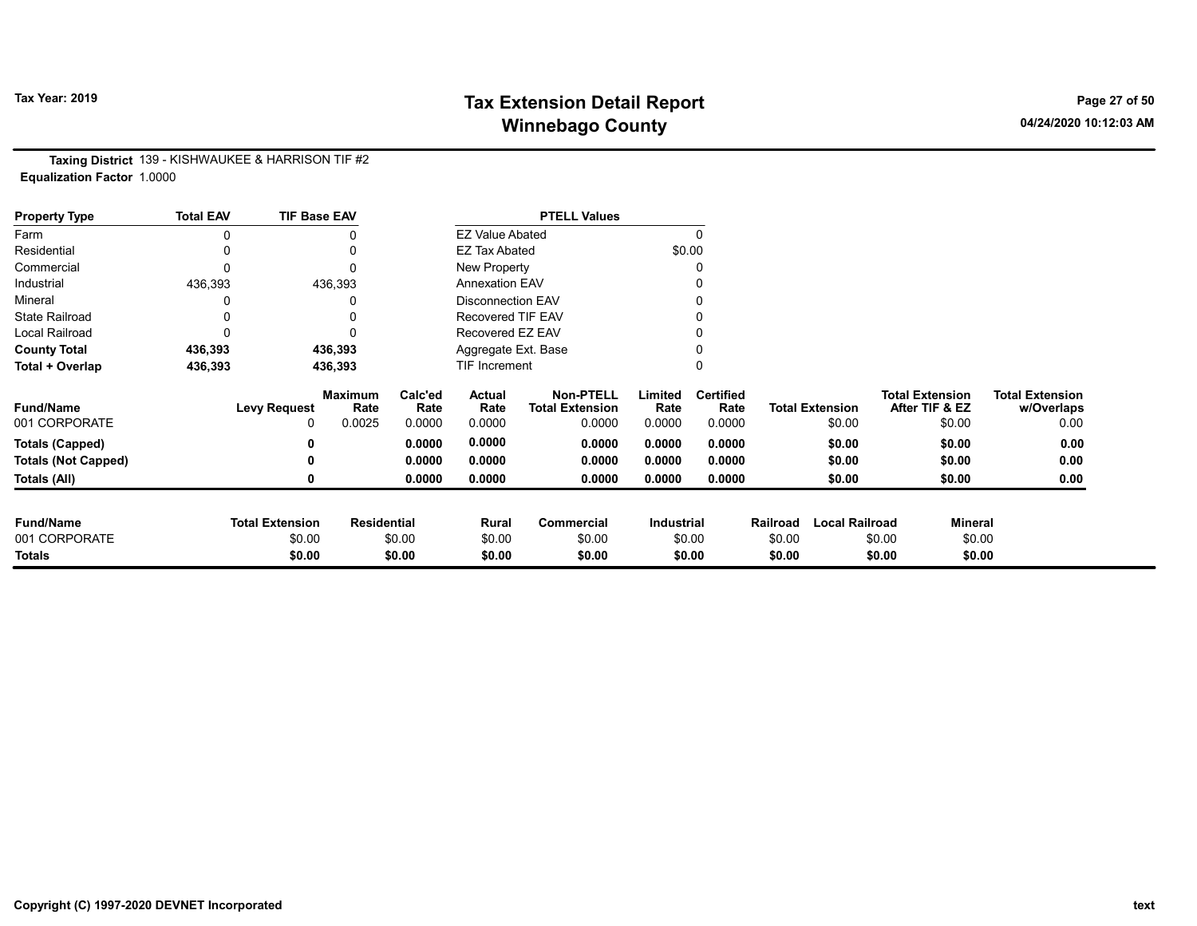# Tax Extension Detail Report
## Winnebago County

Tax Year: 2019

04/24/2020 10:12:03 AM

**Taxing District** 139 - KISHWAUKEE & HARRISON TIF #2
**Equalization Factor** 1.0000

| Property Type | Total EAV | TIF Base EAV |
|---|---|---|
| Farm | 0 | 0 |
| Residential | 0 | 0 |
| Commercial | 0 | 0 |
| Industrial | 436,393 | 436,393 |
| Mineral | 0 | 0 |
| State Railroad | 0 | 0 |
| Local Railroad | 0 | 0 |
| **County Total** | **436,393** | **436,393** |
| **Total + Overlap** | **436,393** | **436,393** |

| PTELL Values | |
|---|---|
| EZ Value Abated | 0 |
| EZ Tax Abated | $0.00 |
| New Property | 0 |
| Annexation EAV | 0 |
| Disconnection EAV | 0 |
| Recovered TIF EAV | 0 |
| Recovered EZ EAV | 0 |
| Aggregate Ext. Base | 0 |
| TIF Increment | 0 |

| Fund/Name | Levy Request | Maximum Rate | Calc'ed Rate | Actual Rate | Non-PTELL Total Extension | Limited Rate | Certified Rate | Total Extension | Total Extension After TIF & EZ | Total Extension w/Overlaps |
|---|---|---|---|---|---|---|---|---|---|---|
| 001 CORPORATE | 0 | 0.0025 | 0.0000 | 0.0000 | 0.0000 | 0.0000 | 0.0000 | $0.00 | $0.00 | 0.00 |
| **Totals (Capped)** | **0** | | **0.0000** | **0.0000** | **0.0000** | **0.0000** | **0.0000** | **$0.00** | **$0.00** | **0.00** |
| **Totals (Not Capped)** | **0** | | **0.0000** | **0.0000** | **0.0000** | **0.0000** | **0.0000** | **$0.00** | **$0.00** | **0.00** |
| **Totals (All)** | **0** | | **0.0000** | **0.0000** | **0.0000** | **0.0000** | **0.0000** | **$0.00** | **$0.00** | **0.00** |

| Fund/Name | Total Extension | Residential | Rural | Commercial | Industrial | Railroad | Local Railroad | Mineral |
|---|---|---|---|---|---|---|---|---|
| 001 CORPORATE | $0.00 | $0.00 | $0.00 | $0.00 | $0.00 | $0.00 | $0.00 | $0.00 |
| **Totals** | **$0.00** | **$0.00** | **$0.00** | **$0.00** | **$0.00** | **$0.00** | **$0.00** | **$0.00** |

Copyright (C) 1997-2020 DEVNET Incorporated

text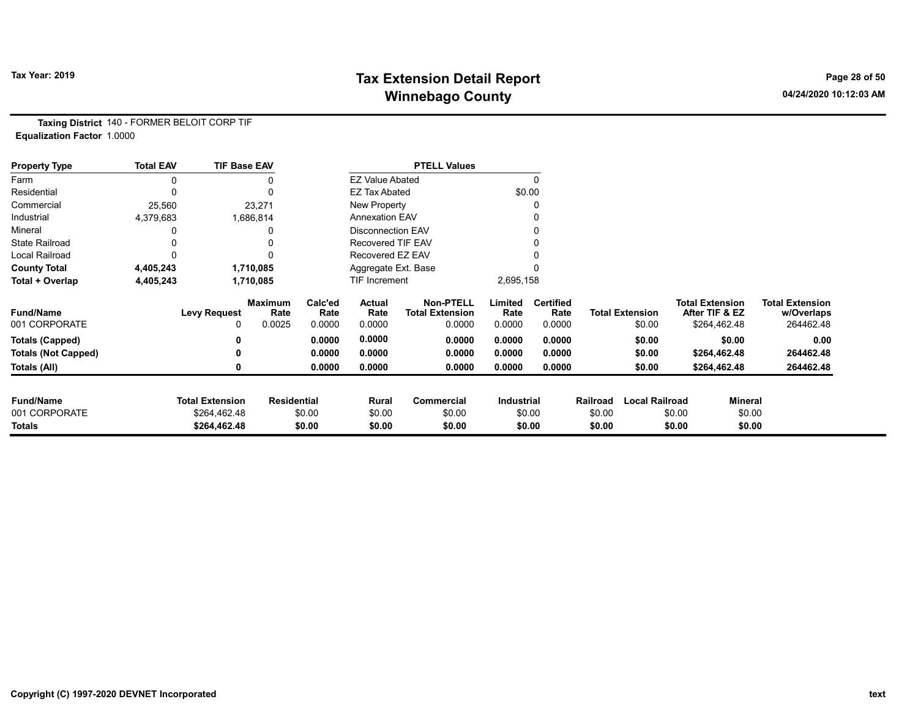# Tax Extension Detail Report
## Winnebago County

Tax Year: 2019

04/24/2020 10:12:03 AM

**Taxing District** 140 - FORMER BELOIT CORP TIF
**Equalization Factor** 1.0000

| Property Type | Total EAV | TIF Base EAV |
|---|---|---|
| Farm | 0 | 0 |
| Residential | 0 | 0 |
| Commercial | 25,560 | 23,271 |
| Industrial | 4,379,683 | 1,686,814 |
| Mineral | 0 | 0 |
| State Railroad | 0 | 0 |
| Local Railroad | 0 | 0 |
| **County Total** | **4,405,243** | **1,710,085** |
| **Total + Overlap** | **4,405,243** | **1,710,085** |

| PTELL Values | |
|---|---|
| EZ Value Abated | 0 |
| EZ Tax Abated | $0.00 |
| New Property | 0 |
| Annexation EAV | 0 |
| Disconnection EAV | 0 |
| Recovered TIF EAV | 0 |
| Recovered EZ EAV | 0 |
| Aggregate Ext. Base | 0 |
| TIF Increment | 2,695,158 |

| Fund/Name | Levy Request | Maximum Rate | Calc'ed Rate | Actual Rate | Non-PTELL Total Extension | Limited Rate | Certified Rate | Total Extension | Total Extension After TIF & EZ | Total Extension w/Overlaps |
|---|---|---|---|---|---|---|---|---|---|---|
| 001 CORPORATE | 0 | 0.0025 | 0.0000 | 0.0000 | 0.0000 | 0.0000 | 0.0000 | $0.00 | $264,462.48 | 264462.48 |
| **Totals (Capped)** | **0** | | **0.0000** | **0.0000** | **0.0000** | **0.0000** | **0.0000** | **$0.00** | **$0.00** | **0.00** |
| **Totals (Not Capped)** | **0** | | **0.0000** | **0.0000** | **0.0000** | **0.0000** | **0.0000** | **$0.00** | **$264,462.48** | **264462.48** |
| **Totals (All)** | **0** | | **0.0000** | **0.0000** | **0.0000** | **0.0000** | **0.0000** | **$0.00** | **$264,462.48** | **264462.48** |

| Fund/Name | Total Extension | Residential | Rural | Commercial | Industrial | Railroad | Local Railroad | Mineral |
|---|---|---|---|---|---|---|---|---|
| 001 CORPORATE | $264,462.48 | $0.00 | $0.00 | $0.00 | $0.00 | $0.00 | $0.00 | $0.00 |
| **Totals** | **$264,462.48** | **$0.00** | **$0.00** | **$0.00** | **$0.00** | **$0.00** | **$0.00** | **$0.00** |

Copyright (C) 1997-2020 DEVNET Incorporated

text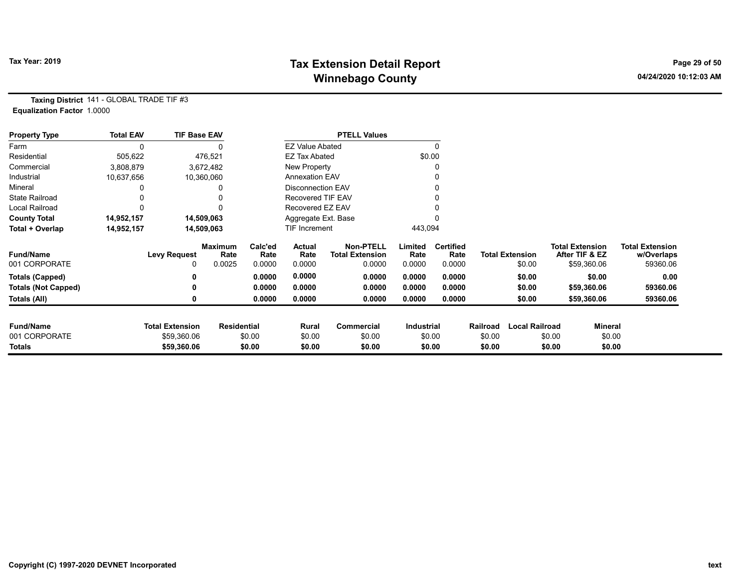# Tax Extension Detail Report
## Winnebago County

Tax Year: 2019

**Taxing District** 141 - GLOBAL TRADE TIF #3
**Equalization Factor** 1.0000

| Property Type | Total EAV | TIF Base EAV |
|---|---|---|
| Farm | 0 | 0 |
| Residential | 505,622 | 476,521 |
| Commercial | 3,808,879 | 3,672,482 |
| Industrial | 10,637,656 | 10,360,060 |
| Mineral | 0 | 0 |
| State Railroad | 0 | 0 |
| Local Railroad | 0 | 0 |
| **County Total** | **14,952,157** | **14,509,063** |
| **Total + Overlap** | **14,952,157** | **14,509,063** |

| PTELL Values | |
|---|---|
| EZ Value Abated | 0 |
| EZ Tax Abated | $0.00 |
| New Property | 0 |
| Annexation EAV | 0 |
| Disconnection EAV | 0 |
| Recovered TIF EAV | 0 |
| Recovered EZ EAV | 0 |
| Aggregate Ext. Base | 0 |
| TIF Increment | 443,094 |

| Fund/Name | Levy Request | Maximum Rate | Calc'ed Rate | Actual Rate | Non-PTELL Total Extension | Limited Rate | Certified Rate | Total Extension | Total Extension After TIF & EZ | Total Extension w/Overlaps |
|---|---|---|---|---|---|---|---|---|---|---|
| 001 CORPORATE | 0 | 0.0025 | 0.0000 | 0.0000 | 0.0000 | 0.0000 | 0.0000 | $0.00 | $59,360.06 | 59360.06 |
| **Totals (Capped)** | **0** | | **0.0000** | **0.0000** | **0.0000** | **0.0000** | **0.0000** | **$0.00** | **$0.00** | **0.00** |
| **Totals (Not Capped)** | **0** | | **0.0000** | **0.0000** | **0.0000** | **0.0000** | **0.0000** | **$0.00** | **$59,360.06** | **59360.06** |
| **Totals (All)** | **0** | | **0.0000** | **0.0000** | **0.0000** | **0.0000** | **0.0000** | **$0.00** | **$59,360.06** | **59360.06** |

| Fund/Name | Total Extension | Residential | Rural | Commercial | Industrial | Railroad | Local Railroad | Mineral |
|---|---|---|---|---|---|---|---|---|
| 001 CORPORATE | $59,360.06 | $0.00 | $0.00 | $0.00 | $0.00 | $0.00 | $0.00 | $0.00 |
| **Totals** | **$59,360.06** | **$0.00** | **$0.00** | **$0.00** | **$0.00** | **$0.00** | **$0.00** | **$0.00** |

Copyright (C) 1997-2020 DEVNET Incorporated

text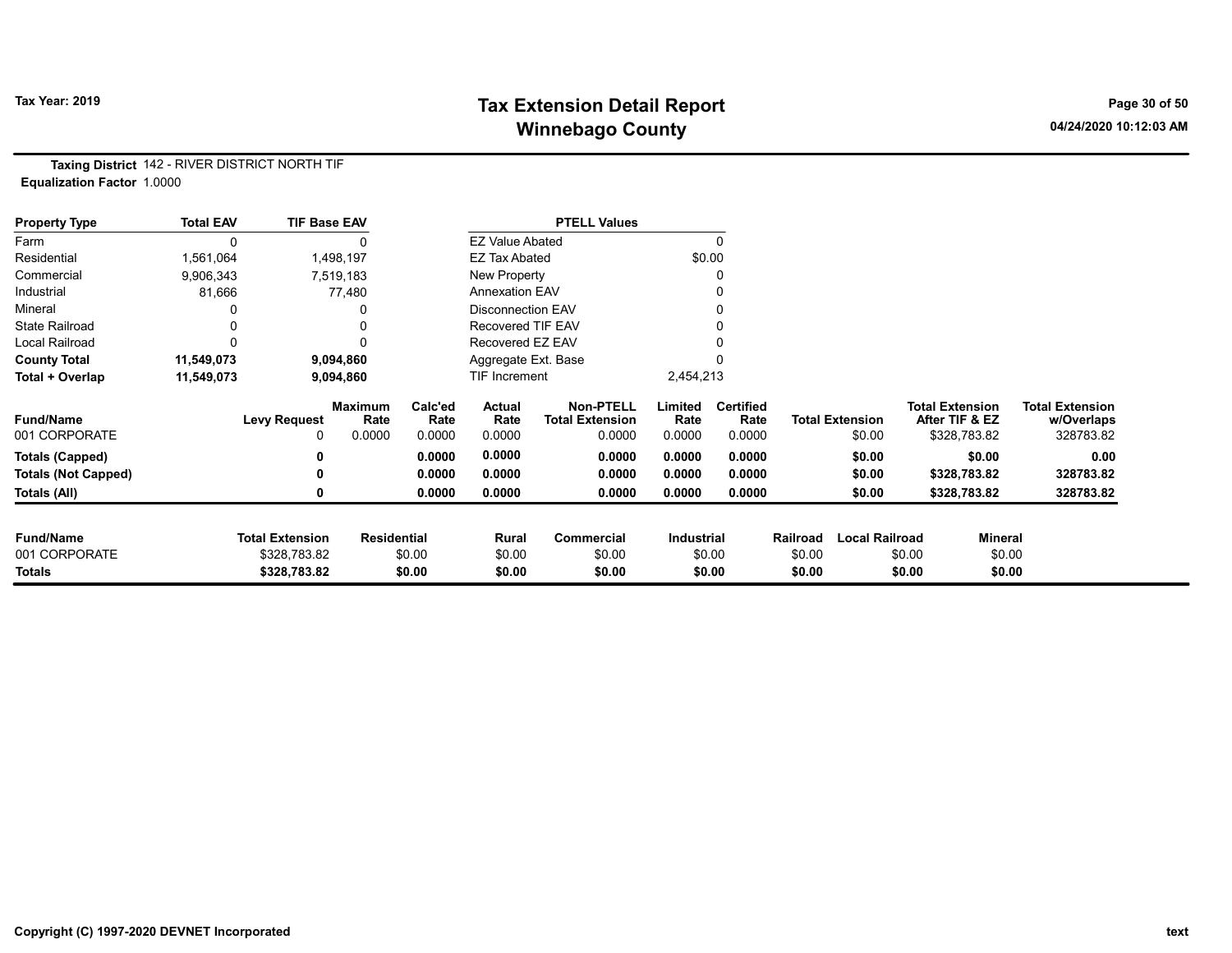# Tax Extension Detail Report
## Winnebago County

Tax Year: 2019

**Taxing District** 142 - RIVER DISTRICT NORTH TIF
**Equalization Factor** 1.0000

| Property Type | Total EAV | TIF Base EAV |
|---|---|---|
| Farm | 0 | 0 |
| Residential | 1,561,064 | 1,498,197 |
| Commercial | 9,906,343 | 7,519,183 |
| Industrial | 81,666 | 77,480 |
| Mineral | 0 | 0 |
| State Railroad | 0 | 0 |
| Local Railroad | 0 | 0 |
| **County Total** | **11,549,073** | **9,094,860** |
| **Total + Overlap** | **11,549,073** | **9,094,860** |

| PTELL Values | |
|---|---|
| EZ Value Abated | 0 |
| EZ Tax Abated | $0.00 |
| New Property | 0 |
| Annexation EAV | 0 |
| Disconnection EAV | 0 |
| Recovered TIF EAV | 0 |
| Recovered EZ EAV | 0 |
| Aggregate Ext. Base | 0 |
| TIF Increment | 2,454,213 |

| Fund/Name | Levy Request | Maximum Rate | Calc'ed Rate | Actual Rate | Non-PTELL Total Extension | Limited Rate | Certified Rate | Total Extension | Total Extension After TIF & EZ | Total Extension w/Overlaps |
|---|---|---|---|---|---|---|---|---|---|---|
| 001 CORPORATE | 0 | 0.0000 | 0.0000 | 0.0000 | 0.0000 | 0.0000 | 0.0000 | $0.00 | $328,783.82 | 328783.82 |
| **Totals (Capped)** | **0** | | **0.0000** | **0.0000** | **0.0000** | **0.0000** | **0.0000** | **$0.00** | **$0.00** | **0.00** |
| **Totals (Not Capped)** | **0** | | **0.0000** | **0.0000** | **0.0000** | **0.0000** | **0.0000** | **$0.00** | **$328,783.82** | **328783.82** |
| **Totals (All)** | **0** | | **0.0000** | **0.0000** | **0.0000** | **0.0000** | **0.0000** | **$0.00** | **$328,783.82** | **328783.82** |

| Fund/Name | Total Extension | Residential | Rural | Commercial | Industrial | Railroad | Local Railroad | Mineral |
|---|---|---|---|---|---|---|---|---|
| 001 CORPORATE | $328,783.82 | $0.00 | $0.00 | $0.00 | $0.00 | $0.00 | $0.00 | $0.00 |
| **Totals** | **$328,783.82** | **$0.00** | **$0.00** | **$0.00** | **$0.00** | **$0.00** | **$0.00** | **$0.00** |

Copyright (C) 1997-2020 DEVNET Incorporated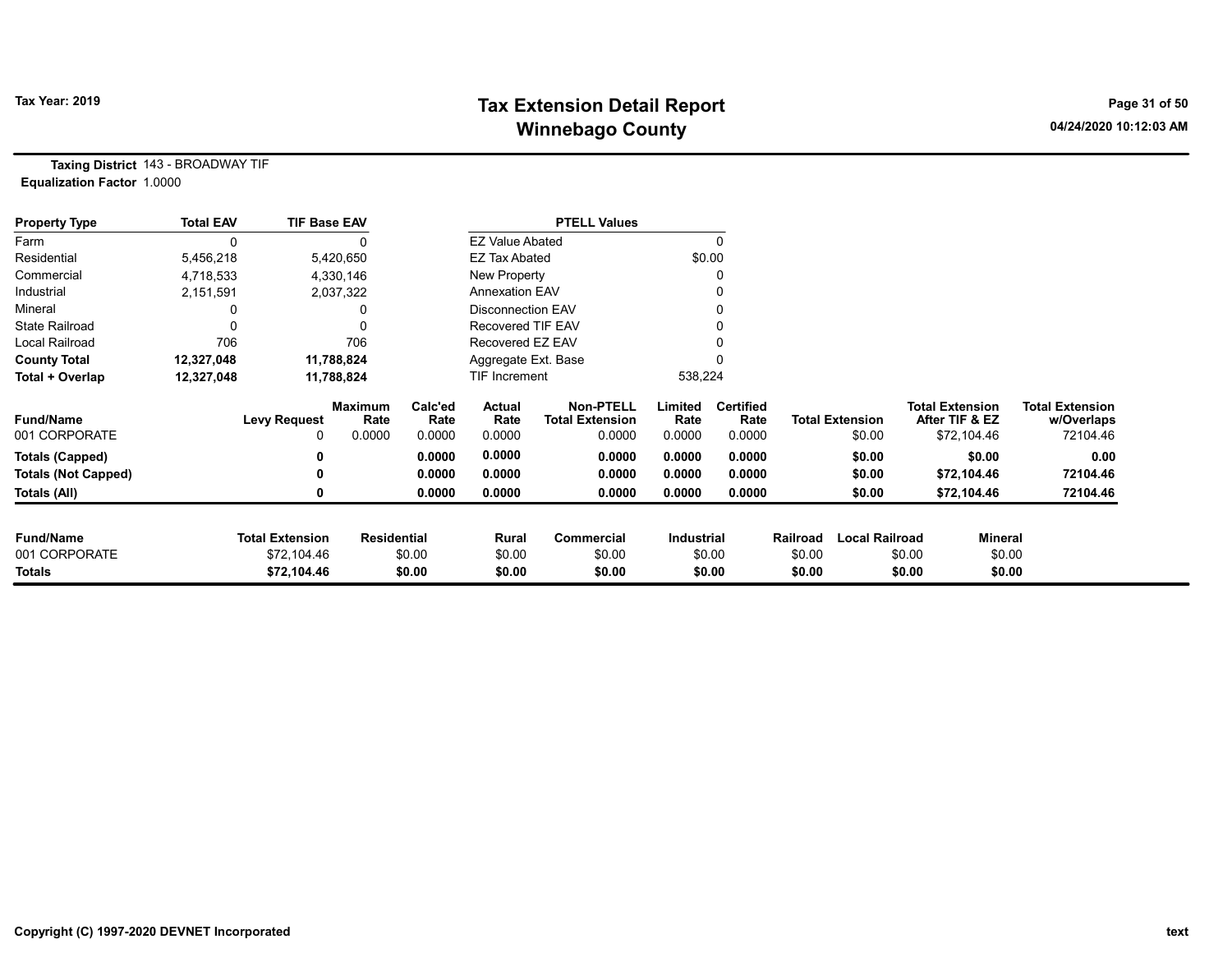# Tax Extension Detail Report
# Winnebago County

**Tax Year: 2019**

**Taxing District** 143 - BROADWAY TIF
**Equalization Factor** 1.0000

| Property Type | Total EAV | TIF Base EAV |
|---|---|---|
| Farm | 0 | 0 |
| Residential | 5,456,218 | 5,420,650 |
| Commercial | 4,718,533 | 4,330,146 |
| Industrial | 2,151,591 | 2,037,322 |
| Mineral | 0 | 0 |
| State Railroad | 0 | 0 |
| Local Railroad | 706 | 706 |
| **County Total** | **12,327,048** | **11,788,824** |
| **Total + Overlap** | **12,327,048** | **11,788,824** |

| PTELL Values | |
|---|---|
| EZ Value Abated | 0 |
| EZ Tax Abated | $0.00 |
| New Property | 0 |
| Annexation EAV | 0 |
| Disconnection EAV | 0 |
| Recovered TIF EAV | 0 |
| Recovered EZ EAV | 0 |
| Aggregate Ext. Base | 0 |
| TIF Increment | 538,224 |

| Fund/Name | Levy Request | Maximum Rate | Calc'ed Rate | Actual Rate | Non-PTELL Total Extension | Limited Rate | Certified Rate | Total Extension | Total Extension After TIF & EZ | Total Extension w/Overlaps |
|---|---|---|---|---|---|---|---|---|---|---|
| 001 CORPORATE | 0 | 0.0000 | 0.0000 | 0.0000 | 0.0000 | 0.0000 | 0.0000 | $0.00 | $72,104.46 | 72104.46 |
| **Totals (Capped)** | **0** | | **0.0000** | **0.0000** | **0.0000** | **0.0000** | **0.0000** | **$0.00** | **$0.00** | **0.00** |
| **Totals (Not Capped)** | **0** | | **0.0000** | **0.0000** | **0.0000** | **0.0000** | **0.0000** | **$0.00** | **$72,104.46** | **72104.46** |
| **Totals (All)** | **0** | | **0.0000** | **0.0000** | **0.0000** | **0.0000** | **0.0000** | **$0.00** | **$72,104.46** | **72104.46** |

| Fund/Name | Total Extension | Residential | Rural | Commercial | Industrial | Railroad | Local Railroad | Mineral |
|---|---|---|---|---|---|---|---|---|
| 001 CORPORATE | $72,104.46 | $0.00 | $0.00 | $0.00 | $0.00 | $0.00 | $0.00 | $0.00 |
| **Totals** | **$72,104.46** | **$0.00** | **$0.00** | **$0.00** | **$0.00** | **$0.00** | **$0.00** | **$0.00** |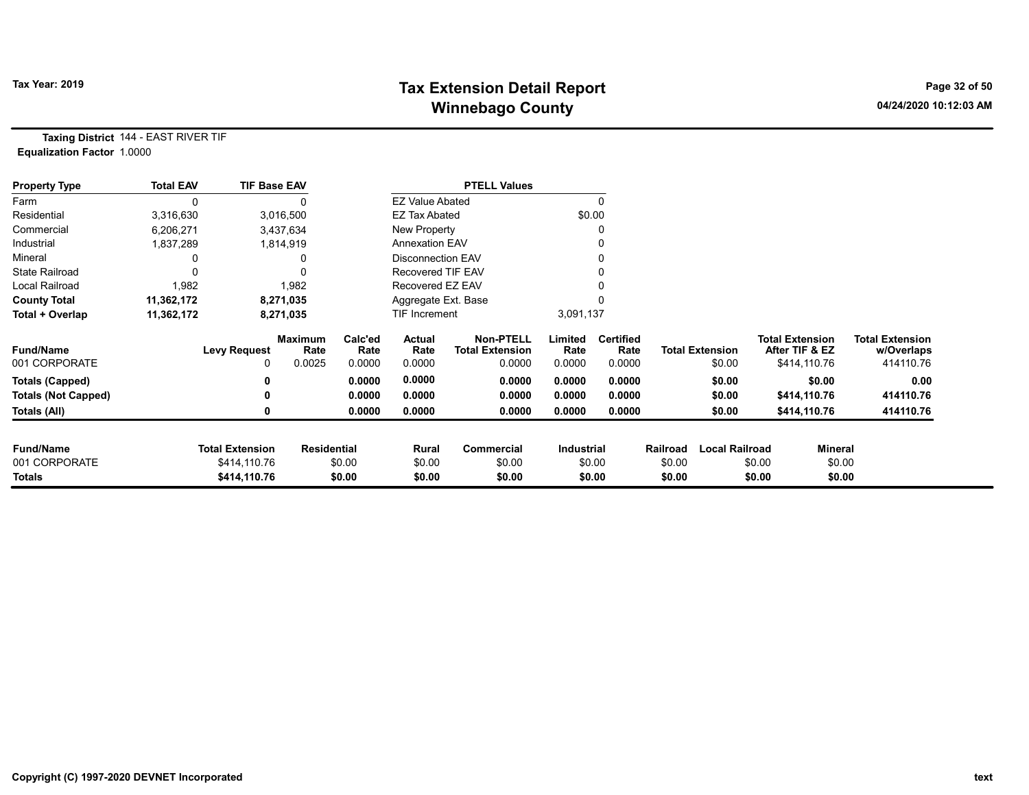# Tax Extension Detail Report
# Winnebago County

Tax Year: 2019

**Taxing District** 144 - EAST RIVER TIF
**Equalization Factor** 1.0000

| Property Type | Total EAV | TIF Base EAV |
|---|---|---|
| Farm | 0 | 0 |
| Residential | 3,316,630 | 3,016,500 |
| Commercial | 6,206,271 | 3,437,634 |
| Industrial | 1,837,289 | 1,814,919 |
| Mineral | 0 | 0 |
| State Railroad | 0 | 0 |
| Local Railroad | 1,982 | 1,982 |
| **County Total** | **11,362,172** | **8,271,035** |
| **Total + Overlap** | **11,362,172** | **8,271,035** |

| PTELL Values | |
|---|---|
| EZ Value Abated | 0 |
| EZ Tax Abated | $0.00 |
| New Property | 0 |
| Annexation EAV | 0 |
| Disconnection EAV | 0 |
| Recovered TIF EAV | 0 |
| Recovered EZ EAV | 0 |
| Aggregate Ext. Base | 0 |
| TIF Increment | 3,091,137 |

| Fund/Name | Levy Request | Maximum Rate | Calc'ed Rate | Actual Rate | Non-PTELL Total Extension | Limited Rate | Certified Rate | Total Extension | Total Extension After TIF & EZ | Total Extension w/Overlaps |
|---|---|---|---|---|---|---|---|---|---|---|
| 001 CORPORATE | 0 | 0.0025 | 0.0000 | 0.0000 | 0.0000 | 0.0000 | 0.0000 | $0.00 | $414,110.76 | 414110.76 |
| **Totals (Capped)** | **0** | | **0.0000** | **0.0000** | **0.0000** | **0.0000** | **0.0000** | **$0.00** | **$0.00** | **0.00** |
| **Totals (Not Capped)** | **0** | | **0.0000** | **0.0000** | **0.0000** | **0.0000** | **0.0000** | **$0.00** | **$414,110.76** | **414110.76** |
| **Totals (All)** | **0** | | **0.0000** | **0.0000** | **0.0000** | **0.0000** | **0.0000** | **$0.00** | **$414,110.76** | **414110.76** |

| Fund/Name | Total Extension | Residential | Rural | Commercial | Industrial | Railroad | Local Railroad | Mineral |
|---|---|---|---|---|---|---|---|---|
| 001 CORPORATE | $414,110.76 | $0.00 | $0.00 | $0.00 | $0.00 | $0.00 | $0.00 | $0.00 |
| **Totals** | **$414,110.76** | **$0.00** | **$0.00** | **$0.00** | **$0.00** | **$0.00** | **$0.00** | **$0.00** |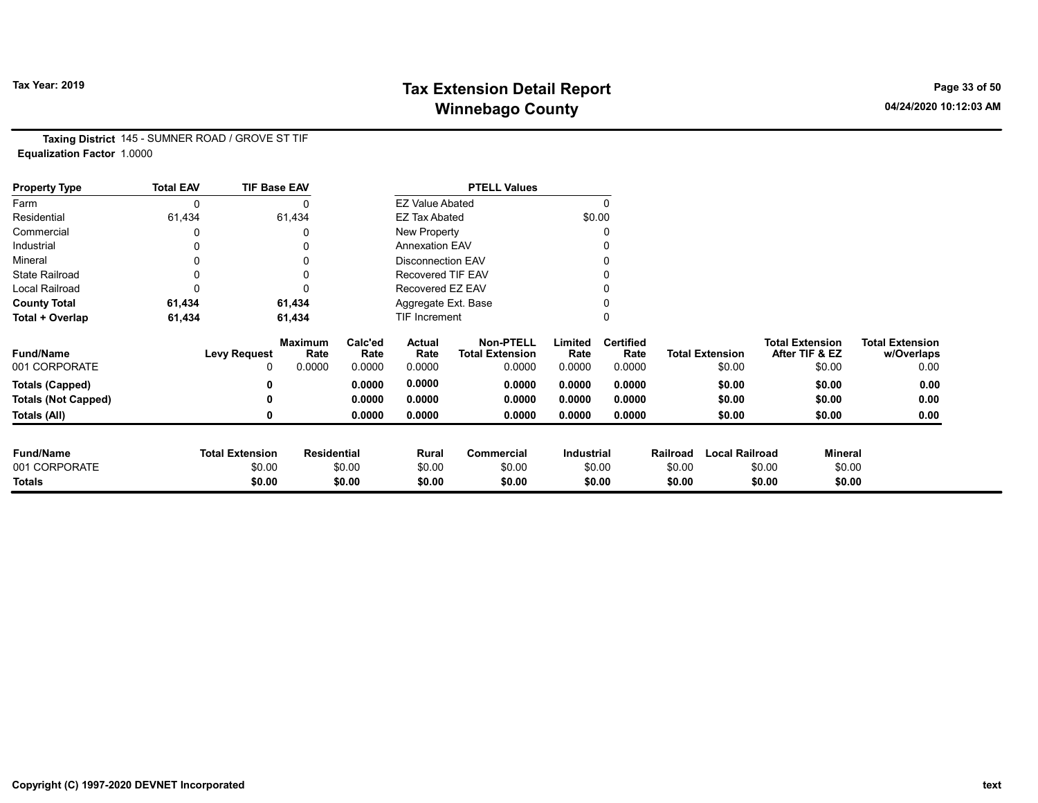**Taxing District** 145 - SUMNER ROAD / GROVE ST TIF
**Equalization Factor** 1.0000

| Property Type | Total EAV | TIF Base EAV |
|---|---|---|
| Farm | 0 | 0 |
| Residential | 61,434 | 61,434 |
| Commercial | 0 | 0 |
| Industrial | 0 | 0 |
| Mineral | 0 | 0 |
| State Railroad | 0 | 0 |
| Local Railroad | 0 | 0 |
| **County Total** | **61,434** | **61,434** |
| **Total + Overlap** | **61,434** | **61,434** |

| PTELL Values | |
|---|---|
| EZ Value Abated | 0 |
| EZ Tax Abated | $0.00 |
| New Property | 0 |
| Annexation EAV | 0 |
| Disconnection EAV | 0 |
| Recovered TIF EAV | 0 |
| Recovered EZ EAV | 0 |
| Aggregate Ext. Base | 0 |
| TIF Increment | 0 |

| Fund/Name | Levy Request | Maximum Rate | Calc'ed Rate | Actual Rate | Non-PTELL Total Extension | Limited Rate | Certified Rate | Total Extension | Total Extension After TIF & EZ | Total Extension w/Overlaps |
|---|---|---|---|---|---|---|---|---|---|---|
| 001 CORPORATE | 0 | 0.0000 | 0.0000 | 0.0000 | 0.0000 | 0.0000 | 0.0000 | $0.00 | $0.00 | 0.00 |
| **Totals (Capped)** | **0** | | **0.0000** | **0.0000** | **0.0000** | **0.0000** | **0.0000** | **$0.00** | **$0.00** | **0.00** |
| **Totals (Not Capped)** | **0** | | **0.0000** | **0.0000** | **0.0000** | **0.0000** | **0.0000** | **$0.00** | **$0.00** | **0.00** |
| **Totals (All)** | **0** | | **0.0000** | **0.0000** | **0.0000** | **0.0000** | **0.0000** | **$0.00** | **$0.00** | **0.00** |

| Fund/Name | Total Extension | Residential | Rural | Commercial | Industrial | Railroad | Local Railroad | Mineral |
|---|---|---|---|---|---|---|---|---|
| 001 CORPORATE | $0.00 | $0.00 | $0.00 | $0.00 | $0.00 | $0.00 | $0.00 | $0.00 |
| **Totals** | **$0.00** | **$0.00** | **$0.00** | **$0.00** | **$0.00** | **$0.00** | **$0.00** | **$0.00** |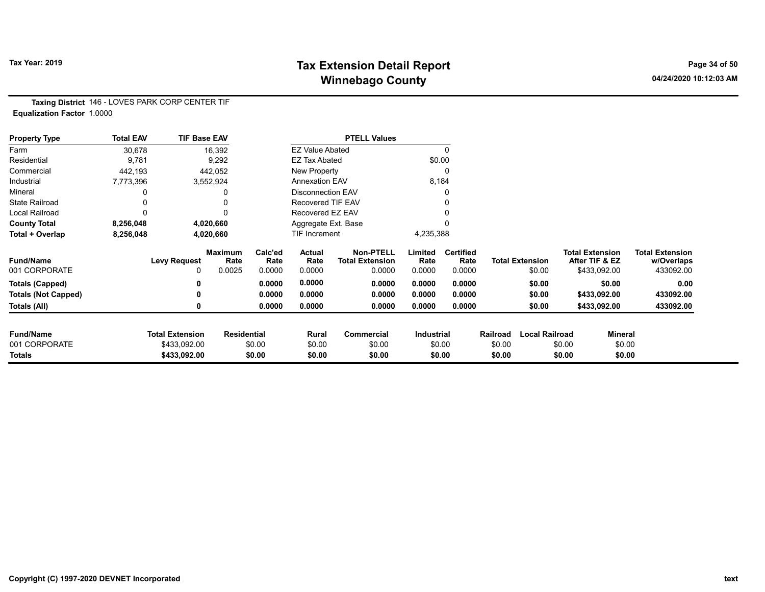# Tax Extension Detail Report
## Winnebago County

Tax Year: 2019

**Taxing District** 146 - LOVES PARK CORP CENTER TIF
**Equalization Factor** 1.0000

| Property Type | Total EAV | TIF Base EAV |
|---|---|---|
| Farm | 30,678 | 16,392 |
| Residential | 9,781 | 9,292 |
| Commercial | 442,193 | 442,052 |
| Industrial | 7,773,396 | 3,552,924 |
| Mineral | 0 | 0 |
| State Railroad | 0 | 0 |
| Local Railroad | 0 | 0 |
| **County Total** | **8,256,048** | **4,020,660** |
| **Total + Overlap** | **8,256,048** | **4,020,660** |

| PTELL Values | |
|---|---|
| EZ Value Abated | 0 |
| EZ Tax Abated | $0.00 |
| New Property | 0 |
| Annexation EAV | 8,184 |
| Disconnection EAV | 0 |
| Recovered TIF EAV | 0 |
| Recovered EZ EAV | 0 |
| Aggregate Ext. Base | 0 |
| TIF Increment | 4,235,388 |

| Fund/Name | Levy Request | Maximum Rate | Calc'ed Rate | Actual Rate | Non-PTELL Total Extension | Limited Rate | Certified Rate | Total Extension | Total Extension After TIF & EZ | Total Extension w/Overlaps |
|---|---|---|---|---|---|---|---|---|---|---|
| 001 CORPORATE | 0 | 0.0025 | 0.0000 | 0.0000 | 0.0000 | 0.0000 | 0.0000 | $0.00 | $433,092.00 | 433092.00 |
| **Totals (Capped)** | **0** | | **0.0000** | **0.0000** | **0.0000** | **0.0000** | **0.0000** | **$0.00** | **$0.00** | **0.00** |
| **Totals (Not Capped)** | **0** | | **0.0000** | **0.0000** | **0.0000** | **0.0000** | **0.0000** | **$0.00** | **$433,092.00** | **433092.00** |
| **Totals (All)** | **0** | | **0.0000** | **0.0000** | **0.0000** | **0.0000** | **0.0000** | **$0.00** | **$433,092.00** | **433092.00** |

| Fund/Name | Total Extension | Residential | Rural | Commercial | Industrial | Railroad | Local Railroad | Mineral |
|---|---|---|---|---|---|---|---|---|
| 001 CORPORATE | $433,092.00 | $0.00 | $0.00 | $0.00 | $0.00 | $0.00 | $0.00 | $0.00 |
| **Totals** | **$433,092.00** | **$0.00** | **$0.00** | **$0.00** | **$0.00** | **$0.00** | **$0.00** | **$0.00** |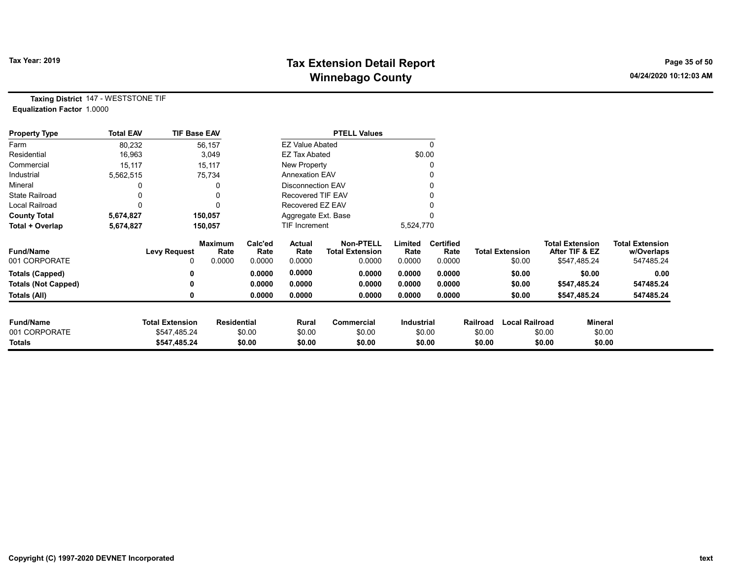# Tax Extension Detail Report
## Winnebago County

**Tax Year: 2019**

04/24/2020 10:12:03 AM

**Taxing District** 147 - WESTSTONE TIF
**Equalization Factor** 1.0000

| Property Type | Total EAV | TIF Base EAV |
|---|---|---|
| Farm | 80,232 | 56,157 |
| Residential | 16,963 | 3,049 |
| Commercial | 15,117 | 15,117 |
| Industrial | 5,562,515 | 75,734 |
| Mineral | 0 | 0 |
| State Railroad | 0 | 0 |
| Local Railroad | 0 | 0 |
| **County Total** | **5,674,827** | **150,057** |
| **Total + Overlap** | **5,674,827** | **150,057** |

| PTELL Values | |
|---|---|
| EZ Value Abated | 0 |
| EZ Tax Abated | $0.00 |
| New Property | 0 |
| Annexation EAV | 0 |
| Disconnection EAV | 0 |
| Recovered TIF EAV | 0 |
| Recovered EZ EAV | 0 |
| Aggregate Ext. Base | 0 |
| TIF Increment | 5,524,770 |

| Fund/Name | Levy Request | Maximum Rate | Calc'ed Rate | Actual Rate | Non-PTELL Total Extension | Limited Rate | Certified Rate | Total Extension | Total Extension After TIF & EZ | Total Extension w/Overlaps |
|---|---|---|---|---|---|---|---|---|---|---|
| 001 CORPORATE | 0 | 0.0000 | 0.0000 | 0.0000 | 0.0000 | 0.0000 | 0.0000 | $0.00 | $547,485.24 | 547485.24 |
| **Totals (Capped)** | **0** | | **0.0000** | **0.0000** | **0.0000** | **0.0000** | **0.0000** | **$0.00** | **$0.00** | **0.00** |
| **Totals (Not Capped)** | **0** | | **0.0000** | **0.0000** | **0.0000** | **0.0000** | **0.0000** | **$0.00** | **$547,485.24** | **547485.24** |
| **Totals (All)** | **0** | | **0.0000** | **0.0000** | **0.0000** | **0.0000** | **0.0000** | **$0.00** | **$547,485.24** | **547485.24** |

| Fund/Name | Total Extension | Residential | Rural | Commercial | Industrial | Railroad | Local Railroad | Mineral |
|---|---|---|---|---|---|---|---|---|
| 001 CORPORATE | $547,485.24 | $0.00 | $0.00 | $0.00 | $0.00 | $0.00 | $0.00 | $0.00 |
| **Totals** | **$547,485.24** | **$0.00** | **$0.00** | **$0.00** | **$0.00** | **$0.00** | **$0.00** | **$0.00** |

Copyright (C) 1997-2020 DEVNET Incorporated

text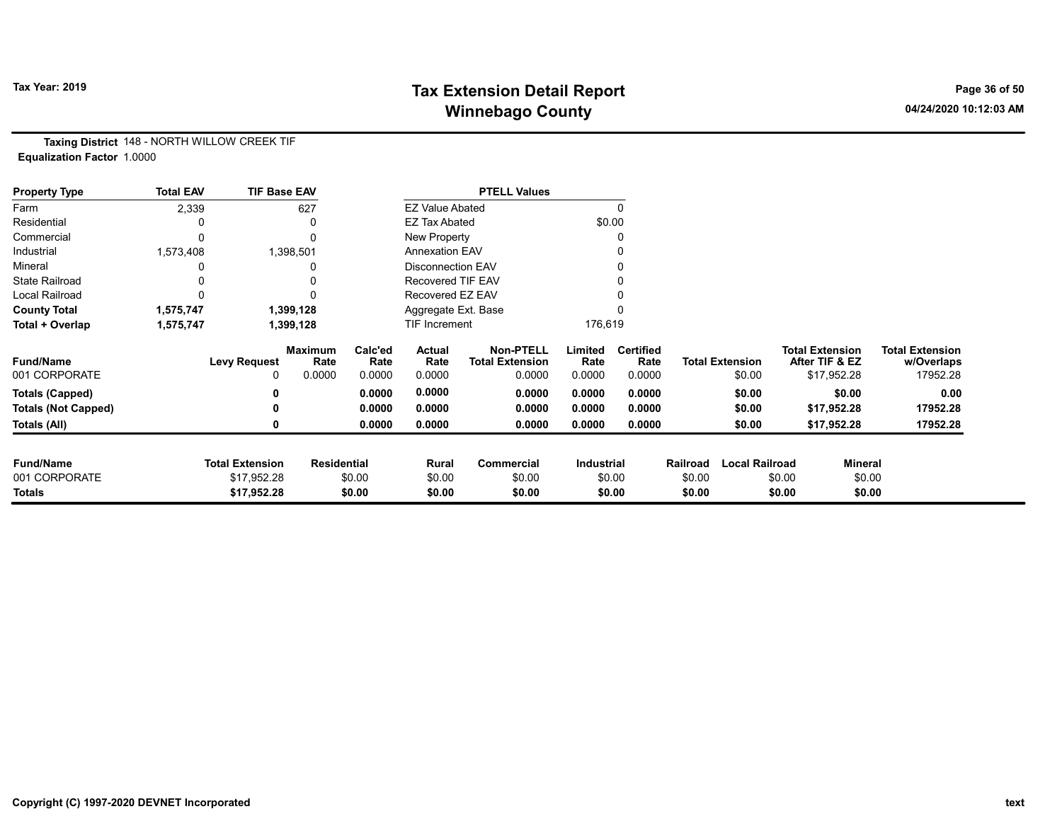Tax Year: 2019

# Tax Extension Detail Report
## Winnebago County

04/24/2020 10:12:03 AM

**Taxing District** 148 - NORTH WILLOW CREEK TIF
**Equalization Factor** 1.0000

| Property Type | Total EAV | TIF Base EAV |
|---|---|---|
| Farm | 2,339 | 627 |
| Residential | 0 | 0 |
| Commercial | 0 | 0 |
| Industrial | 1,573,408 | 1,398,501 |
| Mineral | 0 | 0 |
| State Railroad | 0 | 0 |
| Local Railroad | 0 | 0 |
| **County Total** | **1,575,747** | **1,399,128** |
| **Total + Overlap** | **1,575,747** | **1,399,128** |

| PTELL Values | |
|---|---|
| EZ Value Abated | 0 |
| EZ Tax Abated | $0.00 |
| New Property | 0 |
| Annexation EAV | 0 |
| Disconnection EAV | 0 |
| Recovered TIF EAV | 0 |
| Recovered EZ EAV | 0 |
| Aggregate Ext. Base | 0 |
| TIF Increment | 176,619 |

| Fund/Name | Levy Request | Maximum Rate | Calc'ed Rate | Actual Rate | Non-PTELL Total Extension | Limited Rate | Certified Rate | Total Extension | Total Extension After TIF & EZ | Total Extension w/Overlaps |
|---|---|---|---|---|---|---|---|---|---|---|
| 001 CORPORATE | 0 | 0.0000 | 0.0000 | 0.0000 | 0.0000 | 0.0000 | 0.0000 | $0.00 | $17,952.28 | 17952.28 |
| **Totals (Capped)** | **0** | | **0.0000** | **0.0000** | **0.0000** | **0.0000** | **0.0000** | **$0.00** | **$0.00** | **0.00** |
| **Totals (Not Capped)** | **0** | | **0.0000** | **0.0000** | **0.0000** | **0.0000** | **0.0000** | **$0.00** | **$17,952.28** | **17952.28** |
| **Totals (All)** | **0** | | **0.0000** | **0.0000** | **0.0000** | **0.0000** | **0.0000** | **$0.00** | **$17,952.28** | **17952.28** |

| Fund/Name | Total Extension | Residential | Rural | Commercial | Industrial | Railroad | Local Railroad | Mineral |
|---|---|---|---|---|---|---|---|---|
| 001 CORPORATE | $17,952.28 | $0.00 | $0.00 | $0.00 | $0.00 | $0.00 | $0.00 | $0.00 |
| **Totals** | **$17,952.28** | **$0.00** | **$0.00** | **$0.00** | **$0.00** | **$0.00** | **$0.00** | **$0.00** |

Copyright (C) 1997-2020 DEVNET Incorporated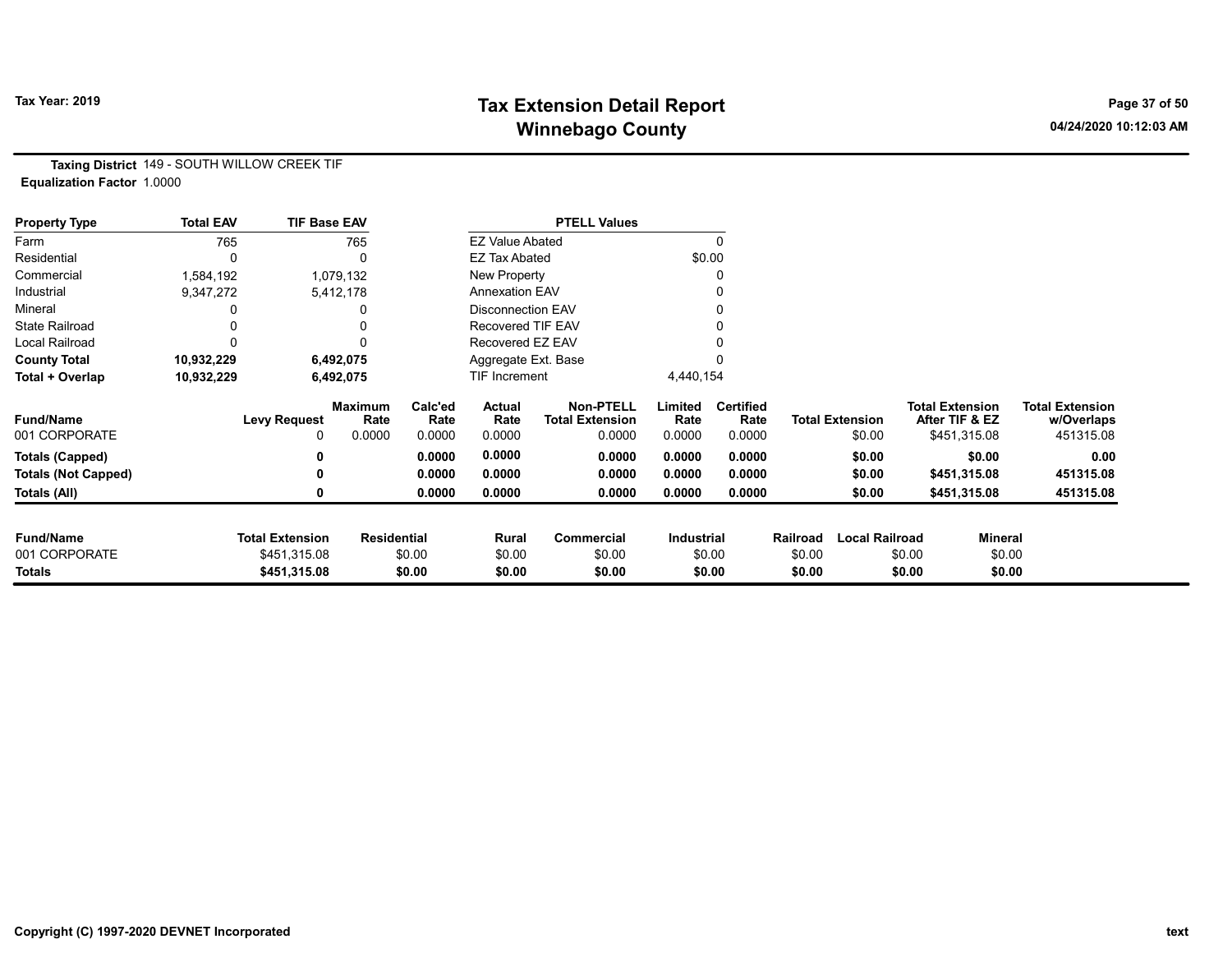# Tax Extension Detail Report
# Winnebago County

Tax Year: 2019

04/24/2020 10:12:03 AM

**Taxing District** 149 - SOUTH WILLOW CREEK TIF
**Equalization Factor** 1.0000

| Property Type | Total EAV | TIF Base EAV |
|---|---|---|
| Farm | 765 | 765 |
| Residential | 0 | 0 |
| Commercial | 1,584,192 | 1,079,132 |
| Industrial | 9,347,272 | 5,412,178 |
| Mineral | 0 | 0 |
| State Railroad | 0 | 0 |
| Local Railroad | 0 | 0 |
| **County Total** | **10,932,229** | **6,492,075** |
| **Total + Overlap** | **10,932,229** | **6,492,075** |

| PTELL Values | |
|---|---|
| EZ Value Abated | 0 |
| EZ Tax Abated | $0.00 |
| New Property | 0 |
| Annexation EAV | 0 |
| Disconnection EAV | 0 |
| Recovered TIF EAV | 0 |
| Recovered EZ EAV | 0 |
| Aggregate Ext. Base | 0 |
| TIF Increment | 4,440,154 |

| Fund/Name | Levy Request | Maximum Rate | Calc'ed Rate | Actual Rate | Non-PTELL Total Extension | Limited Rate | Certified Rate | Total Extension | Total Extension After TIF & EZ | Total Extension w/Overlaps |
|---|---|---|---|---|---|---|---|---|---|---|
| 001 CORPORATE | 0 | 0.0000 | 0.0000 | 0.0000 | 0.0000 | 0.0000 | 0.0000 | $0.00 | $451,315.08 | 451315.08 |
| **Totals (Capped)** | **0** | | **0.0000** | **0.0000** | **0.0000** | **0.0000** | **0.0000** | **$0.00** | **$0.00** | **0.00** |
| **Totals (Not Capped)** | **0** | | **0.0000** | **0.0000** | **0.0000** | **0.0000** | **0.0000** | **$0.00** | **$451,315.08** | **451315.08** |
| **Totals (All)** | **0** | | **0.0000** | **0.0000** | **0.0000** | **0.0000** | **0.0000** | **$0.00** | **$451,315.08** | **451315.08** |

| Fund/Name | Total Extension | Residential | Rural | Commercial | Industrial | Railroad | Local Railroad | Mineral |
|---|---|---|---|---|---|---|---|---|
| 001 CORPORATE | $451,315.08 | $0.00 | $0.00 | $0.00 | $0.00 | $0.00 | $0.00 | $0.00 |
| **Totals** | **$451,315.08** | **$0.00** | **$0.00** | **$0.00** | **$0.00** | **$0.00** | **$0.00** | **$0.00** |

Copyright (C) 1997-2020 DEVNET Incorporated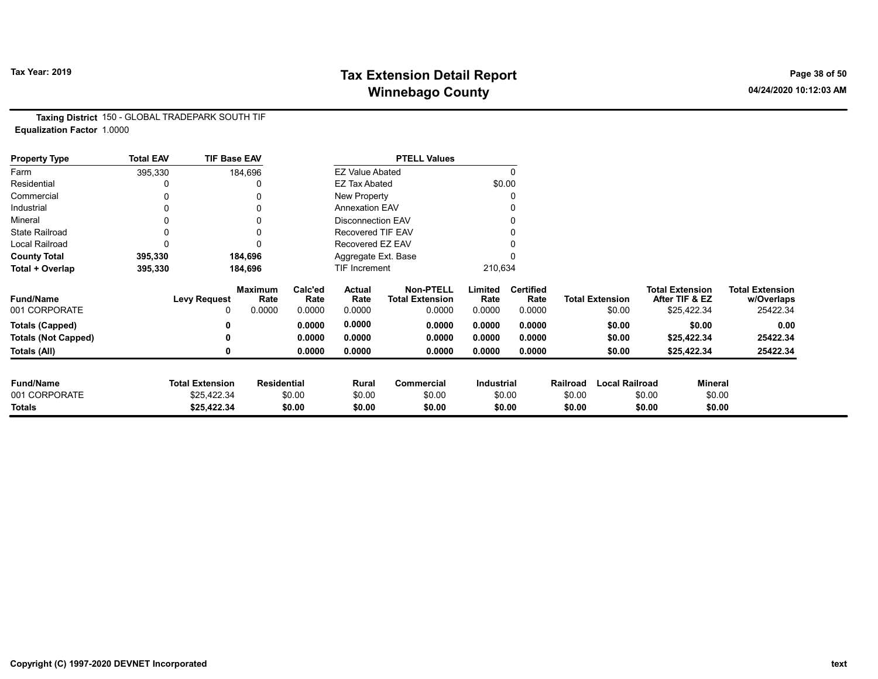# Tax Extension Detail Report
# Winnebago County

Tax Year: 2019

**Taxing District** 150 - GLOBAL TRADEPARK SOUTH TIF
**Equalization Factor** 1.0000

| Property Type | Total EAV | TIF Base EAV |
|---|---|---|
| Farm | 395,330 | 184,696 |
| Residential | 0 | 0 |
| Commercial | 0 | 0 |
| Industrial | 0 | 0 |
| Mineral | 0 | 0 |
| State Railroad | 0 | 0 |
| Local Railroad | 0 | 0 |
| **County Total** | **395,330** | **184,696** |
| **Total + Overlap** | **395,330** | **184,696** |

| PTELL Values | |
|---|---|
| EZ Value Abated | 0 |
| EZ Tax Abated | $0.00 |
| New Property | 0 |
| Annexation EAV | 0 |
| Disconnection EAV | 0 |
| Recovered TIF EAV | 0 |
| Recovered EZ EAV | 0 |
| Aggregate Ext. Base | 0 |
| TIF Increment | 210,634 |

| Fund/Name | Levy Request | Maximum Rate | Calc'ed Rate | Actual Rate | Non-PTELL Total Extension | Limited Rate | Certified Rate | Total Extension | Total Extension After TIF & EZ | Total Extension w/Overlaps |
|---|---|---|---|---|---|---|---|---|---|---|
| 001 CORPORATE | 0 | 0.0000 | 0.0000 | 0.0000 | 0.0000 | 0.0000 | 0.0000 | $0.00 | $25,422.34 | 25422.34 |
| **Totals (Capped)** | **0** | | **0.0000** | **0.0000** | **0.0000** | **0.0000** | **0.0000** | **$0.00** | **$0.00** | **0.00** |
| **Totals (Not Capped)** | **0** | | **0.0000** | **0.0000** | **0.0000** | **0.0000** | **0.0000** | **$0.00** | **$25,422.34** | **25422.34** |
| **Totals (All)** | **0** | | **0.0000** | **0.0000** | **0.0000** | **0.0000** | **0.0000** | **$0.00** | **$25,422.34** | **25422.34** |

| Fund/Name | Total Extension | Residential | Rural | Commercial | Industrial | Railroad | Local Railroad | Mineral |
|---|---|---|---|---|---|---|---|---|
| 001 CORPORATE | $25,422.34 | $0.00 | $0.00 | $0.00 | $0.00 | $0.00 | $0.00 | $0.00 |
| **Totals** | **$25,422.34** | **$0.00** | **$0.00** | **$0.00** | **$0.00** | **$0.00** | **$0.00** | **$0.00** |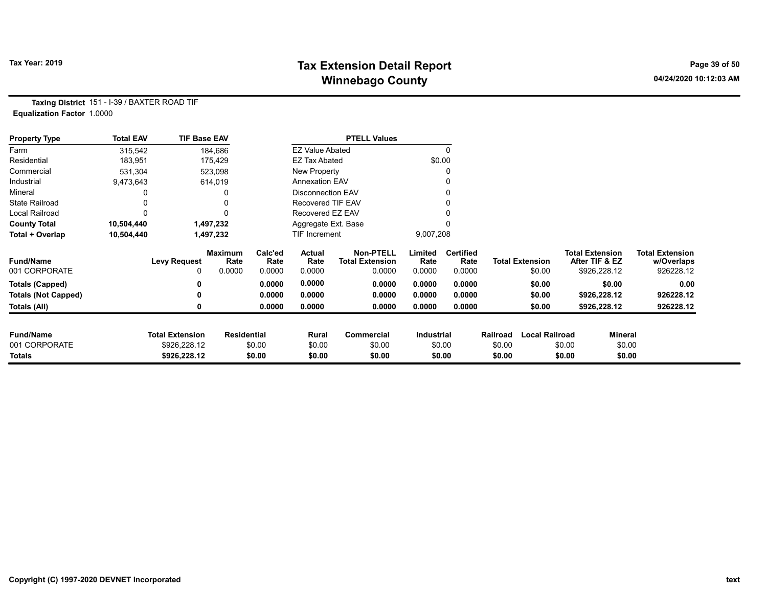Tax Year: 2019

# Tax Extension Detail Report
## Winnebago County

**Taxing District** 151 - I-39 / BAXTER ROAD TIF
**Equalization Factor** 1.0000

| Property Type | Total EAV | TIF Base EAV |
|---|---|---|
| Farm | 315,542 | 184,686 |
| Residential | 183,951 | 175,429 |
| Commercial | 531,304 | 523,098 |
| Industrial | 9,473,643 | 614,019 |
| Mineral | 0 | 0 |
| State Railroad | 0 | 0 |
| Local Railroad | 0 | 0 |
| **County Total** | **10,504,440** | **1,497,232** |
| **Total + Overlap** | **10,504,440** | **1,497,232** |

| PTELL Values | |
|---|---|
| EZ Value Abated | 0 |
| EZ Tax Abated | $0.00 |
| New Property | 0 |
| Annexation EAV | 0 |
| Disconnection EAV | 0 |
| Recovered TIF EAV | 0 |
| Recovered EZ EAV | 0 |
| Aggregate Ext. Base | 0 |
| TIF Increment | 9,007,208 |

| Fund/Name | Levy Request | Maximum Rate | Calc'ed Rate | Actual Rate | Non-PTELL Total Extension | Limited Rate | Certified Rate | Total Extension | Total Extension After TIF & EZ | Total Extension w/Overlaps |
|---|---|---|---|---|---|---|---|---|---|---|
| 001 CORPORATE | 0 | 0.0000 | 0.0000 | 0.0000 | 0.0000 | 0.0000 | 0.0000 | $0.00 | $926,228.12 | 926228.12 |
| **Totals (Capped)** | **0** | | **0.0000** | **0.0000** | **0.0000** | **0.0000** | **0.0000** | **$0.00** | **$0.00** | **0.00** |
| **Totals (Not Capped)** | **0** | | **0.0000** | **0.0000** | **0.0000** | **0.0000** | **0.0000** | **$0.00** | **$926,228.12** | **926228.12** |
| **Totals (All)** | **0** | | **0.0000** | **0.0000** | **0.0000** | **0.0000** | **0.0000** | **$0.00** | **$926,228.12** | **926228.12** |

| Fund/Name | Total Extension | Residential | Rural | Commercial | Industrial | Railroad | Local Railroad | Mineral |
|---|---|---|---|---|---|---|---|---|
| 001 CORPORATE | $926,228.12 | $0.00 | $0.00 | $0.00 | $0.00 | $0.00 | $0.00 | $0.00 |
| **Totals** | **$926,228.12** | **$0.00** | **$0.00** | **$0.00** | **$0.00** | **$0.00** | **$0.00** | **$0.00** |

Copyright (C) 1997-2020 DEVNET Incorporated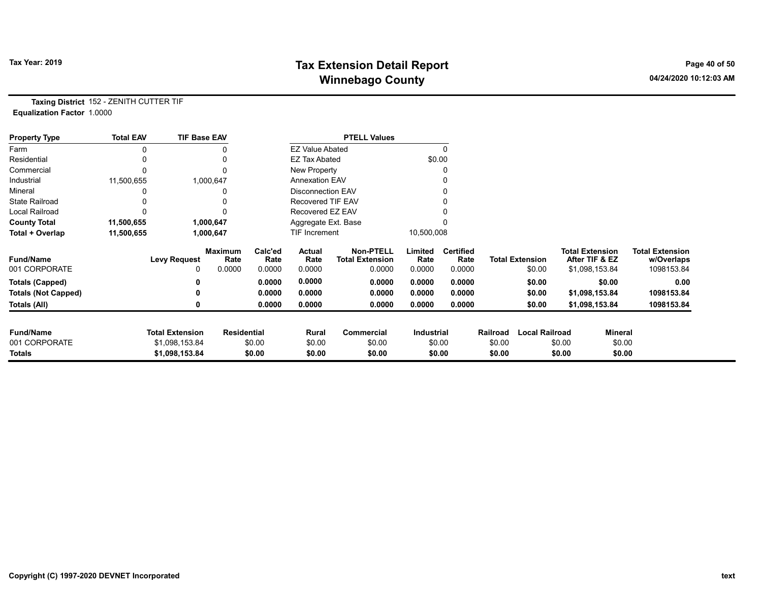# Tax Extension Detail Report
# Winnebago County

Tax Year: 2019

04/24/2020 10:12:03 AM

**Taxing District** 152 - ZENITH CUTTER TIF
**Equalization Factor** 1.0000

| Property Type | Total EAV | TIF Base EAV |
|---|---|---|
| Farm | 0 | 0 |
| Residential | 0 | 0 |
| Commercial | 0 | 0 |
| Industrial | 11,500,655 | 1,000,647 |
| Mineral | 0 | 0 |
| State Railroad | 0 | 0 |
| Local Railroad | 0 | 0 |
| **County Total** | **11,500,655** | **1,000,647** |
| **Total + Overlap** | **11,500,655** | **1,000,647** |

| PTELL Values | |
|---|---|
| EZ Value Abated | 0 |
| EZ Tax Abated | $0.00 |
| New Property | 0 |
| Annexation EAV | 0 |
| Disconnection EAV | 0 |
| Recovered TIF EAV | 0 |
| Recovered EZ EAV | 0 |
| Aggregate Ext. Base | 0 |
| TIF Increment | 10,500,008 |

| Fund/Name | Levy Request | Maximum Rate | Calc'ed Rate | Actual Rate | Non-PTELL Total Extension | Limited Rate | Certified Rate | Total Extension | Total Extension After TIF & EZ | Total Extension w/Overlaps |
|---|---|---|---|---|---|---|---|---|---|---|
| 001 CORPORATE | 0 | 0.0000 | 0.0000 | 0.0000 | 0.0000 | 0.0000 | 0.0000 | $0.00 | $1,098,153.84 | 1098153.84 |
| **Totals (Capped)** | **0** | | **0.0000** | **0.0000** | **0.0000** | **0.0000** | **0.0000** | **$0.00** | **$0.00** | **0.00** |
| **Totals (Not Capped)** | **0** | | **0.0000** | **0.0000** | **0.0000** | **0.0000** | **0.0000** | **$0.00** | **$1,098,153.84** | **1098153.84** |
| **Totals (All)** | **0** | | **0.0000** | **0.0000** | **0.0000** | **0.0000** | **0.0000** | **$0.00** | **$1,098,153.84** | **1098153.84** |

| Fund/Name | Total Extension | Residential | Rural | Commercial | Industrial | Railroad | Local Railroad | Mineral |
|---|---|---|---|---|---|---|---|---|
| 001 CORPORATE | $1,098,153.84 | $0.00 | $0.00 | $0.00 | $0.00 | $0.00 | $0.00 | $0.00 |
| **Totals** | **$1,098,153.84** | **$0.00** | **$0.00** | **$0.00** | **$0.00** | **$0.00** | **$0.00** | **$0.00** |

Copyright (C) 1997-2020 DEVNET Incorporated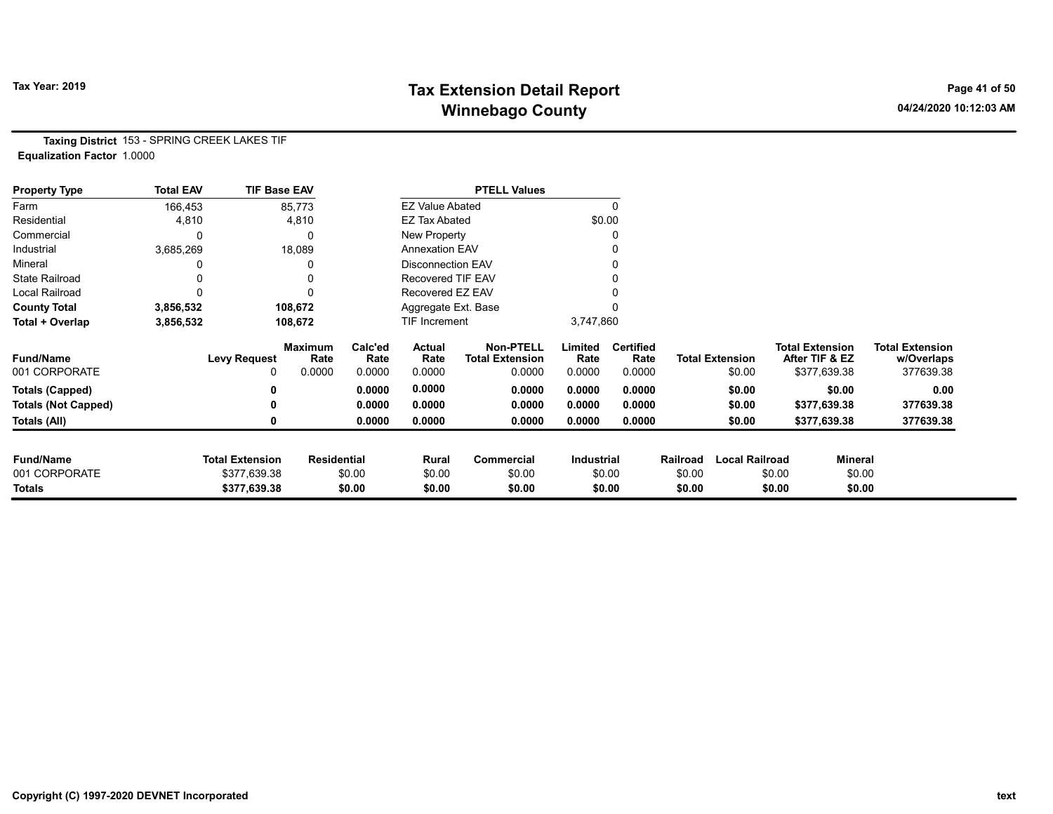# Tax Extension Detail Report
## Winnebago County

Tax Year: 2019

04/24/2020 10:12:03 AM

**Taxing District** 153 - SPRING CREEK LAKES TIF
**Equalization Factor** 1.0000

| Property Type | Total EAV | TIF Base EAV |
|---|---|---|
| Farm | 166,453 | 85,773 |
| Residential | 4,810 | 4,810 |
| Commercial | 0 | 0 |
| Industrial | 3,685,269 | 18,089 |
| Mineral | 0 | 0 |
| State Railroad | 0 | 0 |
| Local Railroad | 0 | 0 |
| **County Total** | **3,856,532** | **108,672** |
| **Total + Overlap** | **3,856,532** | **108,672** |

| PTELL Values | |
|---|---|
| EZ Value Abated | 0 |
| EZ Tax Abated | $0.00 |
| New Property | 0 |
| Annexation EAV | 0 |
| Disconnection EAV | 0 |
| Recovered TIF EAV | 0 |
| Recovered EZ EAV | 0 |
| Aggregate Ext. Base | 0 |
| TIF Increment | 3,747,860 |

| Fund/Name | Levy Request | Maximum Rate | Calc'ed Rate | Actual Rate | Non-PTELL Total Extension | Limited Rate | Certified Rate | Total Extension | Total Extension After TIF & EZ | Total Extension w/Overlaps |
|---|---|---|---|---|---|---|---|---|---|---|
| 001 CORPORATE | 0 | 0.0000 | 0.0000 | 0.0000 | 0.0000 | 0.0000 | 0.0000 | $0.00 | $377,639.38 | 377639.38 |
| **Totals (Capped)** | **0** | | **0.0000** | **0.0000** | **0.0000** | **0.0000** | **0.0000** | **$0.00** | **$0.00** | **0.00** |
| **Totals (Not Capped)** | **0** | | **0.0000** | **0.0000** | **0.0000** | **0.0000** | **0.0000** | **$0.00** | **$377,639.38** | **377639.38** |
| **Totals (All)** | **0** | | **0.0000** | **0.0000** | **0.0000** | **0.0000** | **0.0000** | **$0.00** | **$377,639.38** | **377639.38** |

| Fund/Name | Total Extension | Residential | Rural | Commercial | Industrial | Railroad | Local Railroad | Mineral |
|---|---|---|---|---|---|---|---|---|
| 001 CORPORATE | $377,639.38 | $0.00 | $0.00 | $0.00 | $0.00 | $0.00 | $0.00 | $0.00 |
| **Totals** | **$377,639.38** | **$0.00** | **$0.00** | **$0.00** | **$0.00** | **$0.00** | **$0.00** | **$0.00** |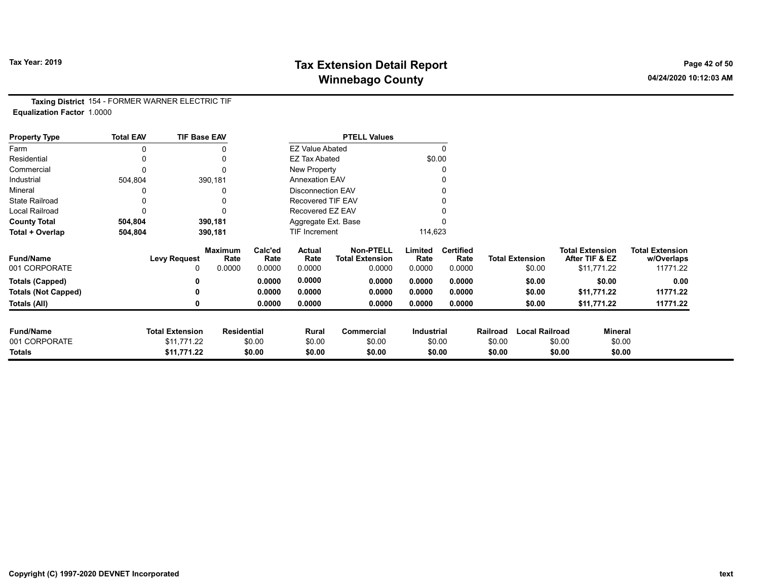# Tax Extension Detail Report
## Winnebago County

**Tax Year: 2019**

04/24/2020 10:12:03 AM

**Taxing District** 154 - FORMER WARNER ELECTRIC TIF
**Equalization Factor** 1.0000

| Property Type | Total EAV | TIF Base EAV |
|---|---|---|
| Farm | 0 | 0 |
| Residential | 0 | 0 |
| Commercial | 0 | 0 |
| Industrial | 504,804 | 390,181 |
| Mineral | 0 | 0 |
| State Railroad | 0 | 0 |
| Local Railroad | 0 | 0 |
| **County Total** | **504,804** | **390,181** |
| **Total + Overlap** | **504,804** | **390,181** |

| PTELL Values | |
|---|---|
| EZ Value Abated | 0 |
| EZ Tax Abated | $0.00 |
| New Property | 0 |
| Annexation EAV | 0 |
| Disconnection EAV | 0 |
| Recovered TIF EAV | 0 |
| Recovered EZ EAV | 0 |
| Aggregate Ext. Base | 0 |
| TIF Increment | 114,623 |

| Fund/Name | Levy Request | Maximum Rate | Calc'ed Rate | Actual Rate | Non-PTELL Total Extension | Limited Rate | Certified Rate | Total Extension | Total Extension After TIF & EZ | Total Extension w/Overlaps |
|---|---|---|---|---|---|---|---|---|---|---|
| 001 CORPORATE | 0 | 0.0000 | 0.0000 | 0.0000 | 0.0000 | 0.0000 | 0.0000 | $0.00 | $11,771.22 | 11771.22 |
| **Totals (Capped)** | **0** | | **0.0000** | **0.0000** | **0.0000** | **0.0000** | **0.0000** | **$0.00** | **$0.00** | **0.00** |
| **Totals (Not Capped)** | **0** | | **0.0000** | **0.0000** | **0.0000** | **0.0000** | **0.0000** | **$0.00** | **$11,771.22** | **11771.22** |
| **Totals (All)** | **0** | | **0.0000** | **0.0000** | **0.0000** | **0.0000** | **0.0000** | **$0.00** | **$11,771.22** | **11771.22** |

| Fund/Name | Total Extension | Residential | Rural | Commercial | Industrial | Railroad | Local Railroad | Mineral |
|---|---|---|---|---|---|---|---|---|
| 001 CORPORATE | $11,771.22 | $0.00 | $0.00 | $0.00 | $0.00 | $0.00 | $0.00 | $0.00 |
| **Totals** | **$11,771.22** | **$0.00** | **$0.00** | **$0.00** | **$0.00** | **$0.00** | **$0.00** | **$0.00** |

Copyright (C) 1997-2020 DEVNET Incorporated

text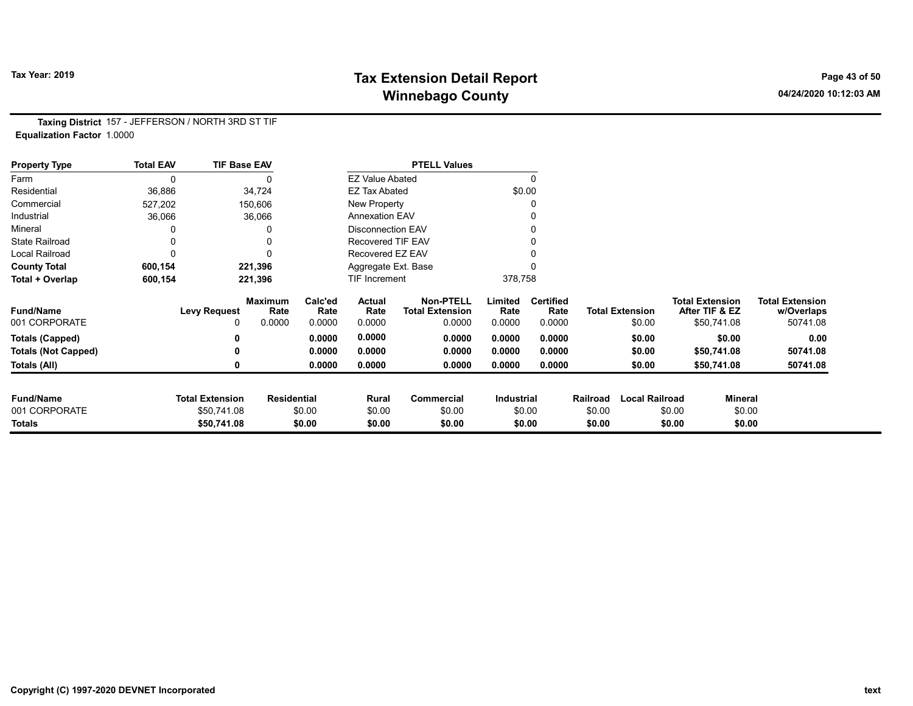# Tax Extension Detail Report
## Winnebago County

Tax Year: 2019

04/24/2020 10:12:03 AM

**Taxing District** 157 - JEFFERSON / NORTH 3RD ST TIF
**Equalization Factor** 1.0000

| Property Type | Total EAV | TIF Base EAV | | PTELL Values | |
|---|---|---|---|---|---|
| Farm | 0 | 0 | | EZ Value Abated | 0 |
| Residential | 36,886 | 34,724 | | EZ Tax Abated | $0.00 |
| Commercial | 527,202 | 150,606 | | New Property | 0 |
| Industrial | 36,066 | 36,066 | | Annexation EAV | 0 |
| Mineral | 0 | 0 | | Disconnection EAV | 0 |
| State Railroad | 0 | 0 | | Recovered TIF EAV | 0 |
| Local Railroad | 0 | 0 | | Recovered EZ EAV | 0 |
| **County Total** | **600,154** | **221,396** | | Aggregate Ext. Base | 0 |
| **Total + Overlap** | **600,154** | **221,396** | | TIF Increment | 378,758 |

| Fund/Name | Levy Request | Maximum Rate | Calc'ed Rate | Actual Rate | Non-PTELL Total Extension | Limited Rate | Certified Rate | Total Extension | Total Extension After TIF & EZ | Total Extension w/Overlaps |
|---|---|---|---|---|---|---|---|---|---|---|
| 001 CORPORATE | 0 | 0.0000 | 0.0000 | 0.0000 | 0.0000 | 0.0000 | 0.0000 | $0.00 | $50,741.08 | 50741.08 |
| **Totals (Capped)** | **0** | | **0.0000** | **0.0000** | **0.0000** | **0.0000** | **0.0000** | **$0.00** | **$0.00** | **0.00** |
| **Totals (Not Capped)** | **0** | | **0.0000** | **0.0000** | **0.0000** | **0.0000** | **0.0000** | **$0.00** | **$50,741.08** | **50741.08** |
| **Totals (All)** | **0** | | **0.0000** | **0.0000** | **0.0000** | **0.0000** | **0.0000** | **$0.00** | **$50,741.08** | **50741.08** |

| Fund/Name | Total Extension | Residential | Rural | Commercial | Industrial | Railroad | Local Railroad | Mineral |
|---|---|---|---|---|---|---|---|---|
| 001 CORPORATE | $50,741.08 | $0.00 | $0.00 | $0.00 | $0.00 | $0.00 | $0.00 | $0.00 |
| **Totals** | **$50,741.08** | **$0.00** | **$0.00** | **$0.00** | **$0.00** | **$0.00** | **$0.00** | **$0.00** |

Copyright (C) 1997-2020 DEVNET Incorporated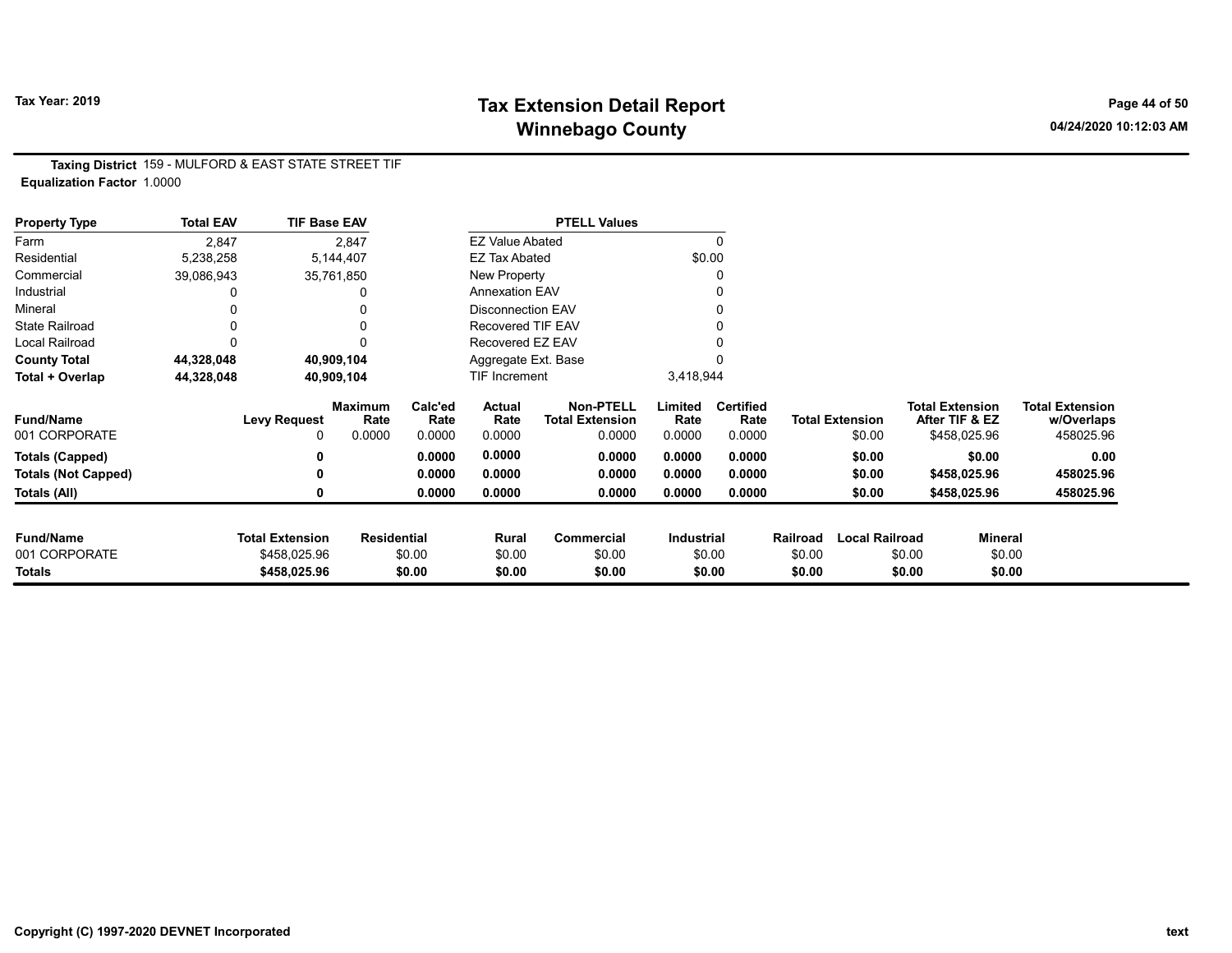Tax Year: 2019

# Tax Extension Detail Report
## Winnebago County

04/24/2020 10:12:03 AM

**Taxing District** 159 - MULFORD & EAST STATE STREET TIF
**Equalization Factor** 1.0000

| Property Type | Total EAV | TIF Base EAV |
|---|---|---|
| Farm | 2,847 | 2,847 |
| Residential | 5,238,258 | 5,144,407 |
| Commercial | 39,086,943 | 35,761,850 |
| Industrial | 0 | 0 |
| Mineral | 0 | 0 |
| State Railroad | 0 | 0 |
| Local Railroad | 0 | 0 |
| **County Total** | **44,328,048** | **40,909,104** |
| **Total + Overlap** | **44,328,048** | **40,909,104** |

| PTELL Values | |
|---|---|
| EZ Value Abated | 0 |
| EZ Tax Abated | $0.00 |
| New Property | 0 |
| Annexation EAV | 0 |
| Disconnection EAV | 0 |
| Recovered TIF EAV | 0 |
| Recovered EZ EAV | 0 |
| Aggregate Ext. Base | 0 |
| TIF Increment | 3,418,944 |

| Fund/Name | Levy Request | Maximum Rate | Calc'ed Rate | Actual Rate | Non-PTELL Total Extension | Limited Rate | Certified Rate | Total Extension | Total Extension After TIF & EZ | Total Extension w/Overlaps |
|---|---|---|---|---|---|---|---|---|---|---|
| 001 CORPORATE | 0 | 0.0000 | 0.0000 | 0.0000 | 0.0000 | 0.0000 | 0.0000 | $0.00 | $458,025.96 | 458025.96 |
| **Totals (Capped)** | **0** | | **0.0000** | **0.0000** | **0.0000** | **0.0000** | **0.0000** | **$0.00** | **$0.00** | **0.00** |
| **Totals (Not Capped)** | **0** | | **0.0000** | **0.0000** | **0.0000** | **0.0000** | **0.0000** | **$0.00** | **$458,025.96** | **458025.96** |
| **Totals (All)** | **0** | | **0.0000** | **0.0000** | **0.0000** | **0.0000** | **0.0000** | **$0.00** | **$458,025.96** | **458025.96** |

| Fund/Name | Total Extension | Residential | Rural | Commercial | Industrial | Railroad | Local Railroad | Mineral |
|---|---|---|---|---|---|---|---|---|
| 001 CORPORATE | $458,025.96 | $0.00 | $0.00 | $0.00 | $0.00 | $0.00 | $0.00 | $0.00 |
| **Totals** | **$458,025.96** | **$0.00** | **$0.00** | **$0.00** | **$0.00** | **$0.00** | **$0.00** | **$0.00** |

Copyright (C) 1997-2020 DEVNET Incorporated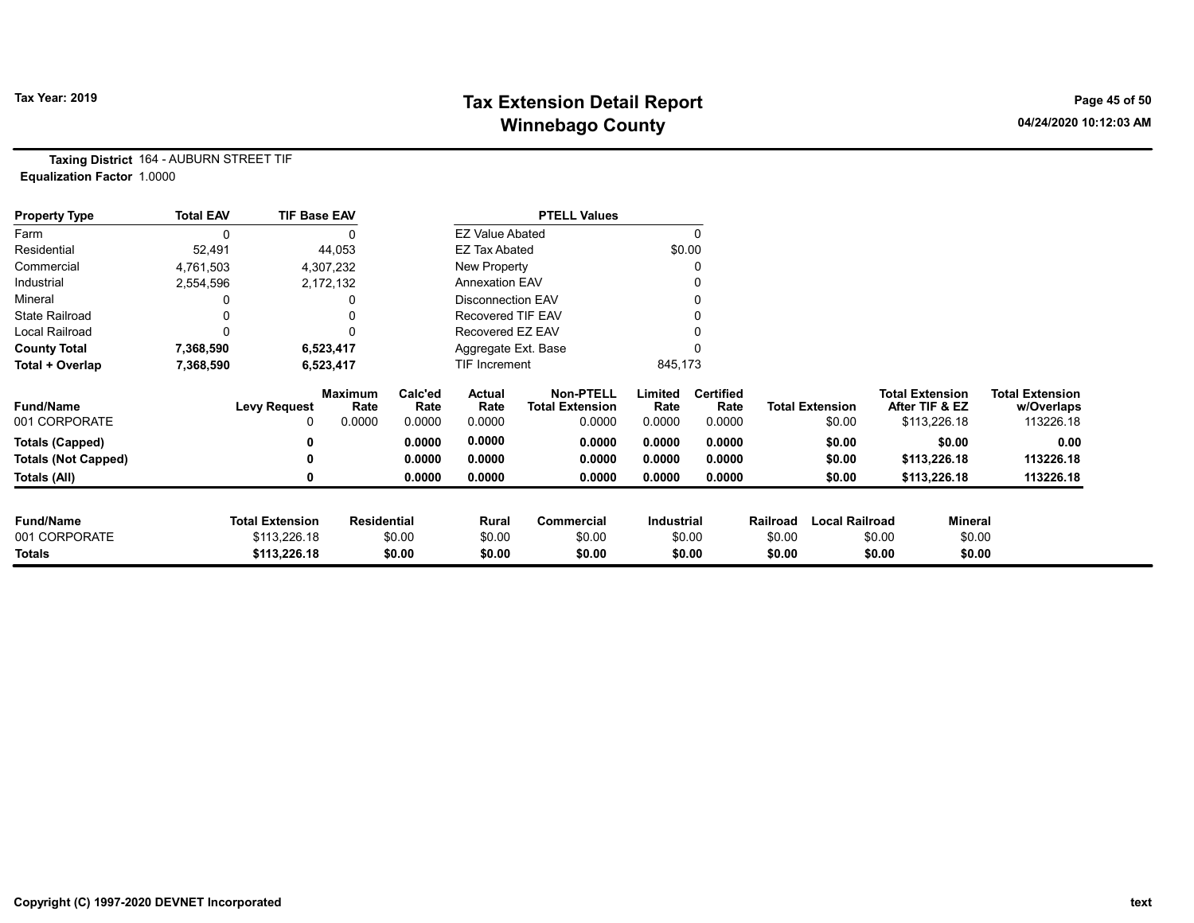# Tax Extension Detail Report
## Winnebago County

Tax Year: 2019

04/24/2020 10:12:03 AM

**Taxing District** 164 - AUBURN STREET TIF
**Equalization Factor** 1.0000

| Property Type | Total EAV | TIF Base EAV |
|---|---|---|
| Farm | 0 | 0 |
| Residential | 52,491 | 44,053 |
| Commercial | 4,761,503 | 4,307,232 |
| Industrial | 2,554,596 | 2,172,132 |
| Mineral | 0 | 0 |
| State Railroad | 0 | 0 |
| Local Railroad | 0 | 0 |
| **County Total** | **7,368,590** | **6,523,417** |
| **Total + Overlap** | **7,368,590** | **6,523,417** |

| PTELL Values | |
|---|---|
| EZ Value Abated | 0 |
| EZ Tax Abated | $0.00 |
| New Property | 0 |
| Annexation EAV | 0 |
| Disconnection EAV | 0 |
| Recovered TIF EAV | 0 |
| Recovered EZ EAV | 0 |
| Aggregate Ext. Base | 0 |
| TIF Increment | 845,173 |

| Fund/Name | Levy Request | Maximum Rate | Calc'ed Rate | Actual Rate | Non-PTELL Total Extension | Limited Rate | Certified Rate | Total Extension | Total Extension After TIF & EZ | Total Extension w/Overlaps |
|---|---|---|---|---|---|---|---|---|---|---|
| 001 CORPORATE | 0 | 0.0000 | 0.0000 | 0.0000 | 0.0000 | 0.0000 | 0.0000 | $0.00 | $113,226.18 | 113226.18 |
| **Totals (Capped)** | **0** | | **0.0000** | **0.0000** | **0.0000** | **0.0000** | **0.0000** | **$0.00** | **$0.00** | **0.00** |
| **Totals (Not Capped)** | **0** | | **0.0000** | **0.0000** | **0.0000** | **0.0000** | **0.0000** | **$0.00** | **$113,226.18** | **113226.18** |
| **Totals (All)** | **0** | | **0.0000** | **0.0000** | **0.0000** | **0.0000** | **0.0000** | **$0.00** | **$113,226.18** | **113226.18** |

| Fund/Name | Total Extension | Residential | Rural | Commercial | Industrial | Railroad | Local Railroad | Mineral |
|---|---|---|---|---|---|---|---|---|
| 001 CORPORATE | $113,226.18 | $0.00 | $0.00 | $0.00 | $0.00 | $0.00 | $0.00 | $0.00 |
| **Totals** | **$113,226.18** | **$0.00** | **$0.00** | **$0.00** | **$0.00** | **$0.00** | **$0.00** | **$0.00** |

Copyright (C) 1997-2020 DEVNET Incorporated

text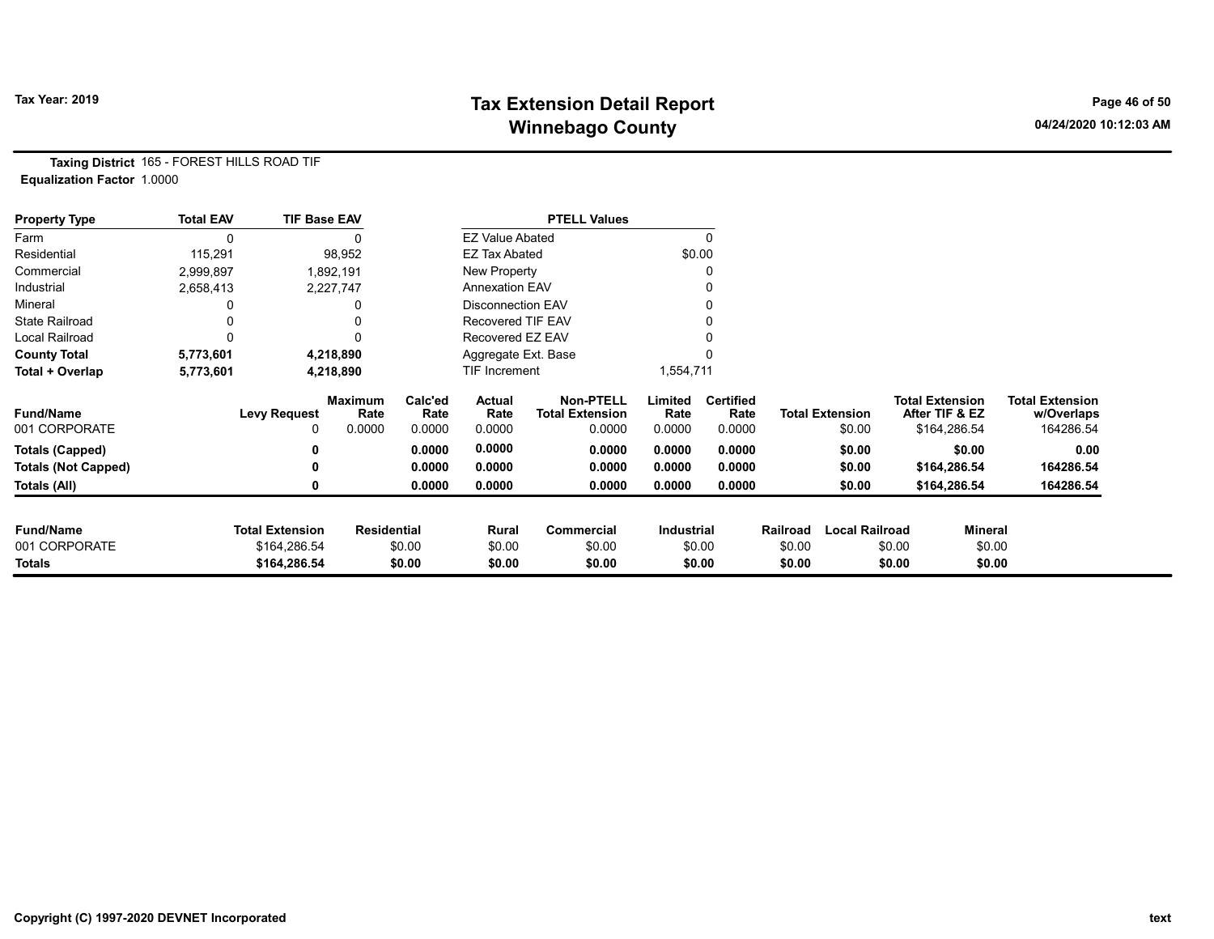# Tax Extension Detail Report
# Winnebago County

Tax Year: 2019

**Taxing District** 165 - FOREST HILLS ROAD TIF
**Equalization Factor** 1.0000

| Property Type | Total EAV | TIF Base EAV |
|---|---|---|
| Farm | 0 | 0 |
| Residential | 115,291 | 98,952 |
| Commercial | 2,999,897 | 1,892,191 |
| Industrial | 2,658,413 | 2,227,747 |
| Mineral | 0 | 0 |
| State Railroad | 0 | 0 |
| Local Railroad | 0 | 0 |
| **County Total** | **5,773,601** | **4,218,890** |
| **Total + Overlap** | **5,773,601** | **4,218,890** |

| PTELL Values | |
|---|---|
| EZ Value Abated | 0 |
| EZ Tax Abated | $0.00 |
| New Property | 0 |
| Annexation EAV | 0 |
| Disconnection EAV | 0 |
| Recovered TIF EAV | 0 |
| Recovered EZ EAV | 0 |
| Aggregate Ext. Base | 0 |
| TIF Increment | 1,554,711 |

| Fund/Name | Levy Request | Maximum Rate | Calc'ed Rate | Actual Rate | Non-PTELL Total Extension | Limited Rate | Certified Rate | Total Extension | Total Extension After TIF & EZ | Total Extension w/Overlaps |
|---|---|---|---|---|---|---|---|---|---|---|
| 001 CORPORATE | 0 | 0.0000 | 0.0000 | 0.0000 | 0.0000 | 0.0000 | 0.0000 | $0.00 | $164,286.54 | 164286.54 |
| **Totals (Capped)** | **0** | | **0.0000** | **0.0000** | **0.0000** | **0.0000** | **0.0000** | **$0.00** | **$0.00** | **0.00** |
| **Totals (Not Capped)** | **0** | | **0.0000** | **0.0000** | **0.0000** | **0.0000** | **0.0000** | **$0.00** | **$164,286.54** | **164286.54** |
| **Totals (All)** | **0** | | **0.0000** | **0.0000** | **0.0000** | **0.0000** | **0.0000** | **$0.00** | **$164,286.54** | **164286.54** |

| Fund/Name | Total Extension | Residential | Rural | Commercial | Industrial | Railroad | Local Railroad | Mineral |
|---|---|---|---|---|---|---|---|---|
| 001 CORPORATE | $164,286.54 | $0.00 | $0.00 | $0.00 | $0.00 | $0.00 | $0.00 | $0.00 |
| **Totals** | **$164,286.54** | **$0.00** | **$0.00** | **$0.00** | **$0.00** | **$0.00** | **$0.00** | **$0.00** |

Copyright (C) 1997-2020 DEVNET Incorporated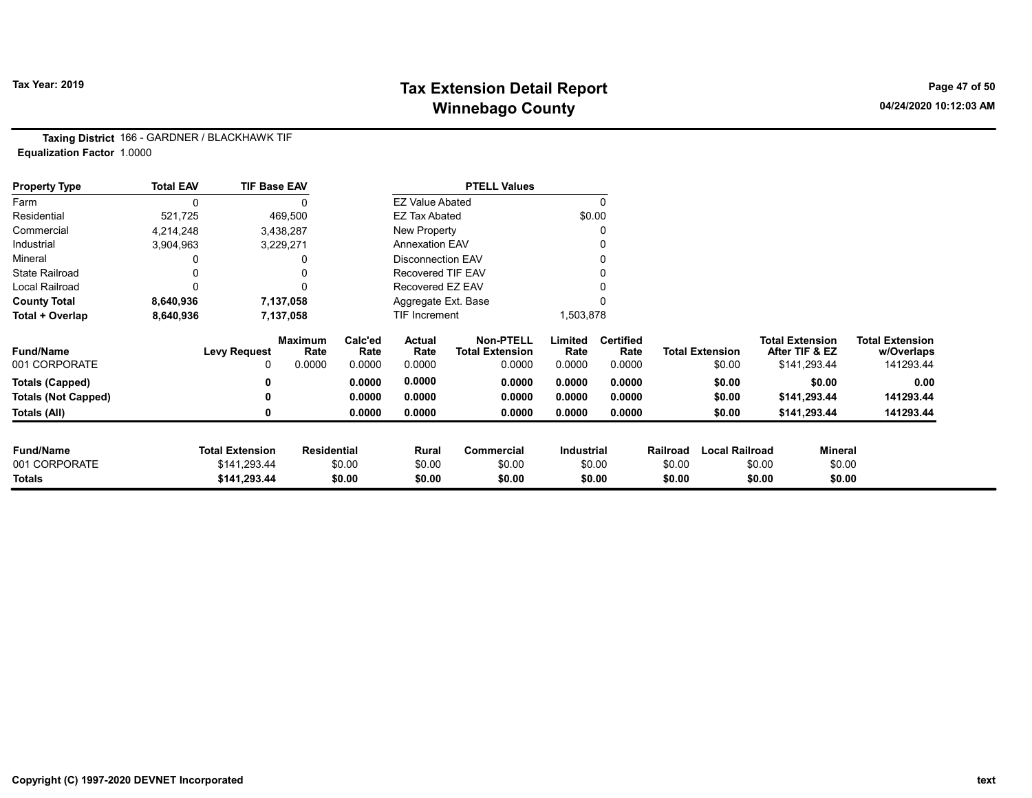# Tax Extension Detail Report
## Winnebago County

Tax Year: 2019

04/24/2020 10:12:03 AM

**Taxing District** 166 - GARDNER / BLACKHAWK TIF
**Equalization Factor** 1.0000

| Property Type | Total EAV | TIF Base EAV |
|---|---|---|
| Farm | 0 | 0 |
| Residential | 521,725 | 469,500 |
| Commercial | 4,214,248 | 3,438,287 |
| Industrial | 3,904,963 | 3,229,271 |
| Mineral | 0 | 0 |
| State Railroad | 0 | 0 |
| Local Railroad | 0 | 0 |
| **County Total** | **8,640,936** | **7,137,058** |
| **Total + Overlap** | **8,640,936** | **7,137,058** |

| PTELL Values | |
|---|---|
| EZ Value Abated | 0 |
| EZ Tax Abated | $0.00 |
| New Property | 0 |
| Annexation EAV | 0 |
| Disconnection EAV | 0 |
| Recovered TIF EAV | 0 |
| Recovered EZ EAV | 0 |
| Aggregate Ext. Base | 0 |
| TIF Increment | 1,503,878 |

| Fund/Name | Levy Request | Maximum Rate | Calc'ed Rate | Actual Rate | Non-PTELL Total Extension | Limited Rate | Certified Rate | Total Extension | Total Extension After TIF & EZ | Total Extension w/Overlaps |
|---|---|---|---|---|---|---|---|---|---|---|
| 001 CORPORATE | 0 | 0.0000 | 0.0000 | 0.0000 | 0.0000 | 0.0000 | 0.0000 | $0.00 | $141,293.44 | 141293.44 |
| **Totals (Capped)** | **0** | | **0.0000** | **0.0000** | **0.0000** | **0.0000** | **0.0000** | **$0.00** | **$0.00** | **0.00** |
| **Totals (Not Capped)** | **0** | | **0.0000** | **0.0000** | **0.0000** | **0.0000** | **0.0000** | **$0.00** | **$141,293.44** | **141293.44** |
| **Totals (All)** | **0** | | **0.0000** | **0.0000** | **0.0000** | **0.0000** | **0.0000** | **$0.00** | **$141,293.44** | **141293.44** |

| Fund/Name | Total Extension | Residential | Rural | Commercial | Industrial | Railroad | Local Railroad | Mineral |
|---|---|---|---|---|---|---|---|---|
| 001 CORPORATE | $141,293.44 | $0.00 | $0.00 | $0.00 | $0.00 | $0.00 | $0.00 | $0.00 |
| **Totals** | **$141,293.44** | **$0.00** | **$0.00** | **$0.00** | **$0.00** | **$0.00** | **$0.00** | **$0.00** |

Copyright (C) 1997-2020 DEVNET Incorporated

text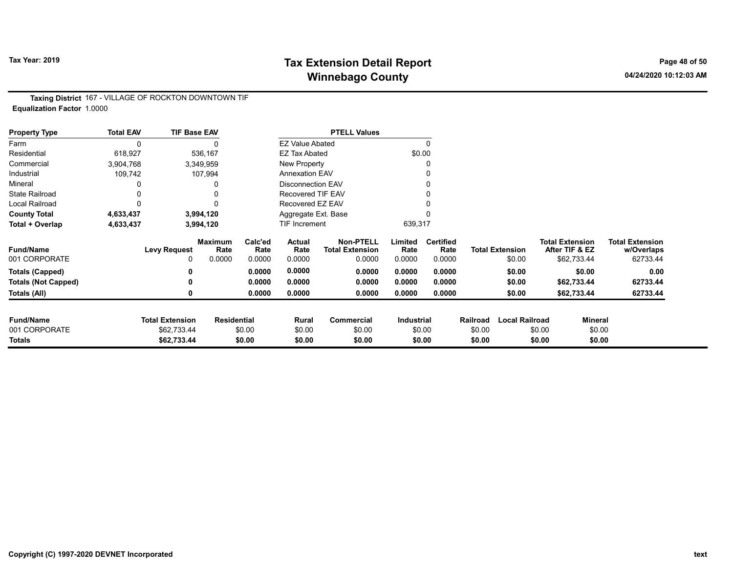# Tax Extension Detail Report

# Winnebago County

Tax Year: 2019

04/24/2020 10:12:03 AM

**Taxing District** 167 - VILLAGE OF ROCKTON DOWNTOWN TIF

**Equalization Factor** 1.0000

| Property Type | Total EAV | TIF Base EAV |
|---|---|---|
| Farm | 0 | 0 |
| Residential | 618,927 | 536,167 |
| Commercial | 3,904,768 | 3,349,959 |
| Industrial | 109,742 | 107,994 |
| Mineral | 0 | 0 |
| State Railroad | 0 | 0 |
| Local Railroad | 0 | 0 |
| **County Total** | **4,633,437** | **3,994,120** |
| **Total + Overlap** | **4,633,437** | **3,994,120** |

| PTELL Values | |
|---|---|
| EZ Value Abated | 0 |
| EZ Tax Abated | $0.00 |
| New Property | 0 |
| Annexation EAV | 0 |
| Disconnection EAV | 0 |
| Recovered TIF EAV | 0 |
| Recovered EZ EAV | 0 |
| Aggregate Ext. Base | 0 |
| TIF Increment | 639,317 |

| Fund/Name | Levy Request | Maximum Rate | Calc'ed Rate | Actual Rate | Non-PTELL Total Extension | Limited Rate | Certified Rate | Total Extension | Total Extension After TIF & EZ | Total Extension w/Overlaps |
|---|---|---|---|---|---|---|---|---|---|---|
| 001 CORPORATE | 0 | 0.0000 | 0.0000 | 0.0000 | 0.0000 | 0.0000 | 0.0000 | $0.00 | $62,733.44 | 62733.44 |
| **Totals (Capped)** | **0** | | **0.0000** | **0.0000** | **0.0000** | **0.0000** | **0.0000** | **$0.00** | **$0.00** | **0.00** |
| **Totals (Not Capped)** | **0** | | **0.0000** | **0.0000** | **0.0000** | **0.0000** | **0.0000** | **$0.00** | **$62,733.44** | **62733.44** |
| **Totals (All)** | **0** | | **0.0000** | **0.0000** | **0.0000** | **0.0000** | **0.0000** | **$0.00** | **$62,733.44** | **62733.44** |

| Fund/Name | Total Extension | Residential | Rural | Commercial | Industrial | Railroad | Local Railroad | Mineral |
|---|---|---|---|---|---|---|---|---|
| 001 CORPORATE | $62,733.44 | $0.00 | $0.00 | $0.00 | $0.00 | $0.00 | $0.00 | $0.00 |
| **Totals** | **$62,733.44** | **$0.00** | **$0.00** | **$0.00** | **$0.00** | **$0.00** | **$0.00** | **$0.00** |

Copyright (C) 1997-2020 DEVNET Incorporated

text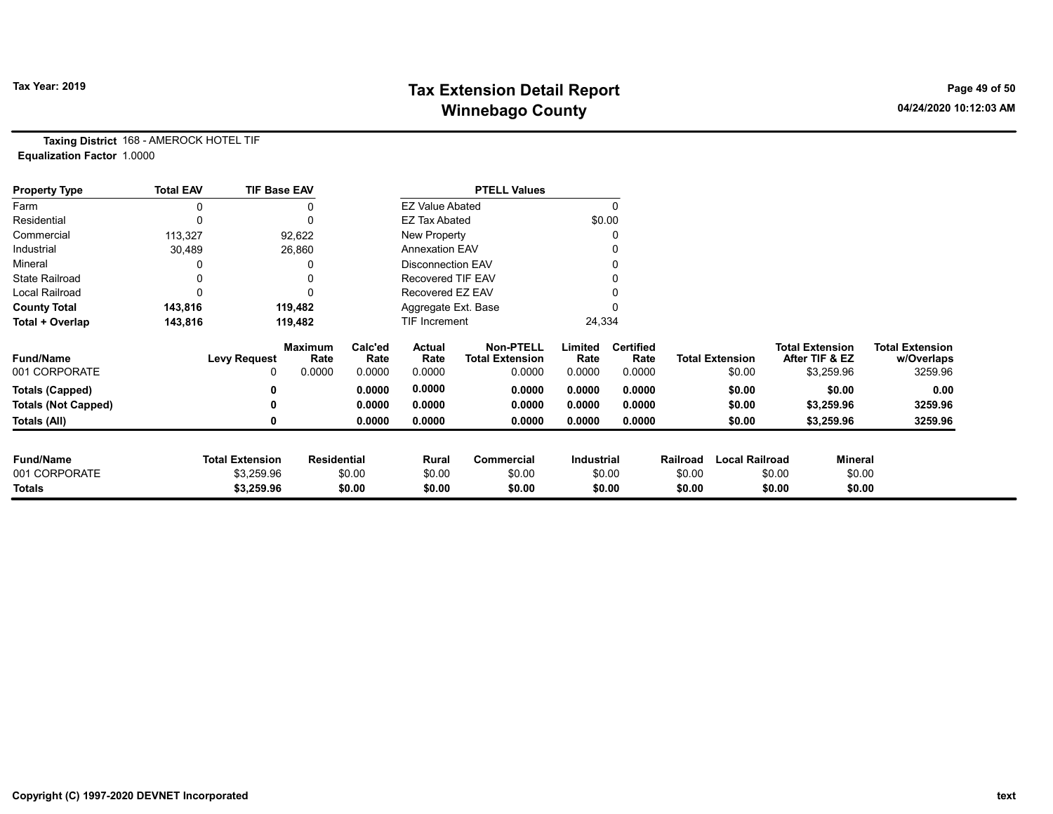# Tax Extension Detail Report
## Winnebago County

Tax Year: 2019

04/24/2020 10:12:03 AM

**Taxing District** 168 - AMEROCK HOTEL TIF
**Equalization Factor** 1.0000

| Property Type | Total EAV | TIF Base EAV |
|---|---|---|
| Farm | 0 | 0 |
| Residential | 0 | 0 |
| Commercial | 113,327 | 92,622 |
| Industrial | 30,489 | 26,860 |
| Mineral | 0 | 0 |
| State Railroad | 0 | 0 |
| Local Railroad | 0 | 0 |
| **County Total** | **143,816** | **119,482** |
| **Total + Overlap** | **143,816** | **119,482** |

| PTELL Values | |
|---|---|
| EZ Value Abated | 0 |
| EZ Tax Abated | $0.00 |
| New Property | 0 |
| Annexation EAV | 0 |
| Disconnection EAV | 0 |
| Recovered TIF EAV | 0 |
| Recovered EZ EAV | 0 |
| Aggregate Ext. Base | 0 |
| TIF Increment | 24,334 |

| Fund/Name | Levy Request | Maximum Rate | Calc'ed Rate | Actual Rate | Non-PTELL Total Extension | Limited Rate | Certified Rate | Total Extension | Total Extension After TIF & EZ | Total Extension w/Overlaps |
|---|---|---|---|---|---|---|---|---|---|---|
| 001 CORPORATE | 0 | 0.0000 | 0.0000 | 0.0000 | 0.0000 | 0.0000 | 0.0000 | $0.00 | $3,259.96 | 3259.96 |
| **Totals (Capped)** | **0** | | **0.0000** | **0.0000** | **0.0000** | **0.0000** | **0.0000** | **$0.00** | **$0.00** | **0.00** |
| **Totals (Not Capped)** | **0** | | **0.0000** | **0.0000** | **0.0000** | **0.0000** | **0.0000** | **$0.00** | **$3,259.96** | **3259.96** |
| **Totals (All)** | **0** | | **0.0000** | **0.0000** | **0.0000** | **0.0000** | **0.0000** | **$0.00** | **$3,259.96** | **3259.96** |

| Fund/Name | Total Extension | Residential | Rural | Commercial | Industrial | Railroad | Local Railroad | Mineral |
|---|---|---|---|---|---|---|---|---|
| 001 CORPORATE | $3,259.96 | $0.00 | $0.00 | $0.00 | $0.00 | $0.00 | $0.00 | $0.00 |
| **Totals** | **$3,259.96** | **$0.00** | **$0.00** | **$0.00** | **$0.00** | **$0.00** | **$0.00** | **$0.00** |

Copyright (C) 1997-2020 DEVNET Incorporated

text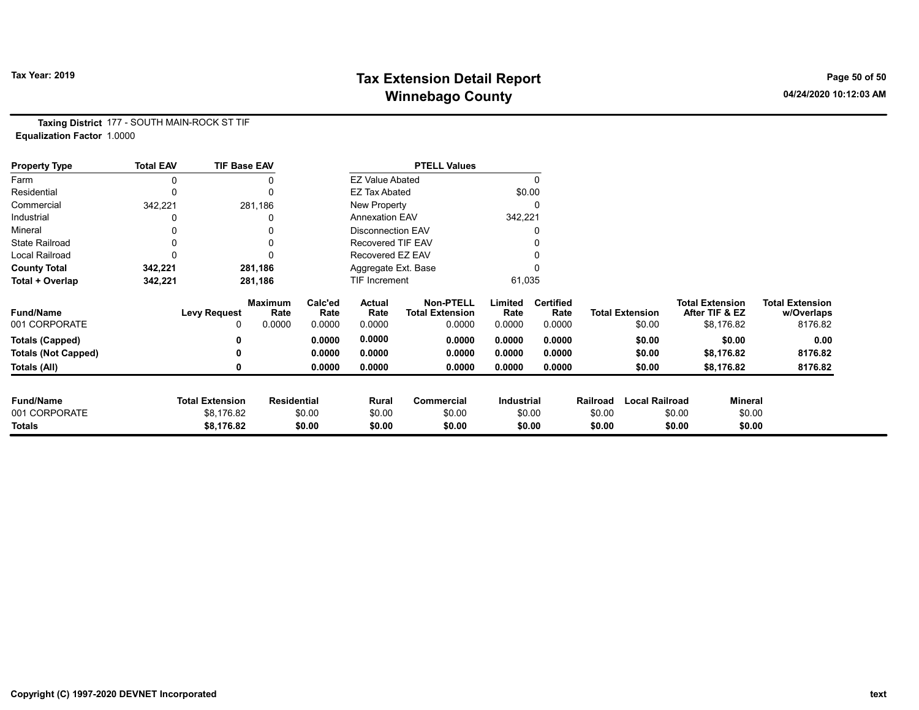**Taxing District** 177 - SOUTH MAIN-ROCK ST TIF
**Equalization Factor** 1.0000

| Property Type | Total EAV | TIF Base EAV |
|---|---|---|
| Farm | 0 | 0 |
| Residential | 0 | 0 |
| Commercial | 342,221 | 281,186 |
| Industrial | 0 | 0 |
| Mineral | 0 | 0 |
| State Railroad | 0 | 0 |
| Local Railroad | 0 | 0 |
| **County Total** | **342,221** | **281,186** |
| **Total + Overlap** | **342,221** | **281,186** |

| PTELL Values | |
|---|---|
| EZ Value Abated | 0 |
| EZ Tax Abated | $0.00 |
| New Property | 0 |
| Annexation EAV | 342,221 |
| Disconnection EAV | 0 |
| Recovered TIF EAV | 0 |
| Recovered EZ EAV | 0 |
| Aggregate Ext. Base | 0 |
| TIF Increment | 61,035 |

| Fund/Name | Levy Request | Maximum Rate | Calc'ed Rate | Actual Rate | Non-PTELL Total Extension | Limited Rate | Certified Rate | Total Extension | Total Extension After TIF & EZ | Total Extension w/Overlaps |
|---|---|---|---|---|---|---|---|---|---|---|
| 001 CORPORATE | 0 | 0.0000 | 0.0000 | 0.0000 | 0.0000 | 0.0000 | 0.0000 | $0.00 | $8,176.82 | 8176.82 |
| **Totals (Capped)** | **0** | | **0.0000** | **0.0000** | **0.0000** | **0.0000** | **0.0000** | **$0.00** | **$0.00** | **0.00** |
| **Totals (Not Capped)** | **0** | | **0.0000** | **0.0000** | **0.0000** | **0.0000** | **0.0000** | **$0.00** | **$8,176.82** | **8176.82** |
| **Totals (All)** | **0** | | **0.0000** | **0.0000** | **0.0000** | **0.0000** | **0.0000** | **$0.00** | **$8,176.82** | **8176.82** |

| Fund/Name | Total Extension | Residential | Rural | Commercial | Industrial | Railroad | Local Railroad | Mineral |
|---|---|---|---|---|---|---|---|---|
| 001 CORPORATE | $8,176.82 | $0.00 | $0.00 | $0.00 | $0.00 | $0.00 | $0.00 | $0.00 |
| **Totals** | **$8,176.82** | **$0.00** | **$0.00** | **$0.00** | **$0.00** | **$0.00** | **$0.00** | **$0.00** |